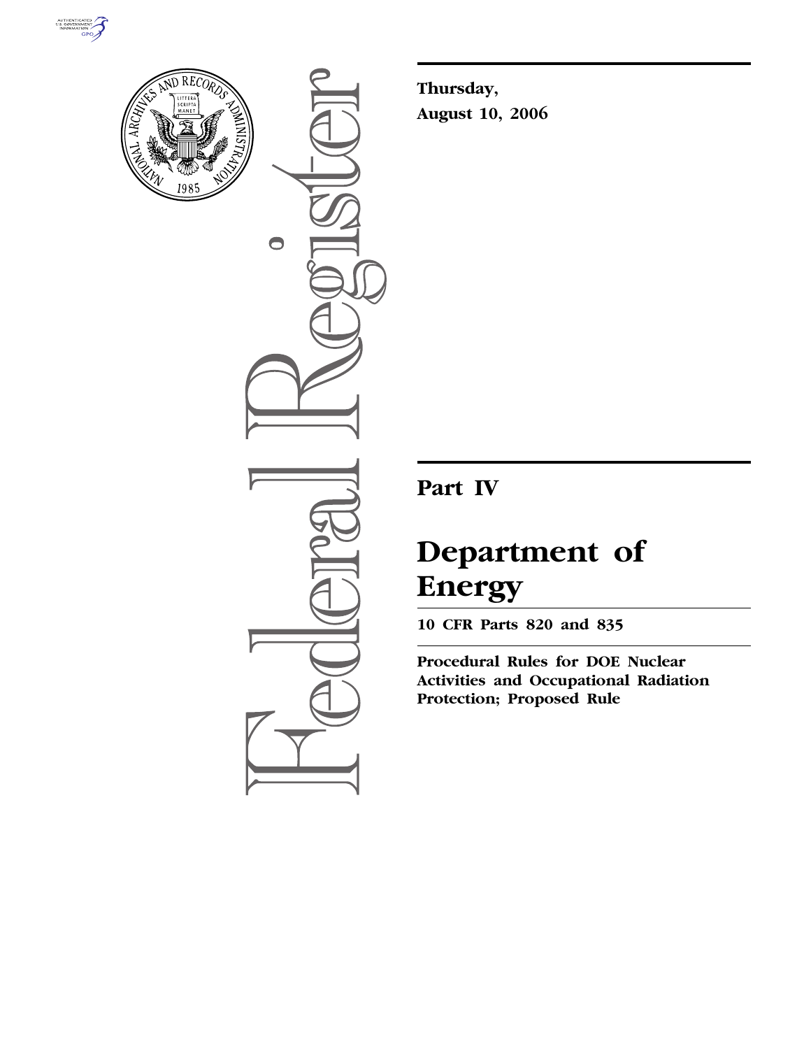Thursday,

August 10, 2006

# Part IV

# Department of Energy

**10 CFR Parts 820 and 835**

**Procedural Rules for DOE Nuclear Activities and Occupational Radiation Protection; Proposed Rule**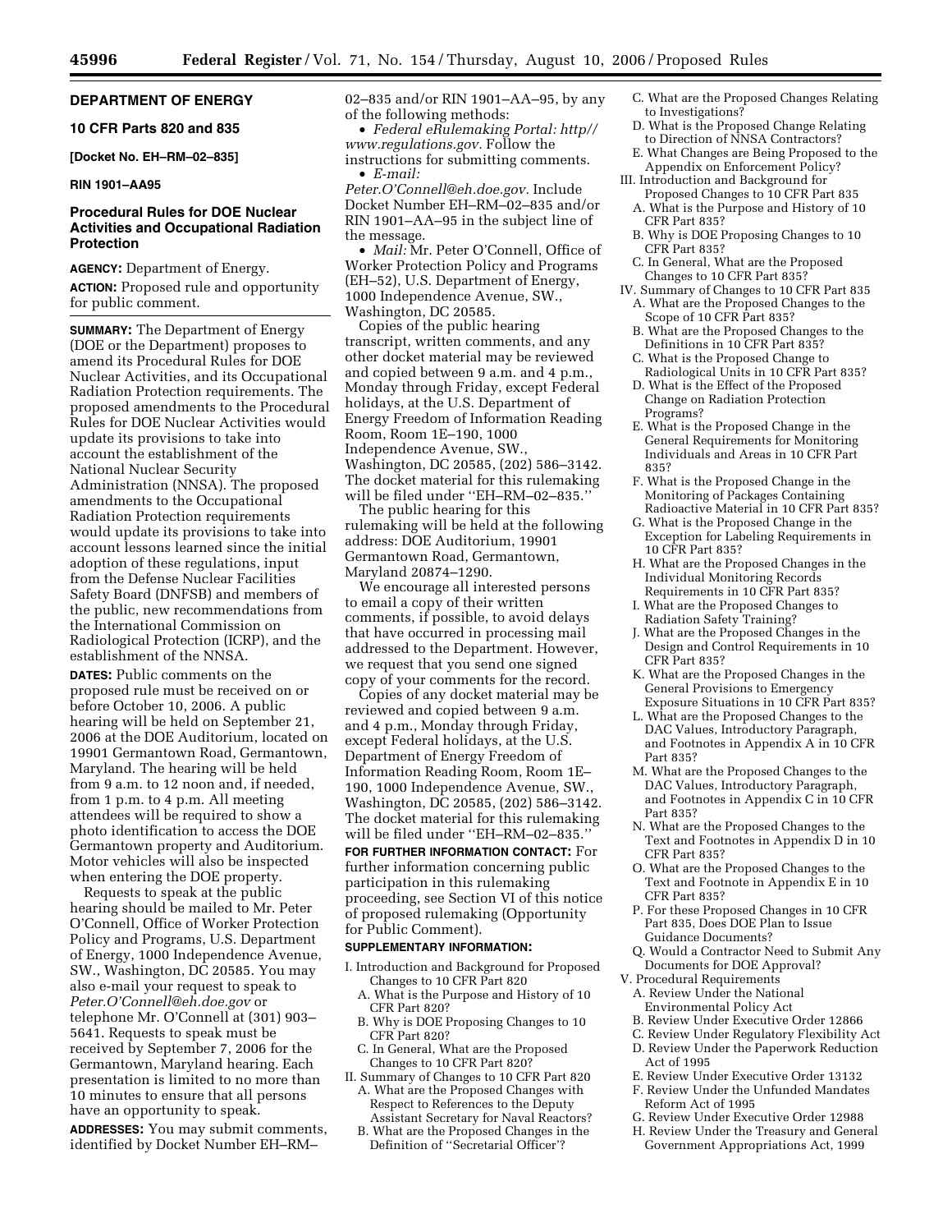## DEPARTMENT OF ENERGY

### 10 CFR Parts 820 and 835

**[Docket No. EH–RM–02–835]**

**RIN 1901–AA95**

## Procedural Rules for DOE Nuclear Activities and Occupational Radiation Protection

**AGENCY:** Department of Energy.

**ACTION:** Proposed rule and opportunity for public comment.

**SUMMARY:** The Department of Energy (DOE or the Department) proposes to amend its Procedural Rules for DOE Nuclear Activities, and its Occupational Radiation Protection requirements. The proposed amendments to the Procedural Rules for DOE Nuclear Activities would update its provisions to take into account the establishment of the National Nuclear Security Administration (NNSA). The proposed amendments to the Occupational Radiation Protection requirements would update its provisions to take into account lessons learned since the initial adoption of these regulations, input from the Defense Nuclear Facilities Safety Board (DNFSB) and members of the public, new recommendations from the International Commission on Radiological Protection (ICRP), and the establishment of the NNSA.

**DATES:** Public comments on the proposed rule must be received on or before October 10, 2006. A public hearing will be held on September 21, 2006 at the DOE Auditorium, located on 19901 Germantown Road, Germantown, Maryland. The hearing will be held from 9 a.m. to 12 noon and, if needed, from 1 p.m. to 4 p.m. All meeting attendees will be required to show a photo identification to access the DOE Germantown property and Auditorium. Motor vehicles will also be inspected when entering the DOE property.

Requests to speak at the public hearing should be mailed to Mr. Peter O'Connell, Office of Worker Protection Policy and Programs, U.S. Department of Energy, 1000 Independence Avenue, SW., Washington, DC 20585. You may also e-mail your request to speak to *Peter.O'Connell@eh.doe.gov* or telephone Mr. O'Connell at (301) 903–5641. Requests to speak must be received by September 7, 2006 for the Germantown, Maryland hearing. Each presentation is limited to no more than 10 minutes to ensure that all persons have an opportunity to speak.

**ADDRESSES:** You may submit comments, identified by Docket Number EH–RM–02–835 and/or RIN 1901–AA–95, by any of the following methods:

- *Federal eRulemaking Portal: http://www.regulations.gov.* Follow the instructions for submitting comments.
- *E-mail: Peter.O'Connell@eh.doe.gov.* Include Docket Number EH–RM–02–835 and/or RIN 1901–AA–95 in the subject line of the message.
- *Mail:* Mr. Peter O'Connell, Office of Worker Protection Policy and Programs (EH–52), U.S. Department of Energy, 1000 Independence Avenue, SW., Washington, DC 20585.

Copies of the public hearing transcript, written comments, and any other docket material may be reviewed and copied between 9 a.m. and 4 p.m., Monday through Friday, except Federal holidays, at the U.S. Department of Energy Freedom of Information Reading Room, Room 1E–190, 1000 Independence Avenue, SW., Washington, DC 20585, (202) 586–3142. The docket material for this rulemaking will be filed under ''EH–RM–02–835.''

The public hearing for this rulemaking will be held at the following address: DOE Auditorium, 19901 Germantown Road, Germantown, Maryland 20874–1290.

We encourage all interested persons to email a copy of their written comments, if possible, to avoid delays that have occurred in processing mail addressed to the Department. However, we request that you send one signed copy of your comments for the record.

Copies of any docket material may be reviewed and copied between 9 a.m. and 4 p.m., Monday through Friday, except Federal holidays, at the U.S. Department of Energy Freedom of Information Reading Room, Room 1E–190, 1000 Independence Avenue, SW., Washington, DC 20585, (202) 586–3142. The docket material for this rulemaking will be filed under ''EH–RM–02–835.''

**FOR FURTHER INFORMATION CONTACT:** For further information concerning public participation in this rulemaking proceeding, see Section VI of this notice of proposed rulemaking (Opportunity for Public Comment).

**SUPPLEMENTARY INFORMATION:**

I. Introduction and Background for Proposed Changes to 10 CFR Part 820
  A. What is the Purpose and History of 10 CFR Part 820?
  B. Why is DOE Proposing Changes to 10 CFR Part 820?
  C. In General, What are the Proposed Changes to 10 CFR Part 820?
II. Summary of Changes to 10 CFR Part 820
  A. What are the Proposed Changes with Respect to References to the Deputy Assistant Secretary for Naval Reactors?
  B. What are the Proposed Changes in the Definition of ''Secretarial Officer''?
  C. What are the Proposed Changes Relating to Investigations?
  D. What is the Proposed Change Relating to Direction of NNSA Contractors?
  E. What Changes are Being Proposed to the Appendix on Enforcement Policy?
III. Introduction and Background for Proposed Changes to 10 CFR Part 835
  A. What is the Purpose and History of 10 CFR Part 835?
  B. Why is DOE Proposing Changes to 10 CFR Part 835?
  C. In General, What are the Proposed Changes to 10 CFR Part 835?
IV. Summary of Changes to 10 CFR Part 835
  A. What are the Proposed Changes to the Scope of 10 CFR Part 835?
  B. What are the Proposed Changes to the Definitions in 10 CFR Part 835?
  C. What is the Proposed Change to Radiological Units in 10 CFR Part 835?
  D. What is the Effect of the Proposed Change on Radiation Protection Programs?
  E. What is the Proposed Change in the General Requirements for Monitoring Individuals and Areas in 10 CFR Part 835?
  F. What is the Proposed Change in the Monitoring of Packages Containing Radioactive Material in 10 CFR Part 835?
  G. What is the Proposed Change in the Exception for Labeling Requirements in 10 CFR Part 835?
  H. What are the Proposed Changes in the Individual Monitoring Records Requirements in 10 CFR Part 835?
  I. What are the Proposed Changes to Radiation Safety Training?
  J. What are the Proposed Changes in the Design and Control Requirements in 10 CFR Part 835?
  K. What are the Proposed Changes in the General Provisions to Emergency Exposure Situations in 10 CFR Part 835?
  L. What are the Proposed Changes to the DAC Values, Introductory Paragraph, and Footnotes in Appendix A in 10 CFR Part 835?
  M. What are the Proposed Changes to the DAC Values, Introductory Paragraph, and Footnotes in Appendix C in 10 CFR Part 835?
  N. What are the Proposed Changes to the Text and Footnotes in Appendix D in 10 CFR Part 835?
  O. What are the Proposed Changes to the Text and Footnote in Appendix E in 10 CFR Part 835?
  P. For these Proposed Changes in 10 CFR Part 835, Does DOE Plan to Issue Guidance Documents?
  Q. Would a Contractor Need to Submit Any Documents for DOE Approval?
V. Procedural Requirements
  A. Review Under the National Environmental Policy Act
  B. Review Under Executive Order 12866
  C. Review Under Regulatory Flexibility Act
  D. Review Under the Paperwork Reduction Act of 1995
  E. Review Under Executive Order 13132
  F. Review Under the Unfunded Mandates Reform Act of 1995
  G. Review Under Executive Order 12988
  H. Review Under the Treasury and General Government Appropriations Act, 1999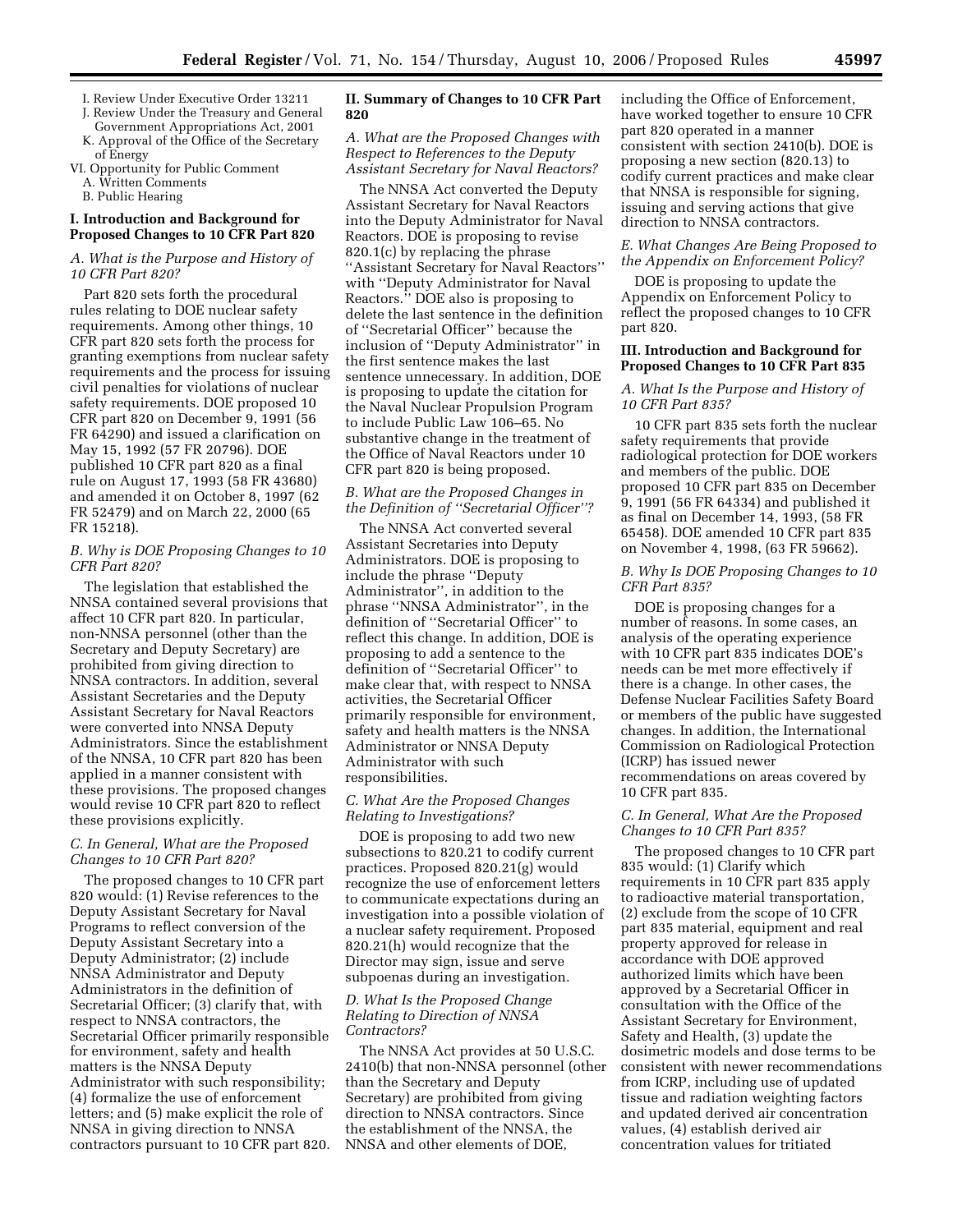I. Review Under Executive Order 13211
J. Review Under the Treasury and General Government Appropriations Act, 2001
K. Approval of the Office of the Secretary of Energy
VI. Opportunity for Public Comment
A. Written Comments
B. Public Hearing

## I. Introduction and Background for Proposed Changes to 10 CFR Part 820

### *A. What is the Purpose and History of 10 CFR Part 820?*

Part 820 sets forth the procedural rules relating to DOE nuclear safety requirements. Among other things, 10 CFR part 820 sets forth the process for granting exemptions from nuclear safety requirements and the process for issuing civil penalties for violations of nuclear safety requirements. DOE proposed 10 CFR part 820 on December 9, 1991 (56 FR 64290) and issued a clarification on May 15, 1992 (57 FR 20796). DOE published 10 CFR part 820 as a final rule on August 17, 1993 (58 FR 43680) and amended it on October 8, 1997 (62 FR 52479) and on March 22, 2000 (65 FR 15218).

### *B. Why is DOE Proposing Changes to 10 CFR Part 820?*

The legislation that established the NNSA contained several provisions that affect 10 CFR part 820. In particular, non-NNSA personnel (other than the Secretary and Deputy Secretary) are prohibited from giving direction to NNSA contractors. In addition, several Assistant Secretaries and the Deputy Assistant Secretary for Naval Reactors were converted into NNSA Deputy Administrators. Since the establishment of the NNSA, 10 CFR part 820 has been applied in a manner consistent with these provisions. The proposed changes would revise 10 CFR part 820 to reflect these provisions explicitly.

### *C. In General, What are the Proposed Changes to 10 CFR Part 820?*

The proposed changes to 10 CFR part 820 would: (1) Revise references to the Deputy Assistant Secretary for Naval Programs to reflect conversion of the Deputy Assistant Secretary into a Deputy Administrator; (2) include NNSA Administrator and Deputy Administrators in the definition of Secretarial Officer; (3) clarify that, with respect to NNSA contractors, the Secretarial Officer primarily responsible for environment, safety and health matters is the NNSA Deputy Administrator with such responsibility; (4) formalize the use of enforcement letters; and (5) make explicit the role of NNSA in giving direction to NNSA contractors pursuant to 10 CFR part 820.

## II. Summary of Changes to 10 CFR Part 820

### *A. What are the Proposed Changes with Respect to References to the Deputy Assistant Secretary for Naval Reactors?*

The NNSA Act converted the Deputy Assistant Secretary for Naval Reactors into the Deputy Administrator for Naval Reactors. DOE is proposing to revise 820.1(c) by replacing the phrase "Assistant Secretary for Naval Reactors" with "Deputy Administrator for Naval Reactors." DOE also is proposing to delete the last sentence in the definition of "Secretarial Officer" because the inclusion of "Deputy Administrator" in the first sentence makes the last sentence unnecessary. In addition, DOE is proposing to update the citation for the Naval Nuclear Propulsion Program to include Public Law 106–65. No substantive change in the treatment of the Office of Naval Reactors under 10 CFR part 820 is being proposed.

### *B. What are the Proposed Changes in the Definition of "Secretarial Officer"?*

The NNSA Act converted several Assistant Secretaries into Deputy Administrators. DOE is proposing to include the phrase "Deputy Administrator", in addition to the phrase "NNSA Administrator", in the definition of "Secretarial Officer" to reflect this change. In addition, DOE is proposing to add a sentence to the definition of "Secretarial Officer" to make clear that, with respect to NNSA activities, the Secretarial Officer primarily responsible for environment, safety and health matters is the NNSA Administrator or NNSA Deputy Administrator with such responsibilities.

### *C. What Are the Proposed Changes Relating to Investigations?*

DOE is proposing to add two new subsections to 820.21 to codify current practices. Proposed 820.21(g) would recognize the use of enforcement letters to communicate expectations during an investigation into a possible violation of a nuclear safety requirement. Proposed 820.21(h) would recognize that the Director may sign, issue and serve subpoenas during an investigation.

### *D. What Is the Proposed Change Relating to Direction of NNSA Contractors?*

The NNSA Act provides at 50 U.S.C. 2410(b) that non-NNSA personnel (other than the Secretary and Deputy Secretary) are prohibited from giving direction to NNSA contractors. Since the establishment of the NNSA, the NNSA and other elements of DOE, including the Office of Enforcement, have worked together to ensure 10 CFR part 820 operated in a manner consistent with section 2410(b). DOE is proposing a new section (820.13) to codify current practices and make clear that NNSA is responsible for signing, issuing and serving actions that give direction to NNSA contractors.

### *E. What Changes Are Being Proposed to the Appendix on Enforcement Policy?*

DOE is proposing to update the Appendix on Enforcement Policy to reflect the proposed changes to 10 CFR part 820.

## III. Introduction and Background for Proposed Changes to 10 CFR Part 835

### *A. What Is the Purpose and History of 10 CFR Part 835?*

10 CFR part 835 sets forth the nuclear safety requirements that provide radiological protection for DOE workers and members of the public. DOE proposed 10 CFR part 835 on December 9, 1991 (56 FR 64334) and published it as final on December 14, 1993, (58 FR 65458). DOE amended 10 CFR part 835 on November 4, 1998, (63 FR 59662).

### *B. Why Is DOE Proposing Changes to 10 CFR Part 835?*

DOE is proposing changes for a number of reasons. In some cases, an analysis of the operating experience with 10 CFR part 835 indicates DOE's needs can be met more effectively if there is a change. In other cases, the Defense Nuclear Facilities Safety Board or members of the public have suggested changes. In addition, the International Commission on Radiological Protection (ICRP) has issued newer recommendations on areas covered by 10 CFR part 835.

### *C. In General, What Are the Proposed Changes to 10 CFR Part 835?*

The proposed changes to 10 CFR part 835 would: (1) Clarify which requirements in 10 CFR part 835 apply to radioactive material transportation, (2) exclude from the scope of 10 CFR part 835 material, equipment and real property approved for release in accordance with DOE approved authorized limits which have been approved by a Secretarial Officer in consultation with the Office of the Assistant Secretary for Environment, Safety and Health, (3) update the dosimetric models and dose terms to be consistent with newer recommendations from ICRP, including use of updated tissue and radiation weighting factors and updated derived air concentration values, (4) establish derived air concentration values for tritiated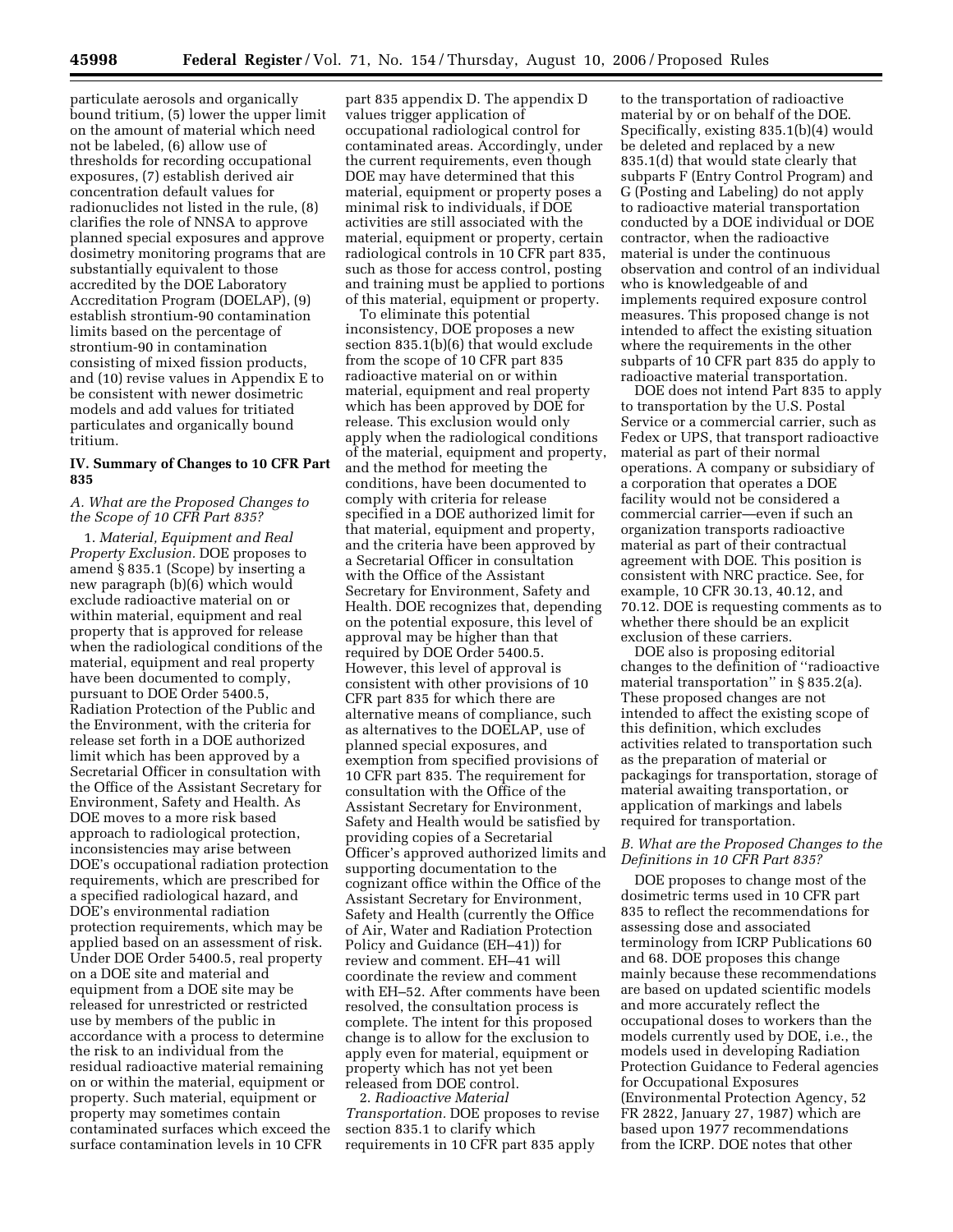particulate aerosols and organically bound tritium, (5) lower the upper limit on the amount of material which need not be labeled, (6) allow use of thresholds for recording occupational exposures, (7) establish derived air concentration default values for radionuclides not listed in the rule, (8) clarifies the role of NNSA to approve planned special exposures and approve dosimetry monitoring programs that are substantially equivalent to those accredited by the DOE Laboratory Accreditation Program (DOELAP), (9) establish strontium-90 contamination limits based on the percentage of strontium-90 in contamination consisting of mixed fission products, and (10) revise values in Appendix E to be consistent with newer dosimetric models and add values for tritiated particulates and organically bound tritium.

## IV. Summary of Changes to 10 CFR Part 835

### *A. What are the Proposed Changes to the Scope of 10 CFR Part 835?*

1. *Material, Equipment and Real Property Exclusion.* DOE proposes to amend § 835.1 (Scope) by inserting a new paragraph (b)(6) which would exclude radioactive material on or within material, equipment and real property that is approved for release when the radiological conditions of the material, equipment and real property have been documented to comply, pursuant to DOE Order 5400.5, Radiation Protection of the Public and the Environment, with the criteria for release set forth in a DOE authorized limit which has been approved by a Secretarial Officer in consultation with the Office of the Assistant Secretary for Environment, Safety and Health. As DOE moves to a more risk based approach to radiological protection, inconsistencies may arise between DOE's occupational radiation protection requirements, which are prescribed for a specified radiological hazard, and DOE's environmental radiation protection requirements, which may be applied based on an assessment of risk. Under DOE Order 5400.5, real property on a DOE site and material and equipment from a DOE site may be released for unrestricted or restricted use by members of the public in accordance with a process to determine the risk to an individual from the residual radioactive material remaining on or within the material, equipment or property. Such material, equipment or property may sometimes contain contaminated surfaces which exceed the surface contamination levels in 10 CFR part 835 appendix D. The appendix D values trigger application of occupational radiological control for contaminated areas. Accordingly, under the current requirements, even though DOE may have determined that this material, equipment or property poses a minimal risk to individuals, if DOE activities are still associated with the material, equipment or property, certain radiological controls in 10 CFR part 835, such as those for access control, posting and training must be applied to portions of this material, equipment or property.

To eliminate this potential inconsistency, DOE proposes a new section 835.1(b)(6) that would exclude from the scope of 10 CFR part 835 radioactive material on or within material, equipment and real property which has been approved by DOE for release. This exclusion would only apply when the radiological conditions of the material, equipment and property, and the method for meeting the conditions, have been documented to comply with criteria for release specified in a DOE authorized limit for that material, equipment and property, and the criteria have been approved by a Secretarial Officer in consultation with the Office of the Assistant Secretary for Environment, Safety and Health. DOE recognizes that, depending on the potential exposure, this level of approval may be higher than that required by DOE Order 5400.5. However, this level of approval is consistent with other provisions of 10 CFR part 835 for which there are alternative means of compliance, such as alternatives to the DOELAP, use of planned special exposures, and exemption from specified provisions of 10 CFR part 835. The requirement for consultation with the Office of the Assistant Secretary for Environment, Safety and Health would be satisfied by providing copies of a Secretarial Officer's approved authorized limits and supporting documentation to the cognizant office within the Office of the Assistant Secretary for Environment, Safety and Health (currently the Office of Air, Water and Radiation Protection Policy and Guidance (EH–41)) for review and comment. EH–41 will coordinate the review and comment with EH–52. After comments have been resolved, the consultation process is complete. The intent for this proposed change is to allow for the exclusion to apply even for material, equipment or property which has not yet been released from DOE control.

2. *Radioactive Material Transportation.* DOE proposes to revise section 835.1 to clarify which requirements in 10 CFR part 835 apply to the transportation of radioactive material by or on behalf of the DOE. Specifically, existing 835.1(b)(4) would be deleted and replaced by a new 835.1(d) that would state clearly that subparts F (Entry Control Program) and G (Posting and Labeling) do not apply to radioactive material transportation conducted by a DOE individual or DOE contractor, when the radioactive material is under the continuous observation and control of an individual who is knowledgeable of and implements required exposure control measures. This proposed change is not intended to affect the existing situation where the requirements in the other subparts of 10 CFR part 835 do apply to radioactive material transportation.

DOE does not intend Part 835 to apply to transportation by the U.S. Postal Service or a commercial carrier, such as Fedex or UPS, that transport radioactive material as part of their normal operations. A company or subsidiary of a corporation that operates a DOE facility would not be considered a commercial carrier—even if such an organization transports radioactive material as part of their contractual agreement with DOE. This position is consistent with NRC practice. See, for example, 10 CFR 30.13, 40.12, and 70.12. DOE is requesting comments as to whether there should be an explicit exclusion of these carriers.

DOE also is proposing editorial changes to the definition of "radioactive material transportation" in § 835.2(a). These proposed changes are not intended to affect the existing scope of this definition, which excludes activities related to transportation such as the preparation of material or packagings for transportation, storage of material awaiting transportation, or application of markings and labels required for transportation.

### *B. What are the Proposed Changes to the Definitions in 10 CFR Part 835?*

DOE proposes to change most of the dosimetric terms used in 10 CFR part 835 to reflect the recommendations for assessing dose and associated terminology from ICRP Publications 60 and 68. DOE proposes this change mainly because these recommendations are based on updated scientific models and more accurately reflect the occupational doses to workers than the models currently used by DOE, i.e., the models used in developing Radiation Protection Guidance to Federal agencies for Occupational Exposures (Environmental Protection Agency, 52 FR 2822, January 27, 1987) which are based upon 1977 recommendations from the ICRP. DOE notes that other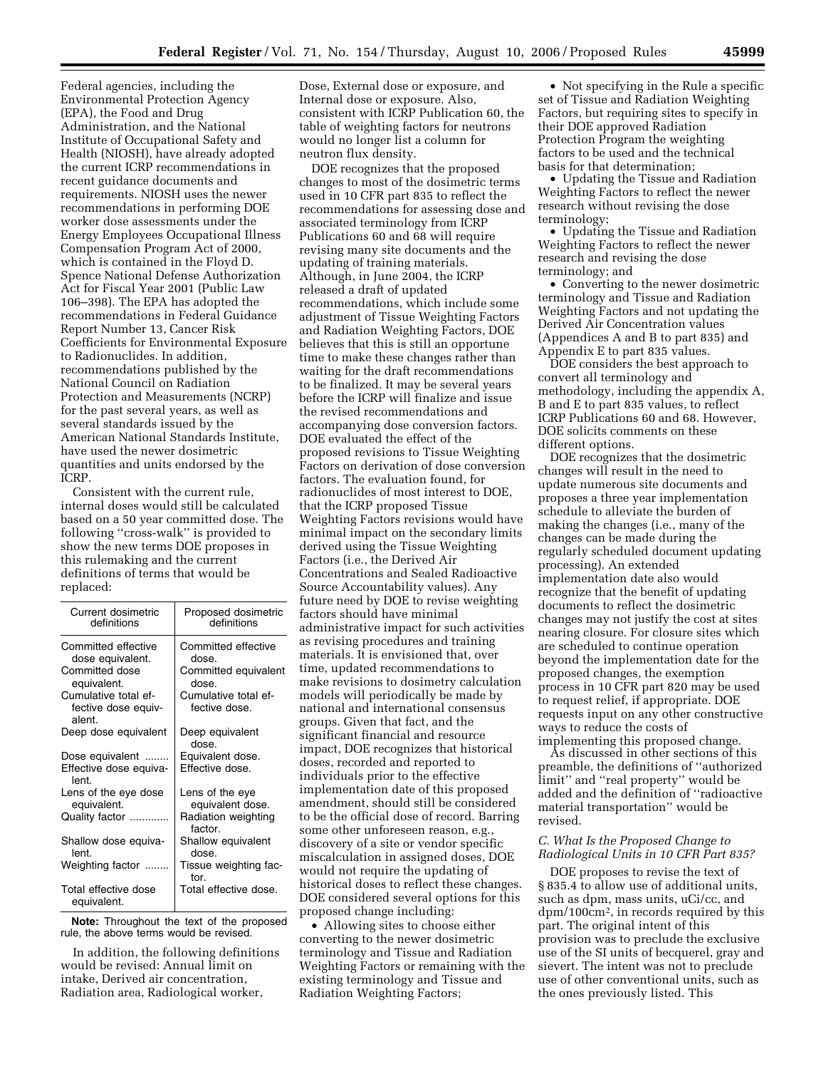Federal agencies, including the Environmental Protection Agency (EPA), the Food and Drug Administration, and the National Institute of Occupational Safety and Health (NIOSH), have already adopted the current ICRP recommendations in recent guidance documents and requirements. NIOSH uses the newer recommendations in performing DOE worker dose assessments under the Energy Employees Occupational Illness Compensation Program Act of 2000, which is contained in the Floyd D. Spence National Defense Authorization Act for Fiscal Year 2001 (Public Law 106–398). The EPA has adopted the recommendations in Federal Guidance Report Number 13, Cancer Risk Coefficients for Environmental Exposure to Radionuclides. In addition, recommendations published by the National Council on Radiation Protection and Measurements (NCRP) for the past several years, as well as several standards issued by the American National Standards Institute, have used the newer dosimetric quantities and units endorsed by the ICRP.

Consistent with the current rule, internal doses would still be calculated based on a 50 year committed dose. The following ''cross-walk'' is provided to show the new terms DOE proposes in this rulemaking and the current definitions of terms that would be replaced:

| Current dosimetric definitions | Proposed dosimetric definitions |
| --- | --- |
| Committed effective dose equivalent. | Committed effective dose. |
| Committed dose equivalent. | Committed equivalent dose. |
| Cumulative total effective dose equivalent. | Cumulative total effective dose. |
| Deep dose equivalent | Deep equivalent dose. |
| Dose equivalent ........ | Equivalent dose. |
| Effective dose equivalent. | Effective dose. |
| Lens of the eye dose equivalent. | Lens of the eye equivalent dose. |
| Quality factor ............ | Radiation weighting factor. |
| Shallow dose equivalent. | Shallow equivalent dose. |
| Weighting factor ........ | Tissue weighting factor. |
| Total effective dose equivalent. | Total effective dose. |

**Note:** Throughout the text of the proposed rule, the above terms would be revised.

In addition, the following definitions would be revised: Annual limit on intake, Derived air concentration, Radiation area, Radiological worker, Dose, External dose or exposure, and Internal dose or exposure. Also, consistent with ICRP Publication 60, the table of weighting factors for neutrons would no longer list a column for neutron flux density.

DOE recognizes that the proposed changes to most of the dosimetric terms used in 10 CFR part 835 to reflect the recommendations for assessing dose and associated terminology from ICRP Publications 60 and 68 will require revising many site documents and the updating of training materials. Although, in June 2004, the ICRP released a draft of updated recommendations, which include some adjustment of Tissue Weighting Factors and Radiation Weighting Factors, DOE believes that this is still an opportune time to make these changes rather than waiting for the draft recommendations to be finalized. It may be several years before the ICRP will finalize and issue the revised recommendations and accompanying dose conversion factors. DOE evaluated the effect of the proposed revisions to Tissue Weighting Factors on derivation of dose conversion factors. The evaluation found, for radionuclides of most interest to DOE, that the ICRP proposed Tissue Weighting Factors revisions would have minimal impact on the secondary limits derived using the Tissue Weighting Factors (i.e., the Derived Air Concentrations and Sealed Radioactive Source Accountability values). Any future need by DOE to revise weighting factors should have minimal administrative impact for such activities as revising procedures and training materials. It is envisioned that, over time, updated recommendations to make revisions to dosimetry calculation models will periodically be made by national and international consensus groups. Given that fact, and the significant financial and resource impact, DOE recognizes that historical doses, recorded and reported to individuals prior to the effective implementation date of this proposed amendment, should still be considered to be the official dose of record. Barring some other unforeseen reason, e.g., discovery of a site or vendor specific miscalculation in assigned doses, DOE would not require the updating of historical doses to reflect these changes. DOE considered several options for this proposed change including:

- Allowing sites to choose either converting to the newer dosimetric terminology and Tissue and Radiation Weighting Factors or remaining with the existing terminology and Tissue and Radiation Weighting Factors;
- Not specifying in the Rule a specific set of Tissue and Radiation Weighting Factors, but requiring sites to specify in their DOE approved Radiation Protection Program the weighting factors to be used and the technical basis for that determination;
- Updating the Tissue and Radiation Weighting Factors to reflect the newer research without revising the dose terminology;
- Updating the Tissue and Radiation Weighting Factors to reflect the newer research and revising the dose terminology; and
- Converting to the newer dosimetric terminology and Tissue and Radiation Weighting Factors and not updating the Derived Air Concentration values (Appendices A and B to part 835) and Appendix E to part 835 values.

DOE considers the best approach to convert all terminology and methodology, including the appendix A, B and E to part 835 values, to reflect ICRP Publications 60 and 68. However, DOE solicits comments on these different options.

DOE recognizes that the dosimetric changes will result in the need to update numerous site documents and proposes a three year implementation schedule to alleviate the burden of making the changes (i.e., many of the changes can be made during the regularly scheduled document updating processing). An extended implementation date also would recognize that the benefit of updating documents to reflect the dosimetric changes may not justify the cost at sites nearing closure. For closure sites which are scheduled to continue operation beyond the implementation date for the proposed changes, the exemption process in 10 CFR part 820 may be used to request relief, if appropriate. DOE requests input on any other constructive ways to reduce the costs of implementing this proposed change.

As discussed in other sections of this preamble, the definitions of ''authorized limit'' and ''real property'' would be added and the definition of ''radioactive material transportation'' would be revised.

### *C. What Is the Proposed Change to Radiological Units in 10 CFR Part 835?*

DOE proposes to revise the text of § 835.4 to allow use of additional units, such as dpm, mass units, uCi/cc, and dpm/100cm$^2$, in records required by this part. The original intent of this provision was to preclude the exclusive use of the SI units of becquerel, gray and sievert. The intent was not to preclude use of other conventional units, such as the ones previously listed. This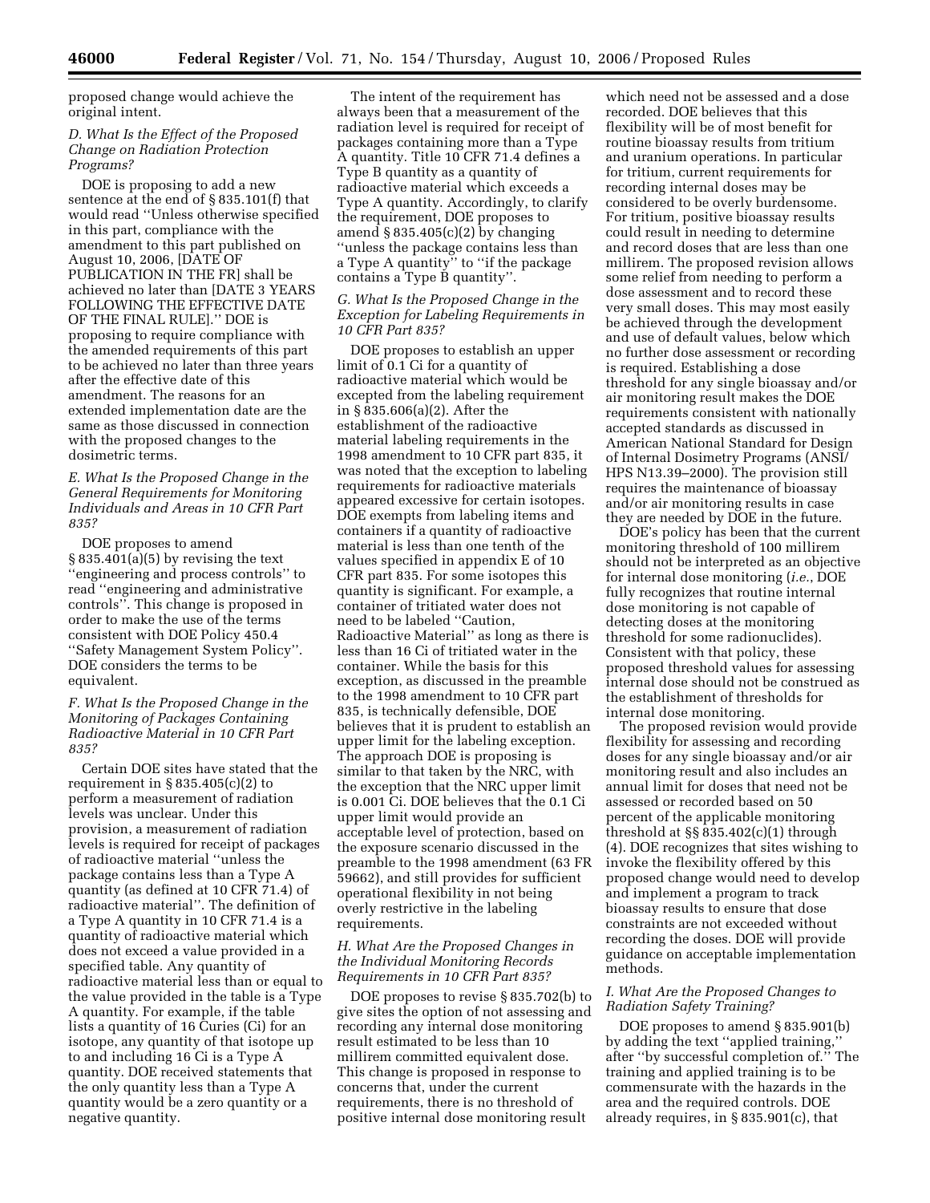proposed change would achieve the original intent.

### *D. What Is the Effect of the Proposed Change on Radiation Protection Programs?*

DOE is proposing to add a new sentence at the end of § 835.101(f) that would read ''Unless otherwise specified in this part, compliance with the amendment to this part published on August 10, 2006, [DATE OF PUBLICATION IN THE FR] shall be achieved no later than [DATE 3 YEARS FOLLOWING THE EFFECTIVE DATE OF THE FINAL RULE].'' DOE is proposing to require compliance with the amended requirements of this part to be achieved no later than three years after the effective date of this amendment. The reasons for an extended implementation date are the same as those discussed in connection with the proposed changes to the dosimetric terms.

### *E. What Is the Proposed Change in the General Requirements for Monitoring Individuals and Areas in 10 CFR Part 835?*

DOE proposes to amend § 835.401(a)(5) by revising the text ''engineering and process controls'' to read ''engineering and administrative controls''. This change is proposed in order to make the use of the terms consistent with DOE Policy 450.4 ''Safety Management System Policy''. DOE considers the terms to be equivalent.

### *F. What Is the Proposed Change in the Monitoring of Packages Containing Radioactive Material in 10 CFR Part 835?*

Certain DOE sites have stated that the requirement in § 835.405(c)(2) to perform a measurement of radiation levels was unclear. Under this provision, a measurement of radiation levels is required for receipt of packages of radioactive material ''unless the package contains less than a Type A quantity (as defined at 10 CFR 71.4) of radioactive material''. The definition of a Type A quantity in 10 CFR 71.4 is a quantity of radioactive material which does not exceed a value provided in a specified table. Any quantity of radioactive material less than or equal to the value provided in the table is a Type A quantity. For example, if the table lists a quantity of 16 Curies (Ci) for an isotope, any quantity of that isotope up to and including 16 Ci is a Type A quantity. DOE received statements that the only quantity less than a Type A quantity would be a zero quantity or a negative quantity.

The intent of the requirement has always been that a measurement of the radiation level is required for receipt of packages containing more than a Type A quantity. Title 10 CFR 71.4 defines a Type B quantity as a quantity of radioactive material which exceeds a Type A quantity. Accordingly, to clarify the requirement, DOE proposes to amend § 835.405(c)(2) by changing ''unless the package contains less than a Type A quantity'' to ''if the package contains a Type B quantity''.

### *G. What Is the Proposed Change in the Exception for Labeling Requirements in 10 CFR Part 835?*

DOE proposes to establish an upper limit of 0.1 Ci for a quantity of radioactive material which would be excepted from the labeling requirement in § 835.606(a)(2). After the establishment of the radioactive material labeling requirements in the 1998 amendment to 10 CFR part 835, it was noted that the exception to labeling requirements for radioactive materials appeared excessive for certain isotopes. DOE exempts from labeling items and containers if a quantity of radioactive material is less than one tenth of the values specified in appendix E of 10 CFR part 835. For some isotopes this quantity is significant. For example, a container of tritiated water does not need to be labeled ''Caution, Radioactive Material'' as long as there is less than 16 Ci of tritiated water in the container. While the basis for this exception, as discussed in the preamble to the 1998 amendment to 10 CFR part 835, is technically defensible, DOE believes that it is prudent to establish an upper limit for the labeling exception. The approach DOE is proposing is similar to that taken by the NRC, with the exception that the NRC upper limit is 0.001 Ci. DOE believes that the 0.1 Ci upper limit would provide an acceptable level of protection, based on the exposure scenario discussed in the preamble to the 1998 amendment (63 FR 59662), and still provides for sufficient operational flexibility in not being overly restrictive in the labeling requirements.

### *H. What Are the Proposed Changes in the Individual Monitoring Records Requirements in 10 CFR Part 835?*

DOE proposes to revise § 835.702(b) to give sites the option of not assessing and recording any internal dose monitoring result estimated to be less than 10 millirem committed equivalent dose. This change is proposed in response to concerns that, under the current requirements, there is no threshold of positive internal dose monitoring result which need not be assessed and a dose recorded. DOE believes that this flexibility will be of most benefit for routine bioassay results from tritium and uranium operations. In particular for tritium, current requirements for recording internal doses may be considered to be overly burdensome. For tritium, positive bioassay results could result in needing to determine and record doses that are less than one millirem. The proposed revision allows some relief from needing to perform a dose assessment and to record these very small doses. This may most easily be achieved through the development and use of default values, below which no further dose assessment or recording is required. Establishing a dose threshold for any single bioassay and/or air monitoring result makes the DOE requirements consistent with nationally accepted standards as discussed in American National Standard for Design of Internal Dosimetry Programs (ANSI/HPS N13.39–2000). The provision still requires the maintenance of bioassay and/or air monitoring results in case they are needed by DOE in the future.

DOE's policy has been that the current monitoring threshold of 100 millirem should not be interpreted as an objective for internal dose monitoring (*i.e.*, DOE fully recognizes that routine internal dose monitoring is not capable of detecting doses at the monitoring threshold for some radionuclides). Consistent with that policy, these proposed threshold values for assessing internal dose should not be construed as the establishment of thresholds for internal dose monitoring.

The proposed revision would provide flexibility for assessing and recording doses for any single bioassay and/or air monitoring result and also includes an annual limit for doses that need not be assessed or recorded based on 50 percent of the applicable monitoring threshold at §§ 835.402(c)(1) through (4). DOE recognizes that sites wishing to invoke the flexibility offered by this proposed change would need to develop and implement a program to track bioassay results to ensure that dose constraints are not exceeded without recording the doses. DOE will provide guidance on acceptable implementation methods.

### *I. What Are the Proposed Changes to Radiation Safety Training?*

DOE proposes to amend § 835.901(b) by adding the text ''applied training,'' after ''by successful completion of.'' The training and applied training is to be commensurate with the hazards in the area and the required controls. DOE already requires, in § 835.901(c), that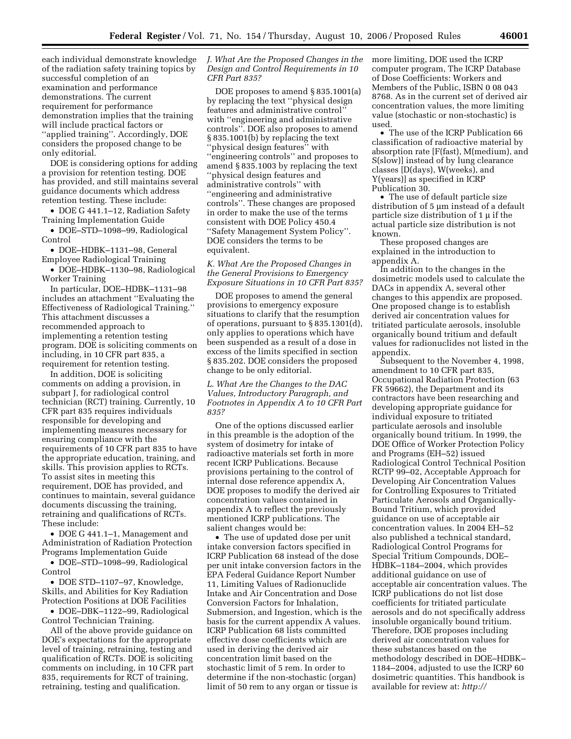each individual demonstrate knowledge of the radiation safety training topics by successful completion of an examination and performance demonstrations. The current requirement for performance demonstration implies that the training will include practical factors or ''applied training''. Accordingly, DOE considers the proposed change to be only editorial.

DOE is considering options for adding a provision for retention testing. DOE has provided, and still maintains several guidance documents which address retention testing. These include:

- DOE G 441.1–12, Radiation Safety Training Implementation Guide
- DOE–STD–1098–99, Radiological Control
- DOE–HDBK–1131–98, General Employee Radiological Training
- DOE–HDBK–1130–98, Radiological Worker Training

In particular, DOE–HDBK–1131–98 includes an attachment ''Evaluating the Effectiveness of Radiological Training.'' This attachment discusses a recommended approach to implementing a retention testing program. DOE is soliciting comments on including, in 10 CFR part 835, a requirement for retention testing.

In addition, DOE is soliciting comments on adding a provision, in subpart J, for radiological control technician (RCT) training. Currently, 10 CFR part 835 requires individuals responsible for developing and implementing measures necessary for ensuring compliance with the requirements of 10 CFR part 835 to have the appropriate education, training, and skills. This provision applies to RCTs. To assist sites in meeting this requirement, DOE has provided, and continues to maintain, several guidance documents discussing the training, retraining and qualifications of RCTs. These include:

- DOE G 441.1–1, Management and Administration of Radiation Protection Programs Implementation Guide
- DOE–STD–1098–99, Radiological Control
- DOE STD–1107–97, Knowledge, Skills, and Abilities for Key Radiation Protection Positions at DOE Facilities
- DOE–DBK–1122–99, Radiological Control Technician Training.

All of the above provide guidance on DOE's expectations for the appropriate level of training, retraining, testing and qualification of RCTs. DOE is soliciting comments on including, in 10 CFR part 835, requirements for RCT of training, retraining, testing and qualification.

*J. What Are the Proposed Changes in the Design and Control Requirements in 10 CFR Part 835?*

DOE proposes to amend § 835.1001(a) by replacing the text ''physical design features and administrative control'' with ''engineering and administrative controls''. DOE also proposes to amend § 835.1001(b) by replacing the text ''physical design features'' with ''engineering controls'' and proposes to amend § 835.1003 by replacing the text ''physical design features and administrative controls'' with ''engineering and administrative controls''. These changes are proposed in order to make the use of the terms consistent with DOE Policy 450.4 ''Safety Management System Policy''. DOE considers the terms to be equivalent.

*K. What Are the Proposed Changes in the General Provisions to Emergency Exposure Situations in 10 CFR Part 835?*

DOE proposes to amend the general provisions to emergency exposure situations to clarify that the resumption of operations, pursuant to § 835.1301(d), only applies to operations which have been suspended as a result of a dose in excess of the limits specified in section § 835.202. DOE considers the proposed change to be only editorial.

*L. What Are the Changes to the DAC Values, Introductory Paragraph, and Footnotes in Appendix A to 10 CFR Part 835?*

One of the options discussed earlier in this preamble is the adoption of the system of dosimetry for intake of radioactive materials set forth in more recent ICRP Publications. Because provisions pertaining to the control of internal dose reference appendix A, DOE proposes to modify the derived air concentration values contained in appendix A to reflect the previously mentioned ICRP publications. The salient changes would be:

- The use of updated dose per unit intake conversion factors specified in ICRP Publication 68 instead of the dose per unit intake conversion factors in the EPA Federal Guidance Report Number 11, Limiting Values of Radionuclide Intake and Air Concentration and Dose Conversion Factors for Inhalation, Submersion, and Ingestion, which is the basis for the current appendix A values. ICRP Publication 68 lists committed effective dose coefficients which are used in deriving the derived air concentration limit based on the stochastic limit of 5 rem. In order to determine if the non-stochastic (organ) limit of 50 rem to any organ or tissue is more limiting, DOE used the ICRP computer program, The ICRP Database of Dose Coefficients: Workers and Members of the Public, ISBN 0 08 043 8768. As in the current set of derived air concentration values, the more limiting value (stochastic or non-stochastic) is used.
- The use of the ICRP Publication 66 classification of radioactive material by absorption rate [F(fast), M(medium), and S(slow)] instead of by lung clearance classes [D(days), W(weeks), and Y(years)] as specified in ICRP Publication 30.
- The use of default particle size distribution of 5 μm instead of a default particle size distribution of 1 μ if the actual particle size distribution is not known.

These proposed changes are explained in the introduction to appendix A.

In addition to the changes in the dosimetric models used to calculate the DACs in appendix A, several other changes to this appendix are proposed. One proposed change is to establish derived air concentration values for tritiated particulate aerosols, insoluble organically bound tritium and default values for radionuclides not listed in the appendix.

Subsequent to the November 4, 1998, amendment to 10 CFR part 835, Occupational Radiation Protection (63 FR 59662), the Department and its contractors have been researching and developing appropriate guidance for individual exposure to tritiated particulate aerosols and insoluble organically bound tritium. In 1999, the DOE Office of Worker Protection Policy and Programs (EH–52) issued Radiological Control Technical Position RCTP 99–02, Acceptable Approach for Developing Air Concentration Values for Controlling Exposures to Tritiated Particulate Aerosols and Organically-Bound Tritium, which provided guidance on use of acceptable air concentration values. In 2004 EH–52 also published a technical standard, Radiological Control Programs for Special Tritium Compounds, DOE–HDBK–1184–2004, which provides additional guidance on use of acceptable air concentration values. The ICRP publications do not list dose coefficients for tritiated particulate aerosols and do not specifically address insoluble organically bound tritium. Therefore, DOE proposes including derived air concentration values for these substances based on the methodology described in DOE–HDBK–1184–2004, adjusted to use the ICRP 60 dosimetric quantities. This handbook is available for review at: *http://*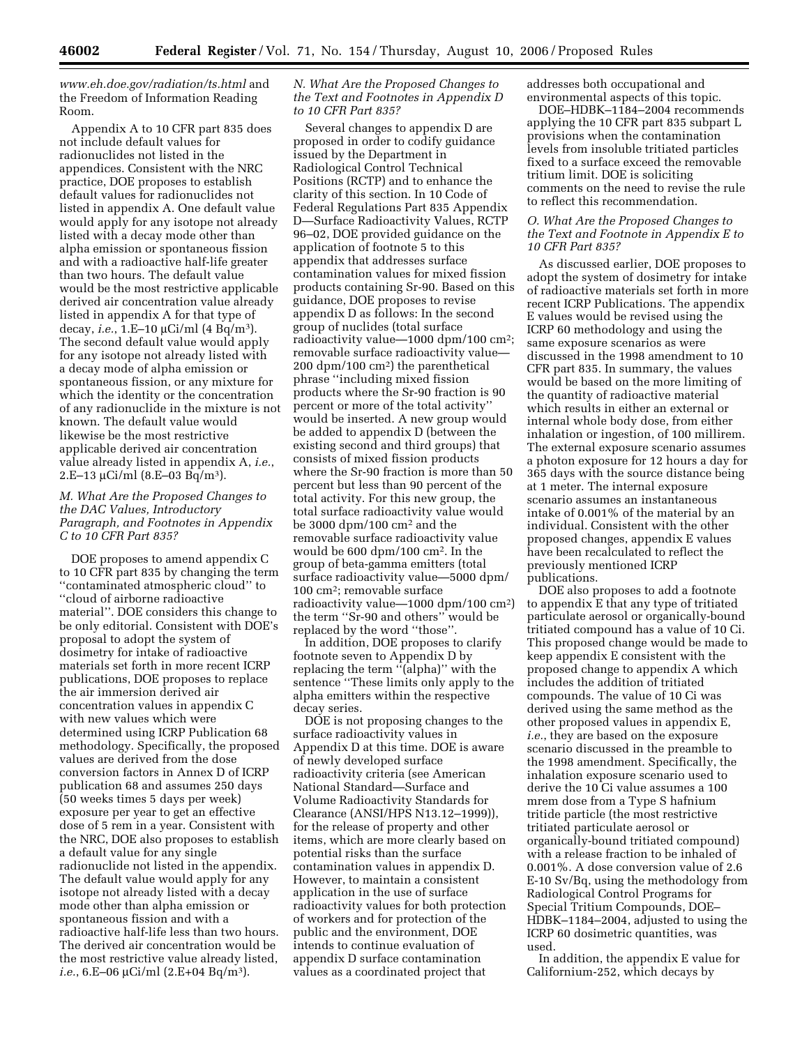*www.eh.doe.gov/radiation/ts.html* and the Freedom of Information Reading Room.

Appendix A to 10 CFR part 835 does not include default values for radionuclides not listed in the appendices. Consistent with the NRC practice, DOE proposes to establish default values for radionuclides not listed in appendix A. One default value would apply for any isotope not already listed with a decay mode other than alpha emission or spontaneous fission and with a radioactive half-life greater than two hours. The default value would be the most restrictive applicable derived air concentration value already listed in appendix A for that type of decay, *i.e.*, 1.E–10 μCi/ml (4 Bq/m$^3$). The second default value would apply for any isotope not already listed with a decay mode of alpha emission or spontaneous fission, or any mixture for which the identity or the concentration of any radionuclide in the mixture is not known. The default value would likewise be the most restrictive applicable derived air concentration value already listed in appendix A, *i.e.*, 2.E–13 μCi/ml (8.E–03 Bq/m$^3$).

### *M. What Are the Proposed Changes to the DAC Values, Introductory Paragraph, and Footnotes in Appendix C to 10 CFR Part 835?*

DOE proposes to amend appendix C to 10 CFR part 835 by changing the term ''contaminated atmospheric cloud'' to ''cloud of airborne radioactive material''. DOE considers this change to be only editorial. Consistent with DOE's proposal to adopt the system of dosimetry for intake of radioactive materials set forth in more recent ICRP publications, DOE proposes to replace the air immersion derived air concentration values in appendix C with new values which were determined using ICRP Publication 68 methodology. Specifically, the proposed values are derived from the dose conversion factors in Annex D of ICRP publication 68 and assumes 250 days (50 weeks times 5 days per week) exposure per year to get an effective dose of 5 rem in a year. Consistent with the NRC, DOE also proposes to establish a default value for any single radionuclide not listed in the appendix. The default value would apply for any isotope not already listed with a decay mode other than alpha emission or spontaneous fission and with a radioactive half-life less than two hours. The derived air concentration would be the most restrictive value already listed, *i.e.*, 6.E–06 μCi/ml (2.E+04 Bq/m$^3$).

### *N. What Are the Proposed Changes to the Text and Footnotes in Appendix D to 10 CFR Part 835?*

Several changes to appendix D are proposed in order to codify guidance issued by the Department in Radiological Control Technical Positions (RCTP) and to enhance the clarity of this section. In 10 Code of Federal Regulations Part 835 Appendix D—Surface Radioactivity Values, RCTP 96–02, DOE provided guidance on the application of footnote 5 to this appendix that addresses surface contamination values for mixed fission products containing Sr-90. Based on this guidance, DOE proposes to revise appendix D as follows: In the second group of nuclides (total surface radioactivity value—1000 dpm/100 cm$^2$; removable surface radioactivity value—200 dpm/100 cm$^2$) the parenthetical phrase ''including mixed fission products where the Sr-90 fraction is 90 percent or more of the total activity'' would be inserted. A new group would be added to appendix D (between the existing second and third groups) that consists of mixed fission products where the Sr-90 fraction is more than 50 percent but less than 90 percent of the total activity. For this new group, the total surface radioactivity value would be 3000 dpm/100 cm$^2$ and the removable surface radioactivity value would be 600 dpm/100 cm$^2$. In the group of beta-gamma emitters (total surface radioactivity value—5000 dpm/100 cm$^2$; removable surface radioactivity value—1000 dpm/100 cm$^2$) the term ''Sr-90 and others'' would be replaced by the word ''those''.

In addition, DOE proposes to clarify footnote seven to Appendix D by replacing the term ''(alpha)'' with the sentence ''These limits only apply to the alpha emitters within the respective decay series.

DOE is not proposing changes to the surface radioactivity values in Appendix D at this time. DOE is aware of newly developed surface radioactivity criteria (see American National Standard—Surface and Volume Radioactivity Standards for Clearance (ANSI/HPS N13.12–1999)), for the release of property and other items, which are more clearly based on potential risks than the surface contamination values in appendix D. However, to maintain a consistent application in the use of surface radioactivity values for both protection of workers and for protection of the public and the environment, DOE intends to continue evaluation of appendix D surface contamination values as a coordinated project that addresses both occupational and environmental aspects of this topic.

DOE–HDBK–1184–2004 recommends applying the 10 CFR part 835 subpart L provisions when the contamination levels from insoluble tritiated particles fixed to a surface exceed the removable tritium limit. DOE is soliciting comments on the need to revise the rule to reflect this recommendation.

### *O. What Are the Proposed Changes to the Text and Footnote in Appendix E to 10 CFR Part 835?*

As discussed earlier, DOE proposes to adopt the system of dosimetry for intake of radioactive materials set forth in more recent ICRP Publications. The appendix E values would be revised using the ICRP 60 methodology and using the same exposure scenarios as were discussed in the 1998 amendment to 10 CFR part 835. In summary, the values would be based on the more limiting of the quantity of radioactive material which results in either an external or internal whole body dose, from either inhalation or ingestion, of 100 millirem. The external exposure scenario assumes a photon exposure for 12 hours a day for 365 days with the source distance being at 1 meter. The internal exposure scenario assumes an instantaneous intake of 0.001% of the material by an individual. Consistent with the other proposed changes, appendix E values have been recalculated to reflect the previously mentioned ICRP publications.

DOE also proposes to add a footnote to appendix E that any type of tritiated particulate aerosol or organically-bound tritiated compound has a value of 10 Ci. This proposed change would be made to keep appendix E consistent with the proposed change to appendix A which includes the addition of tritiated compounds. The value of 10 Ci was derived using the same method as the other proposed values in appendix E, *i.e.*, they are based on the exposure scenario discussed in the preamble to the 1998 amendment. Specifically, the inhalation exposure scenario used to derive the 10 Ci value assumes a 100 mrem dose from a Type S hafnium tritide particle (the most restrictive tritiated particulate aerosol or organically-bound tritiated compound) with a release fraction to be inhaled of 0.001%. A dose conversion value of 2.6 E-10 Sv/Bq, using the methodology from Radiological Control Programs for Special Tritium Compounds, DOE–HDBK–1184–2004, adjusted to using the ICRP 60 dosimetric quantities, was used.

In addition, the appendix E value for Californium-252, which decays by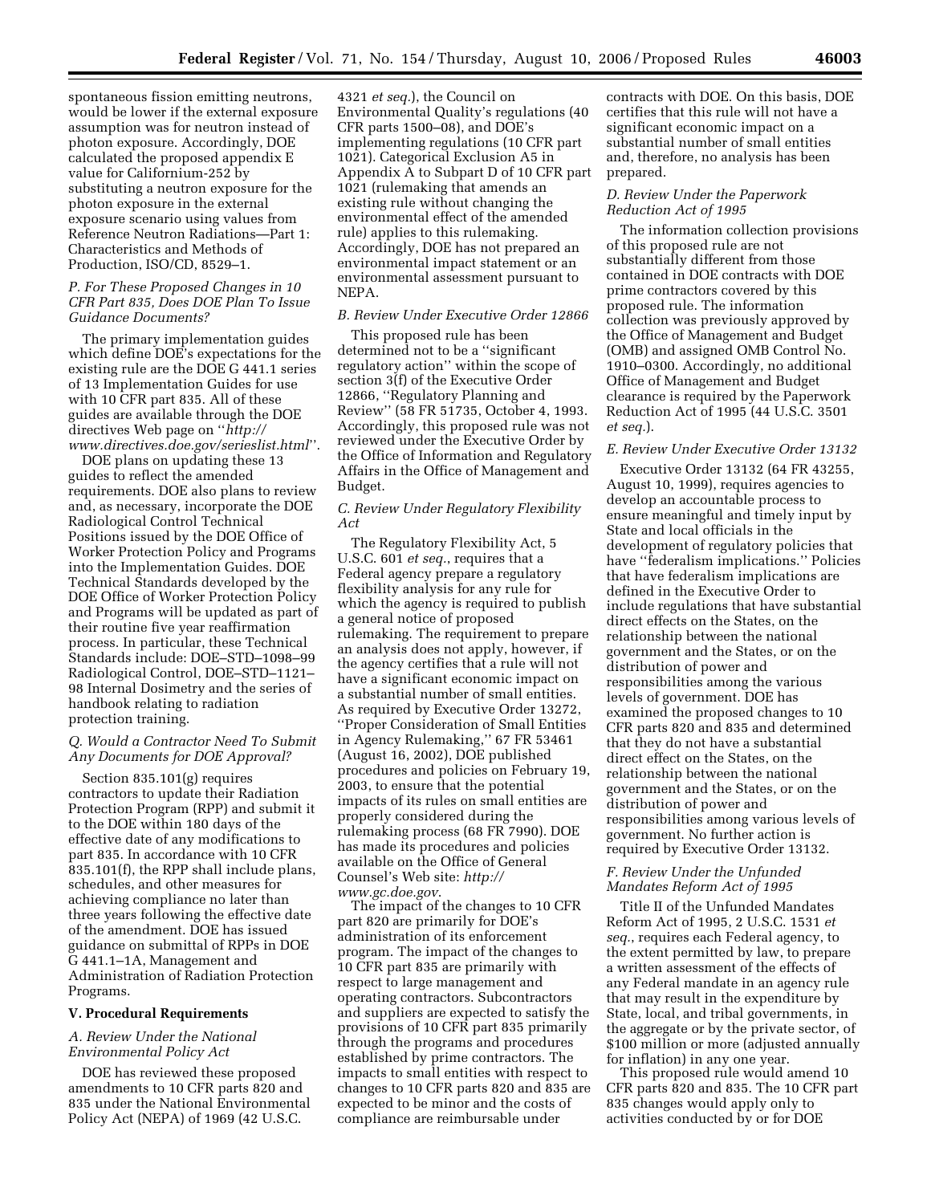spontaneous fission emitting neutrons, would be lower if the external exposure assumption was for neutron instead of photon exposure. Accordingly, DOE calculated the proposed appendix E value for Californium-252 by substituting a neutron exposure for the photon exposure in the external exposure scenario using values from Reference Neutron Radiations—Part 1: Characteristics and Methods of Production, ISO/CD, 8529–1.

### *P. For These Proposed Changes in 10 CFR Part 835, Does DOE Plan To Issue Guidance Documents?*

The primary implementation guides which define DOE's expectations for the existing rule are the DOE G 441.1 series of 13 Implementation Guides for use with 10 CFR part 835. All of these guides are available through the DOE directives Web page on ''*http://www.directives.doe.gov/serieslist.html*''.

DOE plans on updating these 13 guides to reflect the amended requirements. DOE also plans to review and, as necessary, incorporate the DOE Radiological Control Technical Positions issued by the DOE Office of Worker Protection Policy and Programs into the Implementation Guides. DOE Technical Standards developed by the DOE Office of Worker Protection Policy and Programs will be updated as part of their routine five year reaffirmation process. In particular, these Technical Standards include: DOE–STD–1098–99 Radiological Control, DOE–STD–1121–98 Internal Dosimetry and the series of handbook relating to radiation protection training.

### *Q. Would a Contractor Need To Submit Any Documents for DOE Approval?*

Section 835.101(g) requires contractors to update their Radiation Protection Program (RPP) and submit it to the DOE within 180 days of the effective date of any modifications to part 835. In accordance with 10 CFR 835.101(f), the RPP shall include plans, schedules, and other measures for achieving compliance no later than three years following the effective date of the amendment. DOE has issued guidance on submittal of RPPs in DOE G 441.1–1A, Management and Administration of Radiation Protection Programs.

## V. Procedural Requirements

### *A. Review Under the National Environmental Policy Act*

DOE has reviewed these proposed amendments to 10 CFR parts 820 and 835 under the National Environmental Policy Act (NEPA) of 1969 (42 U.S.C. 4321 *et seq.*), the Council on Environmental Quality's regulations (40 CFR parts 1500–08), and DOE's implementing regulations (10 CFR part 1021). Categorical Exclusion A5 in Appendix A to Subpart D of 10 CFR part 1021 (rulemaking that amends an existing rule without changing the environmental effect of the amended rule) applies to this rulemaking. Accordingly, DOE has not prepared an environmental impact statement or an environmental assessment pursuant to NEPA.

### *B. Review Under Executive Order 12866*

This proposed rule has been determined not to be a ''significant regulatory action'' within the scope of section 3(f) of the Executive Order 12866, ''Regulatory Planning and Review'' (58 FR 51735, October 4, 1993. Accordingly, this proposed rule was not reviewed under the Executive Order by the Office of Information and Regulatory Affairs in the Office of Management and Budget.

### *C. Review Under Regulatory Flexibility Act*

The Regulatory Flexibility Act, 5 U.S.C. 601 *et seq.*, requires that a Federal agency prepare a regulatory flexibility analysis for any rule for which the agency is required to publish a general notice of proposed rulemaking. The requirement to prepare an analysis does not apply, however, if the agency certifies that a rule will not have a significant economic impact on a substantial number of small entities. As required by Executive Order 13272, ''Proper Consideration of Small Entities in Agency Rulemaking,'' 67 FR 53461 (August 16, 2002), DOE published procedures and policies on February 19, 2003, to ensure that the potential impacts of its rules on small entities are properly considered during the rulemaking process (68 FR 7990). DOE has made its procedures and policies available on the Office of General Counsel's Web site: *http://www.gc.doe.gov*.

The impact of the changes to 10 CFR part 820 are primarily for DOE's administration of its enforcement program. The impact of the changes to 10 CFR part 835 are primarily with respect to large management and operating contractors. Subcontractors and suppliers are expected to satisfy the provisions of 10 CFR part 835 primarily through the programs and procedures established by prime contractors. The impacts to small entities with respect to changes to 10 CFR parts 820 and 835 are expected to be minor and the costs of compliance are reimbursable under contracts with DOE. On this basis, DOE certifies that this rule will not have a significant economic impact on a substantial number of small entities and, therefore, no analysis has been prepared.

### *D. Review Under the Paperwork Reduction Act of 1995*

The information collection provisions of this proposed rule are not substantially different from those contained in DOE contracts with DOE prime contractors covered by this proposed rule. The information collection was previously approved by the Office of Management and Budget (OMB) and assigned OMB Control No. 1910–0300. Accordingly, no additional Office of Management and Budget clearance is required by the Paperwork Reduction Act of 1995 (44 U.S.C. 3501 *et seq.*).

### *E. Review Under Executive Order 13132*

Executive Order 13132 (64 FR 43255, August 10, 1999), requires agencies to develop an accountable process to ensure meaningful and timely input by State and local officials in the development of regulatory policies that have ''federalism implications.'' Policies that have federalism implications are defined in the Executive Order to include regulations that have substantial direct effects on the States, on the relationship between the national government and the States, or on the distribution of power and responsibilities among the various levels of government. DOE has examined the proposed changes to 10 CFR parts 820 and 835 and determined that they do not have a substantial direct effect on the States, on the relationship between the national government and the States, or on the distribution of power and responsibilities among various levels of government. No further action is required by Executive Order 13132.

### *F. Review Under the Unfunded Mandates Reform Act of 1995*

Title II of the Unfunded Mandates Reform Act of 1995, 2 U.S.C. 1531 *et seq.*, requires each Federal agency, to the extent permitted by law, to prepare a written assessment of the effects of any Federal mandate in an agency rule that may result in the expenditure by State, local, and tribal governments, in the aggregate or by the private sector, of $100 million or more (adjusted annually for inflation) in any one year.

This proposed rule would amend 10 CFR parts 820 and 835. The 10 CFR part 835 changes would apply only to activities conducted by or for DOE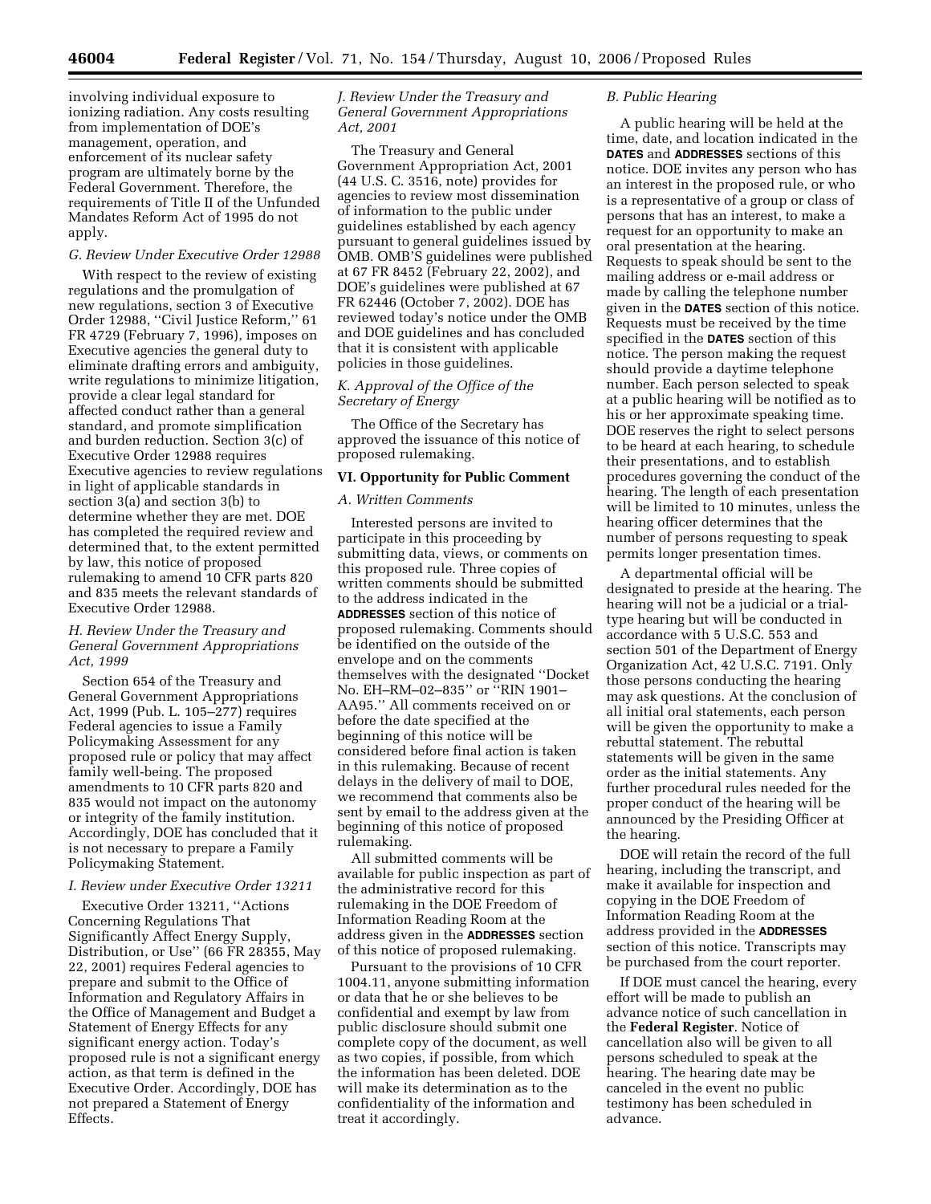involving individual exposure to ionizing radiation. Any costs resulting from implementation of DOE's management, operation, and enforcement of its nuclear safety program are ultimately borne by the Federal Government. Therefore, the requirements of Title II of the Unfunded Mandates Reform Act of 1995 do not apply.

### *G. Review Under Executive Order 12988*

With respect to the review of existing regulations and the promulgation of new regulations, section 3 of Executive Order 12988, ''Civil Justice Reform,'' 61 FR 4729 (February 7, 1996), imposes on Executive agencies the general duty to eliminate drafting errors and ambiguity, write regulations to minimize litigation, provide a clear legal standard for affected conduct rather than a general standard, and promote simplification and burden reduction. Section 3(c) of Executive Order 12988 requires Executive agencies to review regulations in light of applicable standards in section 3(a) and section 3(b) to determine whether they are met. DOE has completed the required review and determined that, to the extent permitted by law, this notice of proposed rulemaking to amend 10 CFR parts 820 and 835 meets the relevant standards of Executive Order 12988.

### *H. Review Under the Treasury and General Government Appropriations Act, 1999*

Section 654 of the Treasury and General Government Appropriations Act, 1999 (Pub. L. 105–277) requires Federal agencies to issue a Family Policymaking Assessment for any proposed rule or policy that may affect family well-being. The proposed amendments to 10 CFR parts 820 and 835 would not impact on the autonomy or integrity of the family institution. Accordingly, DOE has concluded that it is not necessary to prepare a Family Policymaking Statement.

### *I. Review under Executive Order 13211*

Executive Order 13211, ''Actions Concerning Regulations That Significantly Affect Energy Supply, Distribution, or Use'' (66 FR 28355, May 22, 2001) requires Federal agencies to prepare and submit to the Office of Information and Regulatory Affairs in the Office of Management and Budget a Statement of Energy Effects for any significant energy action. Today's proposed rule is not a significant energy action, as that term is defined in the Executive Order. Accordingly, DOE has not prepared a Statement of Energy Effects.

### *J. Review Under the Treasury and General Government Appropriations Act, 2001*

The Treasury and General Government Appropriation Act, 2001 (44 U.S.C. 3516, note) provides for agencies to review most dissemination of information to the public under guidelines established by each agency pursuant to general guidelines issued by OMB. OMB'S guidelines were published at 67 FR 8452 (February 22, 2002), and DOE's guidelines were published at 67 FR 62446 (October 7, 2002). DOE has reviewed today's notice under the OMB and DOE guidelines and has concluded that it is consistent with applicable policies in those guidelines.

### *K. Approval of the Office of the Secretary of Energy*

The Office of the Secretary has approved the issuance of this notice of proposed rulemaking.

## VI. Opportunity for Public Comment

### *A. Written Comments*

Interested persons are invited to participate in this proceeding by submitting data, views, or comments on this proposed rule. Three copies of written comments should be submitted to the address indicated in the **ADDRESSES** section of this notice of proposed rulemaking. Comments should be identified on the outside of the envelope and on the comments themselves with the designated ''Docket No. EH–RM–02–835'' or ''RIN 1901–AA95.'' All comments received on or before the date specified at the beginning of this notice will be considered before final action is taken in this rulemaking. Because of recent delays in the delivery of mail to DOE, we recommend that comments also be sent by email to the address given at the beginning of this notice of proposed rulemaking.

All submitted comments will be available for public inspection as part of the administrative record for this rulemaking in the DOE Freedom of Information Reading Room at the address given in the **ADDRESSES** section of this notice of proposed rulemaking.

Pursuant to the provisions of 10 CFR 1004.11, anyone submitting information or data that he or she believes to be confidential and exempt by law from public disclosure should submit one complete copy of the document, as well as two copies, if possible, from which the information has been deleted. DOE will make its determination as to the confidentiality of the information and treat it accordingly.

### *B. Public Hearing*

A public hearing will be held at the time, date, and location indicated in the **DATES** and **ADDRESSES** sections of this notice. DOE invites any person who has an interest in the proposed rule, or who is a representative of a group or class of persons that has an interest, to make a request for an opportunity to make an oral presentation at the hearing. Requests to speak should be sent to the mailing address or e-mail address or made by calling the telephone number given in the **DATES** section of this notice. Requests must be received by the time specified in the **DATES** section of this notice. The person making the request should provide a daytime telephone number. Each person selected to speak at a public hearing will be notified as to his or her approximate speaking time. DOE reserves the right to select persons to be heard at each hearing, to schedule their presentations, and to establish procedures governing the conduct of the hearing. The length of each presentation will be limited to 10 minutes, unless the hearing officer determines that the number of persons requesting to speak permits longer presentation times.

A departmental official will be designated to preside at the hearing. The hearing will not be a judicial or a trial-type hearing but will be conducted in accordance with 5 U.S.C. 553 and section 501 of the Department of Energy Organization Act, 42 U.S.C. 7191. Only those persons conducting the hearing may ask questions. At the conclusion of all initial oral statements, each person will be given the opportunity to make a rebuttal statement. The rebuttal statements will be given in the same order as the initial statements. Any further procedural rules needed for the proper conduct of the hearing will be announced by the Presiding Officer at the hearing.

DOE will retain the record of the full hearing, including the transcript, and make it available for inspection and copying in the DOE Freedom of Information Reading Room at the address provided in the **ADDRESSES** section of this notice. Transcripts may be purchased from the court reporter.

If DOE must cancel the hearing, every effort will be made to publish an advance notice of such cancellation in the **Federal Register**. Notice of cancellation also will be given to all persons scheduled to speak at the hearing. The hearing date may be canceled in the event no public testimony has been scheduled in advance.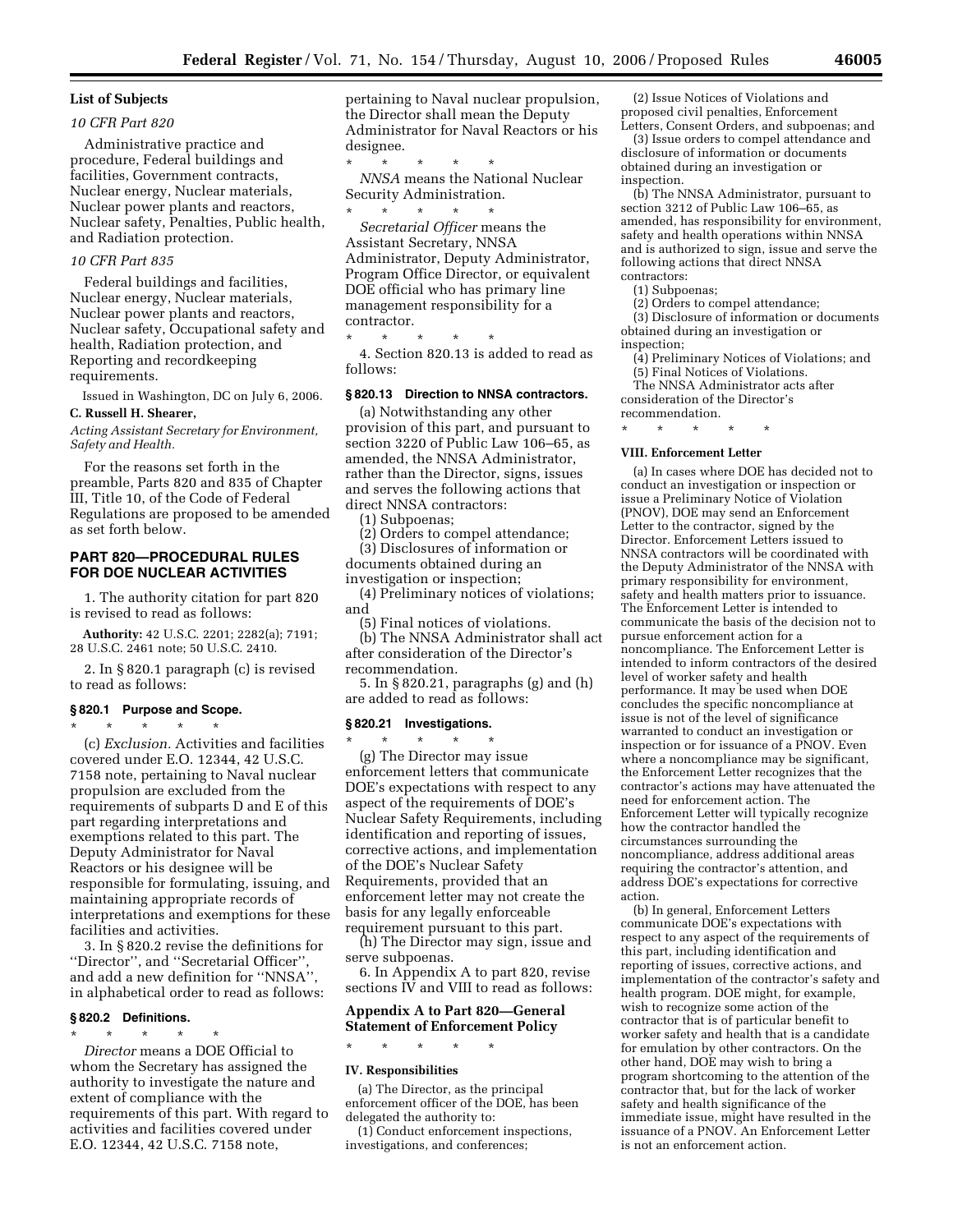**List of Subjects**

*10 CFR Part 820*

Administrative practice and procedure, Federal buildings and facilities, Government contracts, Nuclear energy, Nuclear materials, Nuclear power plants and reactors, Nuclear safety, Penalties, Public health, and Radiation protection.

*10 CFR Part 835*

Federal buildings and facilities, Nuclear energy, Nuclear materials, Nuclear power plants and reactors, Nuclear safety, Occupational safety and health, Radiation protection, and Reporting and recordkeeping requirements.

Issued in Washington, DC on July 6, 2006.

**C. Russell H. Shearer,**

*Acting Assistant Secretary for Environment, Safety and Health.*

For the reasons set forth in the preamble, Parts 820 and 835 of Chapter III, Title 10, of the Code of Federal Regulations are proposed to be amended as set forth below.

## PART 820—PROCEDURAL RULES FOR DOE NUCLEAR ACTIVITIES

1. The authority citation for part 820 is revised to read as follows:

**Authority:** 42 U.S.C. 2201; 2282(a); 7191; 28 U.S.C. 2461 note; 50 U.S.C. 2410.

2. In § 820.1 paragraph (c) is revised to read as follows:

### § 820.1 Purpose and Scope.

\* \* \* \* \*

(c) *Exclusion.* Activities and facilities covered under E.O. 12344, 42 U.S.C. 7158 note, pertaining to Naval nuclear propulsion are excluded from the requirements of subparts D and E of this part regarding interpretations and exemptions related to this part. The Deputy Administrator for Naval Reactors or his designee will be responsible for formulating, issuing, and maintaining appropriate records of interpretations and exemptions for these facilities and activities.

3. In § 820.2 revise the definitions for ''Director'', and ''Secretarial Officer'', and add a new definition for ''NNSA'', in alphabetical order to read as follows:

### § 820.2 Definitions.

\* \* \* \* \*

*Director* means a DOE Official to whom the Secretary has assigned the authority to investigate the nature and extent of compliance with the requirements of this part. With regard to activities and facilities covered under E.O. 12344, 42 U.S.C. 7158 note, pertaining to Naval nuclear propulsion, the Director shall mean the Deputy Administrator for Naval Reactors or his designee.

\* \* \* \* \*

*NNSA* means the National Nuclear Security Administration.

\* \* \* \* \*

*Secretarial Officer* means the Assistant Secretary, NNSA Administrator, Deputy Administrator, Program Office Director, or equivalent DOE official who has primary line management responsibility for a contractor.

\* \* \* \* \*

4. Section 820.13 is added to read as follows:

### § 820.13 Direction to NNSA contractors.

(a) Notwithstanding any other provision of this part, and pursuant to section 3220 of Public Law 106–65, as amended, the NNSA Administrator, rather than the Director, signs, issues and serves the following actions that direct NNSA contractors:

(1) Subpoenas;

(2) Orders to compel attendance;

(3) Disclosures of information or documents obtained during an investigation or inspection;

(4) Preliminary notices of violations; and

(5) Final notices of violations.

(b) The NNSA Administrator shall act after consideration of the Director's recommendation.

5. In § 820.21, paragraphs (g) and (h) are added to read as follows:

### § 820.21 Investigations.

\* \* \* \* \*

(g) The Director may issue enforcement letters that communicate DOE's expectations with respect to any aspect of the requirements of DOE's Nuclear Safety Requirements, including identification and reporting of issues, corrective actions, and implementation of the DOE's Nuclear Safety Requirements, provided that an enforcement letter may not create the basis for any legally enforceable requirement pursuant to this part.

(h) The Director may sign, issue and serve subpoenas.

6. In Appendix A to part 820, revise sections IV and VIII to read as follows:

## Appendix A to Part 820—General Statement of Enforcement Policy

\* \* \* \* \*

**IV. Responsibilities**

(a) The Director, as the principal enforcement officer of the DOE, has been delegated the authority to:

(1) Conduct enforcement inspections, investigations, and conferences;

(2) Issue Notices of Violations and proposed civil penalties, Enforcement Letters, Consent Orders, and subpoenas; and

(3) Issue orders to compel attendance and disclosure of information or documents obtained during an investigation or inspection.

(b) The NNSA Administrator, pursuant to section 3212 of Public Law 106–65, as amended, has responsibility for environment, safety and health operations within NNSA and is authorized to sign, issue and serve the following actions that direct NNSA contractors:

(1) Subpoenas;

(2) Orders to compel attendance;

(3) Disclosure of information or documents obtained during an investigation or inspection;

(4) Preliminary Notices of Violations; and

(5) Final Notices of Violations.

The NNSA Administrator acts after consideration of the Director's recommendation.

\* \* \* \* \*

**VIII. Enforcement Letter**

(a) In cases where DOE has decided not to conduct an investigation or inspection or issue a Preliminary Notice of Violation (PNOV), DOE may send an Enforcement Letter to the contractor, signed by the Director. Enforcement Letters issued to NNSA contractors will be coordinated with the Deputy Administrator of the NNSA with primary responsibility for environment, safety and health matters prior to issuance. The Enforcement Letter is intended to communicate the basis of the decision not to pursue enforcement action for a noncompliance. The Enforcement Letter is intended to inform contractors of the desired level of worker safety and health performance. It may be used when DOE concludes the specific noncompliance at issue is not of the level of significance warranted to conduct an investigation or inspection or for issuance of a PNOV. Even where a noncompliance may be significant, the Enforcement Letter recognizes that the contractor's actions may have attenuated the need for enforcement action. The Enforcement Letter will typically recognize how the contractor handled the circumstances surrounding the noncompliance, address additional areas requiring the contractor's attention, and address DOE's expectations for corrective action.

(b) In general, Enforcement Letters communicate DOE's expectations with respect to any aspect of the requirements of this part, including identification and reporting of issues, corrective actions, and implementation of the contractor's safety and health program. DOE might, for example, wish to recognize some action of the contractor that is of particular benefit to worker safety and health that is a candidate for emulation by other contractors. On the other hand, DOE may wish to bring a program shortcoming to the attention of the contractor that, but for the lack of worker safety and health significance of the immediate issue, might have resulted in the issuance of a PNOV. An Enforcement Letter is not an enforcement action.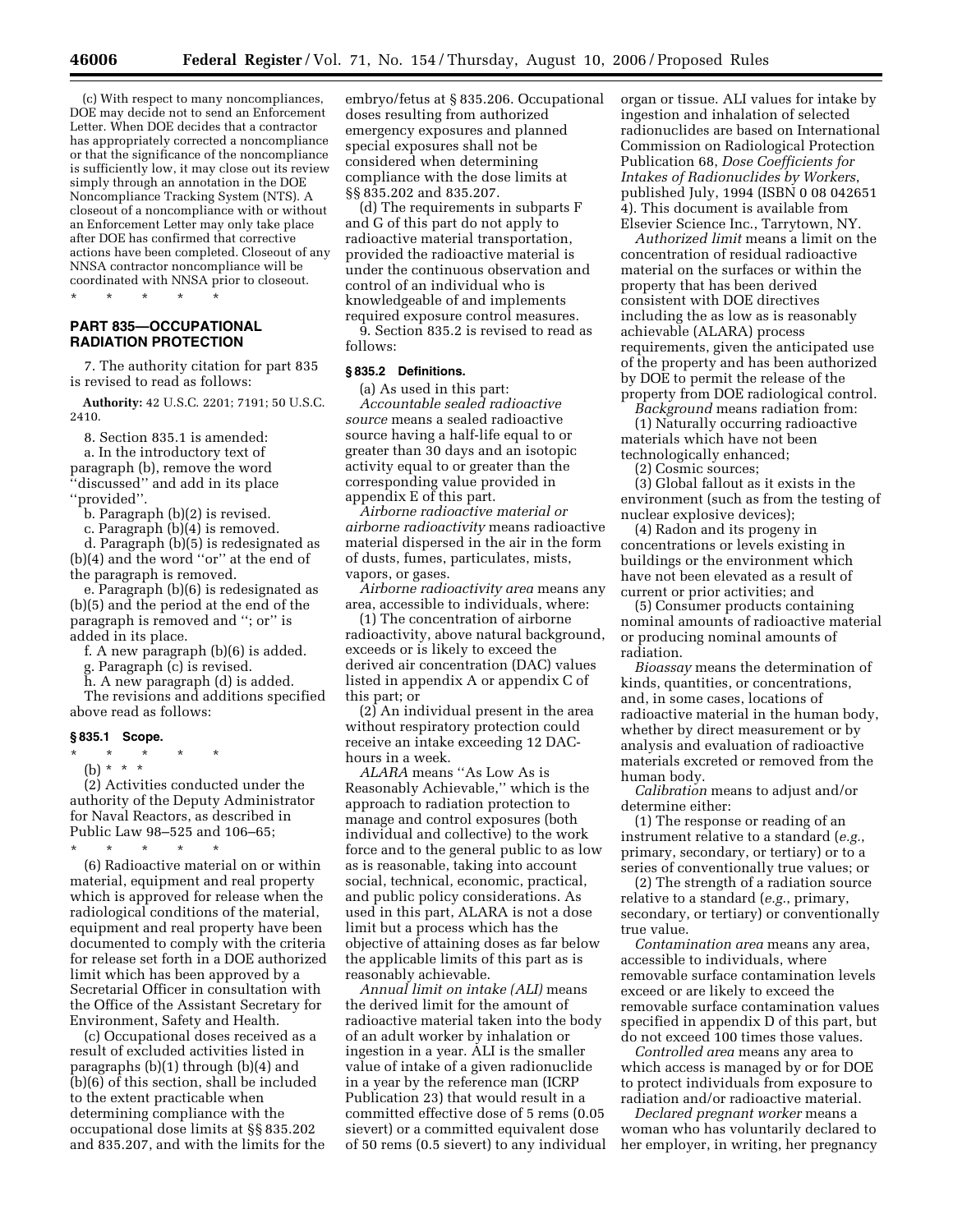(c) With respect to many noncompliances, DOE may decide not to send an Enforcement Letter. When DOE decides that a contractor has appropriately corrected a noncompliance or that the significance of the noncompliance is sufficiently low, it may close out its review simply through an annotation in the DOE Noncompliance Tracking System (NTS). A closeout of a noncompliance with or without an Enforcement Letter may only take place after DOE has confirmed that corrective actions have been completed. Closeout of any NNSA contractor noncompliance will be coordinated with NNSA prior to closeout.

\* \* \* \* \*

## PART 835—OCCUPATIONAL RADIATION PROTECTION

7. The authority citation for part 835 is revised to read as follows:

**Authority:** 42 U.S.C. 2201; 7191; 50 U.S.C. 2410.

8. Section 835.1 is amended:

a. In the introductory text of paragraph (b), remove the word ''discussed'' and add in its place ''provided''.

b. Paragraph (b)(2) is revised.

c. Paragraph (b)(4) is removed.

d. Paragraph (b)(5) is redesignated as (b)(4) and the word ''or'' at the end of the paragraph is removed.

e. Paragraph (b)(6) is redesignated as (b)(5) and the period at the end of the paragraph is removed and ''; or'' is added in its place.

f. A new paragraph (b)(6) is added.

g. Paragraph (c) is revised.

h. A new paragraph (d) is added.

The revisions and additions specified above read as follows:

### § 835.1 Scope.

\* \* \* \* \*

(b) \* \* \*

(2) Activities conducted under the authority of the Deputy Administrator for Naval Reactors, as described in Public Law 98–525 and 106–65;

\* \* \* \* \*

(6) Radioactive material on or within material, equipment and real property which is approved for release when the radiological conditions of the material, equipment and real property have been documented to comply with the criteria for release set forth in a DOE authorized limit which has been approved by a Secretarial Officer in consultation with the Office of the Assistant Secretary for Environment, Safety and Health.

(c) Occupational doses received as a result of excluded activities listed in paragraphs (b)(1) through (b)(4) and (b)(6) of this section, shall be included to the extent practicable when determining compliance with the occupational dose limits at §§ 835.202 and 835.207, and with the limits for the embryo/fetus at § 835.206. Occupational doses resulting from authorized emergency exposures and planned special exposures shall not be considered when determining compliance with the dose limits at §§ 835.202 and 835.207.

(d) The requirements in subparts F and G of this part do not apply to radioactive material transportation, provided the radioactive material is under the continuous observation and control of an individual who is knowledgeable of and implements required exposure control measures.

9. Section 835.2 is revised to read as follows:

### § 835.2 Definitions.

(a) As used in this part:

*Accountable sealed radioactive source* means a sealed radioactive source having a half-life equal to or greater than 30 days and an isotopic activity equal to or greater than the corresponding value provided in appendix E of this part.

*Airborne radioactive material or airborne radioactivity* means radioactive material dispersed in the air in the form of dusts, fumes, particulates, mists, vapors, or gases.

*Airborne radioactivity area* means any area, accessible to individuals, where:

(1) The concentration of airborne radioactivity, above natural background, exceeds or is likely to exceed the derived air concentration (DAC) values listed in appendix A or appendix C of this part; or

(2) An individual present in the area without respiratory protection could receive an intake exceeding 12 DAC-hours in a week.

*ALARA* means ''As Low As is Reasonably Achievable,'' which is the approach to radiation protection to manage and control exposures (both individual and collective) to the work force and to the general public to as low as is reasonable, taking into account social, technical, economic, practical, and public policy considerations. As used in this part, ALARA is not a dose limit but a process which has the objective of attaining doses as far below the applicable limits of this part as is reasonably achievable.

*Annual limit on intake (ALI)* means the derived limit for the amount of radioactive material taken into the body of an adult worker by inhalation or ingestion in a year. ALI is the smaller value of intake of a given radionuclide in a year by the reference man (ICRP Publication 23) that would result in a committed effective dose of 5 rems (0.05 sievert) or a committed equivalent dose of 50 rems (0.5 sievert) to any individual organ or tissue. ALI values for intake by ingestion and inhalation of selected radionuclides are based on International Commission on Radiological Protection Publication 68, *Dose Coefficients for Intakes of Radionuclides by Workers*, published July, 1994 (ISBN 0 08 042651 4). This document is available from Elsevier Science Inc., Tarrytown, NY.

*Authorized limit* means a limit on the concentration of residual radioactive material on the surfaces or within the property that has been derived consistent with DOE directives including the as low as is reasonably achievable (ALARA) process requirements, given the anticipated use of the property and has been authorized by DOE to permit the release of the property from DOE radiological control.

*Background* means radiation from:

(1) Naturally occurring radioactive materials which have not been technologically enhanced;

(2) Cosmic sources;

(3) Global fallout as it exists in the environment (such as from the testing of nuclear explosive devices);

(4) Radon and its progeny in concentrations or levels existing in buildings or the environment which have not been elevated as a result of current or prior activities; and

(5) Consumer products containing nominal amounts of radioactive material or producing nominal amounts of radiation.

*Bioassay* means the determination of kinds, quantities, or concentrations, and, in some cases, locations of radioactive material in the human body, whether by direct measurement or by analysis and evaluation of radioactive materials excreted or removed from the human body.

*Calibration* means to adjust and/or determine either:

(1) The response or reading of an instrument relative to a standard (*e.g.*, primary, secondary, or tertiary) or to a series of conventionally true values; or

(2) The strength of a radiation source relative to a standard (*e.g.*, primary, secondary, or tertiary) or conventionally true value.

*Contamination area* means any area, accessible to individuals, where removable surface contamination levels exceed or are likely to exceed the removable surface contamination values specified in appendix D of this part, but do not exceed 100 times those values.

*Controlled area* means any area to which access is managed by or for DOE to protect individuals from exposure to radiation and/or radioactive material.

*Declared pregnant worker* means a woman who has voluntarily declared to her employer, in writing, her pregnancy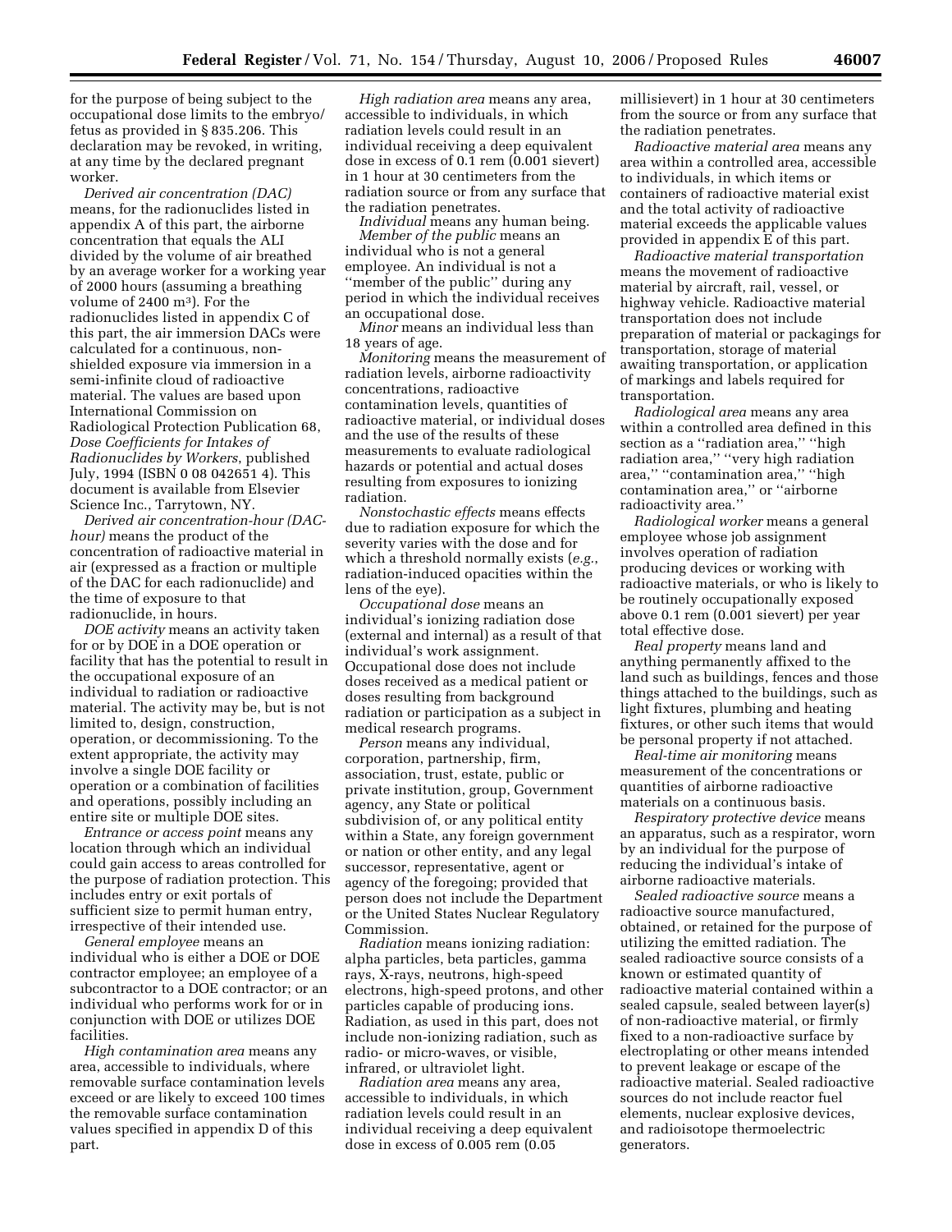for the purpose of being subject to the occupational dose limits to the embryo/fetus as provided in § 835.206. This declaration may be revoked, in writing, at any time by the declared pregnant worker.

*Derived air concentration (DAC)* means, for the radionuclides listed in appendix A of this part, the airborne concentration that equals the ALI divided by the volume of air breathed by an average worker for a working year of 2000 hours (assuming a breathing volume of 2400 m$^3$). For the radionuclides listed in appendix C of this part, the air immersion DACs were calculated for a continuous, non-shielded exposure via immersion in a semi-infinite cloud of radioactive material. The values are based upon International Commission on Radiological Protection Publication 68, *Dose Coefficients for Intakes of Radionuclides by Workers*, published July, 1994 (ISBN 0 08 042651 4). This document is available from Elsevier Science Inc., Tarrytown, NY.

*Derived air concentration-hour (DAC-hour)* means the product of the concentration of radioactive material in air (expressed as a fraction or multiple of the DAC for each radionuclide) and the time of exposure to that radionuclide, in hours.

*DOE activity* means an activity taken for or by DOE in a DOE operation or facility that has the potential to result in the occupational exposure of an individual to radiation or radioactive material. The activity may be, but is not limited to, design, construction, operation, or decommissioning. To the extent appropriate, the activity may involve a single DOE facility or operation or a combination of facilities and operations, possibly including an entire site or multiple DOE sites.

*Entrance or access point* means any location through which an individual could gain access to areas controlled for the purpose of radiation protection. This includes entry or exit portals of sufficient size to permit human entry, irrespective of their intended use.

*General employee* means an individual who is either a DOE or DOE contractor employee; an employee of a subcontractor to a DOE contractor; or an individual who performs work for or in conjunction with DOE or utilizes DOE facilities.

*High contamination area* means any area, accessible to individuals, where removable surface contamination levels exceed or are likely to exceed 100 times the removable surface contamination values specified in appendix D of this part.

*High radiation area* means any area, accessible to individuals, in which radiation levels could result in an individual receiving a deep equivalent dose in excess of 0.1 rem (0.001 sievert) in 1 hour at 30 centimeters from the radiation source or from any surface that the radiation penetrates.

*Individual* means any human being.

*Member of the public* means an individual who is not a general employee. An individual is not a ''member of the public'' during any period in which the individual receives an occupational dose.

*Minor* means an individual less than 18 years of age.

*Monitoring* means the measurement of radiation levels, airborne radioactivity concentrations, radioactive contamination levels, quantities of radioactive material, or individual doses and the use of the results of these measurements to evaluate radiological hazards or potential and actual doses resulting from exposures to ionizing radiation.

*Nonstochastic effects* means effects due to radiation exposure for which the severity varies with the dose and for which a threshold normally exists (*e.g.*, radiation-induced opacities within the lens of the eye).

*Occupational dose* means an individual's ionizing radiation dose (external and internal) as a result of that individual's work assignment. Occupational dose does not include doses received as a medical patient or doses resulting from background radiation or participation as a subject in medical research programs.

*Person* means any individual, corporation, partnership, firm, association, trust, estate, public or private institution, group, Government agency, any State or political subdivision of, or any political entity within a State, any foreign government or nation or other entity, and any legal successor, representative, agent or agency of the foregoing; provided that person does not include the Department or the United States Nuclear Regulatory Commission.

*Radiation* means ionizing radiation: alpha particles, beta particles, gamma rays, X-rays, neutrons, high-speed electrons, high-speed protons, and other particles capable of producing ions. Radiation, as used in this part, does not include non-ionizing radiation, such as radio- or micro-waves, or visible, infrared, or ultraviolet light.

*Radiation area* means any area, accessible to individuals, in which radiation levels could result in an individual receiving a deep equivalent dose in excess of 0.005 rem (0.05 millisievert) in 1 hour at 30 centimeters from the source or from any surface that the radiation penetrates.

*Radioactive material area* means any area within a controlled area, accessible to individuals, in which items or containers of radioactive material exist and the total activity of radioactive material exceeds the applicable values provided in appendix E of this part.

*Radioactive material transportation* means the movement of radioactive material by aircraft, rail, vessel, or highway vehicle. Radioactive material transportation does not include preparation of material or packagings for transportation, storage of material awaiting transportation, or application of markings and labels required for transportation.

*Radiological area* means any area within a controlled area defined in this section as a ''radiation area,'' ''high radiation area,'' ''very high radiation area,'' ''contamination area,'' ''high contamination area,'' or ''airborne radioactivity area.''

*Radiological worker* means a general employee whose job assignment involves operation of radiation producing devices or working with radioactive materials, or who is likely to be routinely occupationally exposed above 0.1 rem (0.001 sievert) per year total effective dose.

*Real property* means land and anything permanently affixed to the land such as buildings, fences and those things attached to the buildings, such as light fixtures, plumbing and heating fixtures, or other such items that would be personal property if not attached.

*Real-time air monitoring* means measurement of the concentrations or quantities of airborne radioactive materials on a continuous basis.

*Respiratory protective device* means an apparatus, such as a respirator, worn by an individual for the purpose of reducing the individual's intake of airborne radioactive materials.

*Sealed radioactive source* means a radioactive source manufactured, obtained, or retained for the purpose of utilizing the emitted radiation. The sealed radioactive source consists of a known or estimated quantity of radioactive material contained within a sealed capsule, sealed between layer(s) of non-radioactive material, or firmly fixed to a non-radioactive surface by electroplating or other means intended to prevent leakage or escape of the radioactive material. Sealed radioactive sources do not include reactor fuel elements, nuclear explosive devices, and radioisotope thermoelectric generators.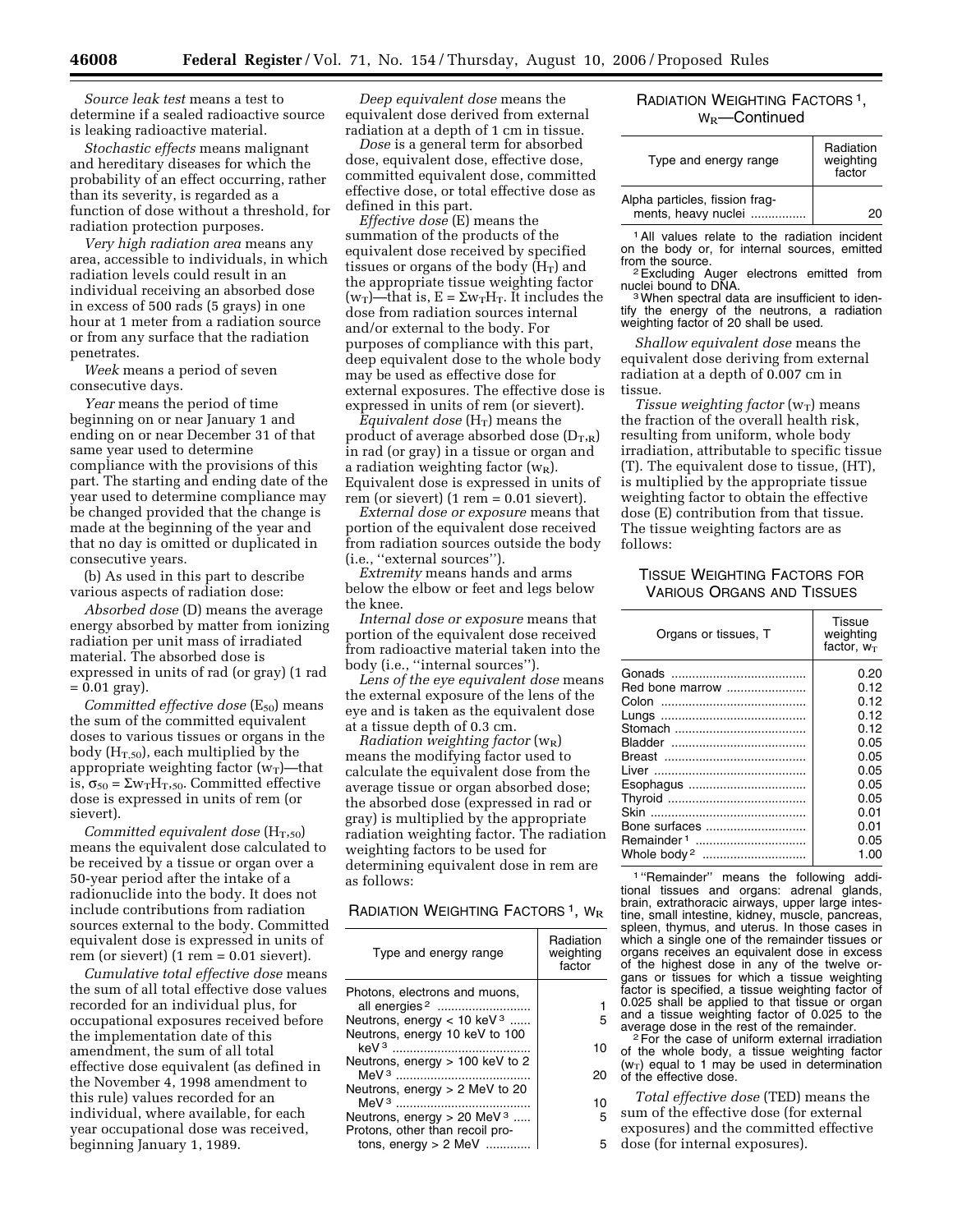*Source leak test* means a test to determine if a sealed radioactive source is leaking radioactive material.

*Stochastic effects* means malignant and hereditary diseases for which the probability of an effect occurring, rather than its severity, is regarded as a function of dose without a threshold, for radiation protection purposes.

*Very high radiation area* means any area, accessible to individuals, in which radiation levels could result in an individual receiving an absorbed dose in excess of 500 rads (5 grays) in one hour at 1 meter from a radiation source or from any surface that the radiation penetrates.

*Week* means a period of seven consecutive days.

*Year* means the period of time beginning on or near January 1 and ending on or near December 31 of that same year used to determine compliance with the provisions of this part. The starting and ending date of the year used to determine compliance may be changed provided that the change is made at the beginning of the year and that no day is omitted or duplicated in consecutive years.

(b) As used in this part to describe various aspects of radiation dose:

*Absorbed dose* (D) means the average energy absorbed by matter from ionizing radiation per unit mass of irradiated material. The absorbed dose is expressed in units of rad (or gray) (1 rad = 0.01 gray).

*Committed effective dose* ($E_{50}$) means the sum of the committed equivalent doses to various tissues or organs in the body ($H_{T,50}$), each multiplied by the appropriate weighting factor ($w_T$)—that is, $\sigma_{50} = \Sigma w_T H_{T,50}$. Committed effective dose is expressed in units of rem (or sievert).

*Committed equivalent dose* ($H_{T,50}$) means the equivalent dose calculated to be received by a tissue or organ over a 50-year period after the intake of a radionuclide into the body. It does not include contributions from radiation sources external to the body. Committed equivalent dose is expressed in units of rem (or sievert) (1 rem = 0.01 sievert).

*Cumulative total effective dose* means the sum of all total effective dose values recorded for an individual plus, for occupational exposures received before the implementation date of this amendment, the sum of all total effective dose equivalent (as defined in the November 4, 1998 amendment to this rule) values recorded for an individual, where available, for each year occupational dose was received, beginning January 1, 1989.

*Deep equivalent dose* means the equivalent dose derived from external radiation at a depth of 1 cm in tissue.

*Dose* is a general term for absorbed dose, equivalent dose, effective dose, committed equivalent dose, committed effective dose, or total effective dose as defined in this part.

*Effective dose* (E) means the summation of the products of the equivalent dose received by specified tissues or organs of the body ($H_T$) and the appropriate tissue weighting factor ($w_T$)—that is, $E = \Sigma w_T H_T$. It includes the dose from radiation sources internal and/or external to the body. For purposes of compliance with this part, deep equivalent dose to the whole body may be used as effective dose for external exposures. The effective dose is expressed in units of rem (or sievert).

*Equivalent dose* ($H_T$) means the product of average absorbed dose ($D_{T,R}$) in rad (or gray) in a tissue or organ and a radiation weighting factor ($w_R$). Equivalent dose is expressed in units of rem (or sievert) (1 rem = 0.01 sievert).

*External dose or exposure* means that portion of the equivalent dose received from radiation sources outside the body (i.e., ''external sources'').

*Extremity* means hands and arms below the elbow or feet and legs below the knee.

*Internal dose or exposure* means that portion of the equivalent dose received from radioactive material taken into the body (i.e., ''internal sources'').

*Lens of the eye equivalent dose* means the external exposure of the lens of the eye and is taken as the equivalent dose at a tissue depth of 0.3 cm.

*Radiation weighting factor* ($w_R$) means the modifying factor used to calculate the equivalent dose from the average tissue or organ absorbed dose; the absorbed dose (expressed in rad or gray) is multiplied by the appropriate radiation weighting factor. The radiation weighting factors to be used for determining equivalent dose in rem are as follows:

RADIATION WEIGHTING FACTORS [1], $w_R$

| Type and energy range | Radiation weighting factor |
|---|---|
| Photons, electrons and muons, all energies [2] | 1 |
| Neutrons, energy < 10 keV [3] | 5 |
| Neutrons, energy 10 keV to 100 keV [3] | 10 |
| Neutrons, energy > 100 keV to 2 MeV [3] | 20 |
| Neutrons, energy > 2 MeV to 20 MeV [3] | 10 |
| Neutrons, energy > 20 MeV [3] | 5 |
| Protons, other than recoil protons, energy > 2 MeV | 5 |
| Alpha particles, fission fragments, heavy nuclei | 20 |

[1] All values relate to the radiation incident on the body or, for internal sources, emitted from the source.

[2] Excluding Auger electrons emitted from nuclei bound to DNA.

[3] When spectral data are insufficient to identify the energy of the neutrons, a radiation weighting factor of 20 shall be used.

*Shallow equivalent dose* means the equivalent dose deriving from external radiation at a depth of 0.007 cm in tissue.

*Tissue weighting factor* ($w_T$) means the fraction of the overall health risk, resulting from uniform, whole body irradiation, attributable to specific tissue (T). The equivalent dose to tissue, (HT), is multiplied by the appropriate tissue weighting factor to obtain the effective dose (E) contribution from that tissue. The tissue weighting factors are as follows:

TISSUE WEIGHTING FACTORS FOR VARIOUS ORGANS AND TISSUES

| Organs or tissues, T | Tissue weighting factor, $w_T$ |
|---|---|
| Gonads | 0.20 |
| Red bone marrow | 0.12 |
| Colon | 0.12 |
| Lungs | 0.12 |
| Stomach | 0.12 |
| Bladder | 0.05 |
| Breast | 0.05 |
| Liver | 0.05 |
| Esophagus | 0.05 |
| Thyroid | 0.05 |
| Skin | 0.01 |
| Bone surfaces | 0.01 |
| Remainder [1] | 0.05 |
| Whole body [2] | 1.00 |

[1] ''Remainder'' means the following additional tissues and organs: adrenal glands, brain, extrathoracic airways, upper large intestine, small intestine, kidney, muscle, pancreas, spleen, thymus, and uterus. In those cases in which a single one of the remainder tissues or organs receives an equivalent dose in excess of the highest dose in any of the twelve organs or tissues for which a tissue weighting factor is specified, a tissue weighting factor of 0.025 shall be applied to that tissue or organ and a tissue weighting factor of 0.025 to the average dose in the rest of the remainder.

[2] For the case of uniform external irradiation of the whole body, a tissue weighting factor ($w_T$) equal to 1 may be used in determination of the effective dose.

*Total effective dose* (TED) means the sum of the effective dose (for external exposures) and the committed effective dose (for internal exposures).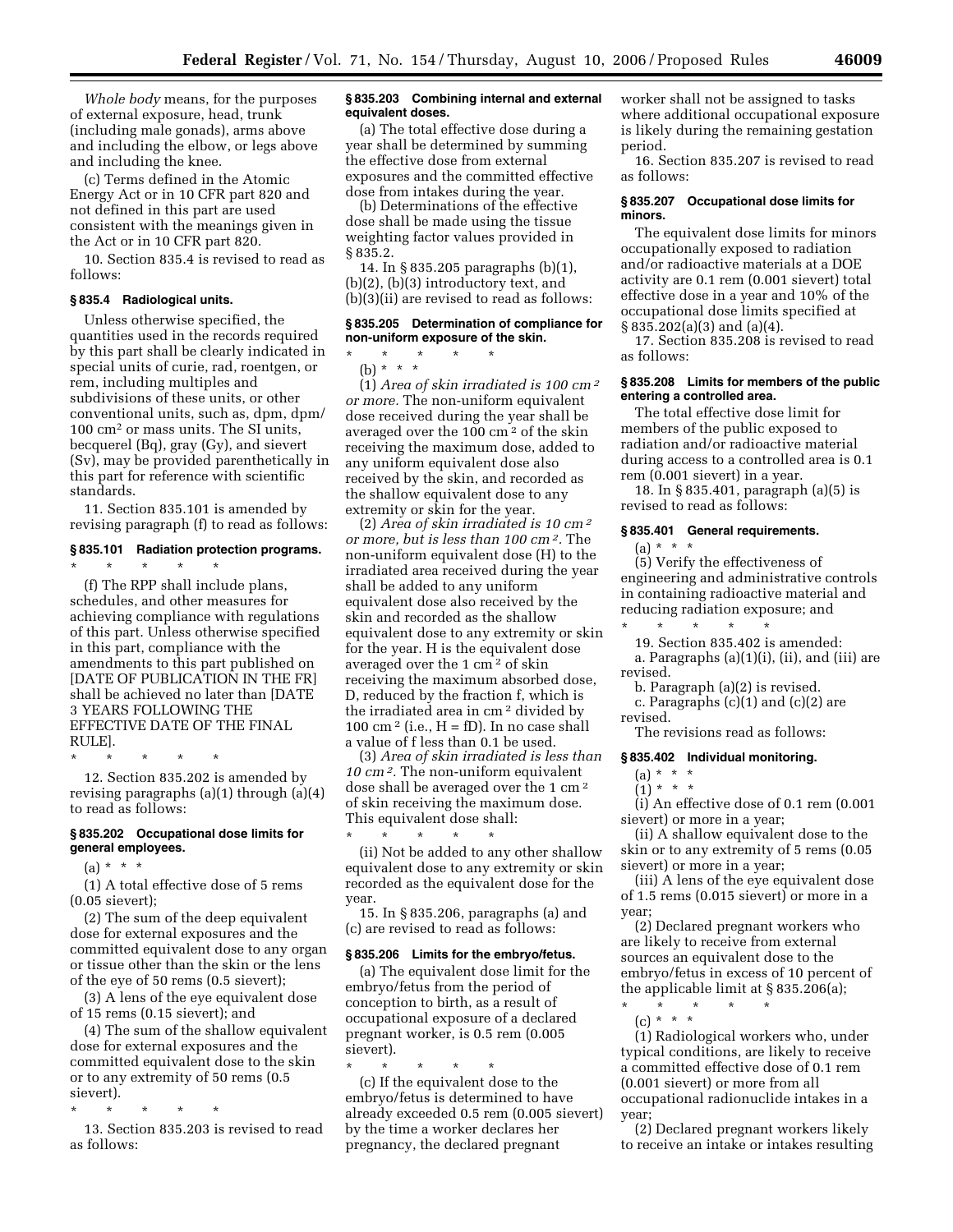*Whole body* means, for the purposes of external exposure, head, trunk (including male gonads), arms above and including the elbow, or legs above and including the knee.

(c) Terms defined in the Atomic Energy Act or in 10 CFR part 820 and not defined in this part are used consistent with the meanings given in the Act or in 10 CFR part 820.

10. Section 835.4 is revised to read as follows:

### § 835.4 Radiological units.

Unless otherwise specified, the quantities used in the records required by this part shall be clearly indicated in special units of curie, rad, roentgen, or rem, including multiples and subdivisions of these units, or other conventional units, such as, dpm, dpm/100 $cm^2$ or mass units. The SI units, becquerel (Bq), gray (Gy), and sievert (Sv), may be provided parenthetically in this part for reference with scientific standards.

11. Section 835.101 is amended by revising paragraph (f) to read as follows:

### § 835.101 Radiation protection programs.

\* \* \* \* \*

(f) The RPP shall include plans, schedules, and other measures for achieving compliance with regulations of this part. Unless otherwise specified in this part, compliance with the amendments to this part published on [DATE OF PUBLICATION IN THE FR] shall be achieved no later than [DATE 3 YEARS FOLLOWING THE EFFECTIVE DATE OF THE FINAL RULE].

\* \* \* \* \*

12. Section 835.202 is amended by revising paragraphs (a)(1) through (a)(4) to read as follows:

### § 835.202 Occupational dose limits for general employees.

(a) \* \* \*

(1) A total effective dose of 5 rems (0.05 sievert);

(2) The sum of the deep equivalent dose for external exposures and the committed equivalent dose to any organ or tissue other than the skin or the lens of the eye of 50 rems (0.5 sievert);

(3) A lens of the eye equivalent dose of 15 rems (0.15 sievert); and

(4) The sum of the shallow equivalent dose for external exposures and the committed equivalent dose to the skin or to any extremity of 50 rems (0.5 sievert).

\* \* \* \* \*

13. Section 835.203 is revised to read as follows:

### § 835.203 Combining internal and external equivalent doses.

(a) The total effective dose during a year shall be determined by summing the effective dose from external exposures and the committed effective dose from intakes during the year.

(b) Determinations of the effective dose shall be made using the tissue weighting factor values provided in § 835.2.

14. In § 835.205 paragraphs (b)(1), (b)(2), (b)(3) introductory text, and (b)(3)(ii) are revised to read as follows:

### § 835.205 Determination of compliance for non-uniform exposure of the skin.

\* \* \* \* \*

(b) \* \* \*

(1) *Area of skin irradiated is 100 $cm^2$ or more.* The non-uniform equivalent dose received during the year shall be averaged over the 100 $cm^2$ of the skin receiving the maximum dose, added to any uniform equivalent dose also received by the skin, and recorded as the shallow equivalent dose to any extremity or skin for the year.

(2) *Area of skin irradiated is 10 $cm^2$ or more, but is less than 100 $cm^2$.* The non-uniform equivalent dose (H) to the irradiated area received during the year shall be added to any uniform equivalent dose also received by the skin and recorded as the shallow equivalent dose to any extremity or skin for the year. H is the equivalent dose averaged over the 1 $cm^2$ of skin receiving the maximum absorbed dose, D, reduced by the fraction f, which is the irradiated area in $cm^2$ divided by 100 $cm^2$ (i.e., H = fD). In no case shall a value of f less than 0.1 be used.

(3) *Area of skin irradiated is less than 10 $cm^2$.* The non-uniform equivalent dose shall be averaged over the 1 $cm^2$ of skin receiving the maximum dose. This equivalent dose shall:

\* \* \* \* \*

(ii) Not be added to any other shallow equivalent dose to any extremity or skin recorded as the equivalent dose for the year.

15. In § 835.206, paragraphs (a) and (c) are revised to read as follows:

### § 835.206 Limits for the embryo/fetus.

(a) The equivalent dose limit for the embryo/fetus from the period of conception to birth, as a result of occupational exposure of a declared pregnant worker, is 0.5 rem (0.005 sievert).

\* \* \* \* \*

(c) If the equivalent dose to the embryo/fetus is determined to have already exceeded 0.5 rem (0.005 sievert) by the time a worker declares her pregnancy, the declared pregnant worker shall not be assigned to tasks where additional occupational exposure is likely during the remaining gestation period.

16. Section 835.207 is revised to read as follows:

### § 835.207 Occupational dose limits for minors.

The equivalent dose limits for minors occupationally exposed to radiation and/or radioactive materials at a DOE activity are 0.1 rem (0.001 sievert) total effective dose in a year and 10% of the occupational dose limits specified at § 835.202(a)(3) and (a)(4).

17. Section 835.208 is revised to read as follows:

### § 835.208 Limits for members of the public entering a controlled area.

The total effective dose limit for members of the public exposed to radiation and/or radioactive material during access to a controlled area is 0.1 rem (0.001 sievert) in a year.

18. In § 835.401, paragraph (a)(5) is revised to read as follows:

### § 835.401 General requirements.

(a) \* \* \*

(5) Verify the effectiveness of engineering and administrative controls in containing radioactive material and reducing radiation exposure; and

\* \* \* \* \*

19. Section 835.402 is amended:

a. Paragraphs (a)(1)(i), (ii), and (iii) are revised.

b. Paragraph (a)(2) is revised.

c. Paragraphs (c)(1) and (c)(2) are revised.

The revisions read as follows:

### § 835.402 Individual monitoring.

(a) \* \* \*

(1) \* \* \*

(i) An effective dose of 0.1 rem (0.001 sievert) or more in a year;

(ii) A shallow equivalent dose to the skin or to any extremity of 5 rems (0.05 sievert) or more in a year;

(iii) A lens of the eye equivalent dose of 1.5 rems (0.015 sievert) or more in a year;

(2) Declared pregnant workers who are likely to receive from external sources an equivalent dose to the embryo/fetus in excess of 10 percent of the applicable limit at § 835.206(a);

\* \* \* \* \*

(c) \* \* \*

(1) Radiological workers who, under typical conditions, are likely to receive a committed effective dose of 0.1 rem (0.001 sievert) or more from all occupational radionuclide intakes in a year;

(2) Declared pregnant workers likely to receive an intake or intakes resulting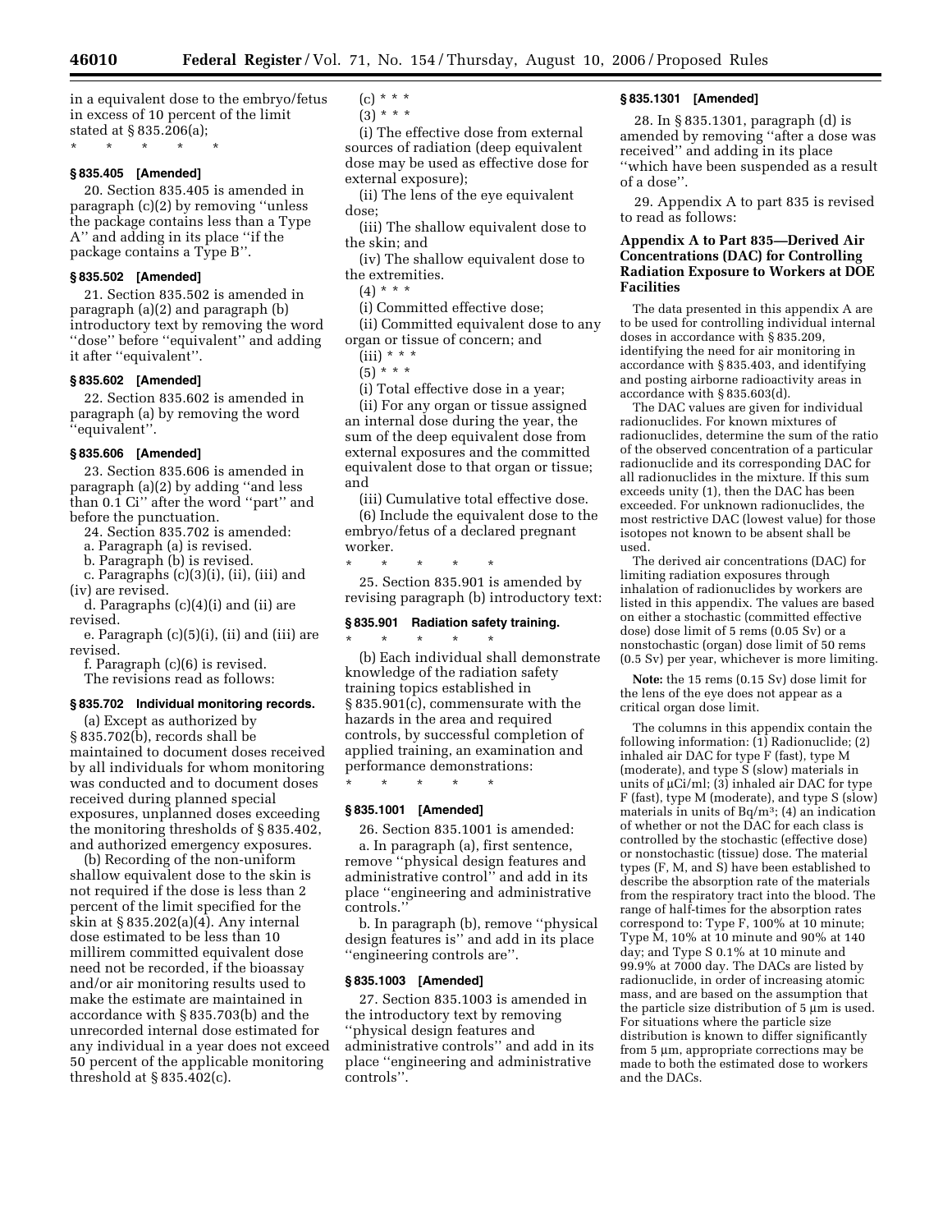in a equivalent dose to the embryo/fetus in excess of 10 percent of the limit stated at § 835.206(a);

\* \* \* \* \*

**§ 835.405 [Amended]**

20. Section 835.405 is amended in paragraph (c)(2) by removing ''unless the package contains less than a Type A'' and adding in its place ''if the package contains a Type B''.

**§ 835.502 [Amended]**

21. Section 835.502 is amended in paragraph (a)(2) and paragraph (b) introductory text by removing the word ''dose'' before ''equivalent'' and adding it after ''equivalent''.

**§ 835.602 [Amended]**

22. Section 835.602 is amended in paragraph (a) by removing the word ''equivalent''.

**§ 835.606 [Amended]**

23. Section 835.606 is amended in paragraph (a)(2) by adding ''and less than 0.1 Ci'' after the word ''part'' and before the punctuation.

24. Section 835.702 is amended:

a. Paragraph (a) is revised.

b. Paragraph (b) is revised.

c. Paragraphs (c)(3)(i), (ii), (iii) and (iv) are revised.

d. Paragraphs (c)(4)(i) and (ii) are revised.

e. Paragraph (c)(5)(i), (ii) and (iii) are revised.

f. Paragraph (c)(6) is revised.

The revisions read as follows:

**§ 835.702 Individual monitoring records.**

(a) Except as authorized by § 835.702(b), records shall be maintained to document doses received by all individuals for whom monitoring was conducted and to document doses received during planned special exposures, unplanned doses exceeding the monitoring thresholds of § 835.402, and authorized emergency exposures.

(b) Recording of the non-uniform shallow equivalent dose to the skin is not required if the dose is less than 2 percent of the limit specified for the skin at § 835.202(a)(4). Any internal dose estimated to be less than 10 millirem committed equivalent dose need not be recorded, if the bioassay and/or air monitoring results used to make the estimate are maintained in accordance with § 835.703(b) and the unrecorded internal dose estimated for any individual in a year does not exceed 50 percent of the applicable monitoring threshold at § 835.402(c).

(c) \* \* \*

(3) \* \* \*

(i) The effective dose from external sources of radiation (deep equivalent dose may be used as effective dose for external exposure);

(ii) The lens of the eye equivalent dose;

(iii) The shallow equivalent dose to the skin; and

(iv) The shallow equivalent dose to the extremities.

(4) \* \* \*

(i) Committed effective dose;

(ii) Committed equivalent dose to any organ or tissue of concern; and

(iii) \* \* \*

(5) \* \* \*

(i) Total effective dose in a year;

(ii) For any organ or tissue assigned an internal dose during the year, the sum of the deep equivalent dose from external exposures and the committed equivalent dose to that organ or tissue; and

(iii) Cumulative total effective dose.

(6) Include the equivalent dose to the embryo/fetus of a declared pregnant worker.

\* \* \* \* \*

25. Section 835.901 is amended by revising paragraph (b) introductory text:

**§ 835.901 Radiation safety training.**

\* \* \* \* \*

(b) Each individual shall demonstrate knowledge of the radiation safety training topics established in § 835.901(c), commensurate with the hazards in the area and required controls, by successful completion of applied training, an examination and performance demonstrations:

\* \* \* \* \*

**§ 835.1001 [Amended]**

26. Section 835.1001 is amended:

a. In paragraph (a), first sentence, remove ''physical design features and administrative control'' and add in its place ''engineering and administrative controls.''

b. In paragraph (b), remove ''physical design features is'' and add in its place ''engineering controls are''.

**§ 835.1003 [Amended]**

27. Section 835.1003 is amended in the introductory text by removing ''physical design features and administrative controls'' and add in its place ''engineering and administrative controls''.

**§ 835.1301 [Amended]**

28. In § 835.1301, paragraph (d) is amended by removing ''after a dose was received'' and adding in its place ''which have been suspended as a result of a dose''.

29. Appendix A to part 835 is revised to read as follows:

## Appendix A to Part 835—Derived Air Concentrations (DAC) for Controlling Radiation Exposure to Workers at DOE Facilities

The data presented in this appendix A are to be used for controlling individual internal doses in accordance with § 835.209, identifying the need for air monitoring in accordance with § 835.403, and identifying and posting airborne radioactivity areas in accordance with § 835.603(d).

The DAC values are given for individual radionuclides. For known mixtures of radionuclides, determine the sum of the ratio of the observed concentration of a particular radionuclide and its corresponding DAC for all radionuclides in the mixture. If this sum exceeds unity (1), then the DAC has been exceeded. For unknown radionuclides, the most restrictive DAC (lowest value) for those isotopes not known to be absent shall be used.

The derived air concentrations (DAC) for limiting radiation exposures through inhalation of radionuclides by workers are listed in this appendix. The values are based on either a stochastic (committed effective dose) dose limit of 5 rems (0.05 Sv) or a nonstochastic (organ) dose limit of 50 rems (0.5 Sv) per year, whichever is more limiting.

**Note:** the 15 rems (0.15 Sv) dose limit for the lens of the eye does not appear as a critical organ dose limit.

The columns in this appendix contain the following information: (1) Radionuclide; (2) inhaled air DAC for type F (fast), type M (moderate), and type S (slow) materials in units of µCi/ml; (3) inhaled air DAC for type F (fast), type M (moderate), and type S (slow) materials in units of Bq/m$^3$; (4) an indication of whether or not the DAC for each class is controlled by the stochastic (effective dose) or nonstochastic (tissue) dose. The material types (F, M, and S) have been established to describe the absorption rate of the materials from the respiratory tract into the blood. The range of half-times for the absorption rates correspond to: Type F, 100% at 10 minute; Type M, 10% at 10 minute and 90% at 140 day; and Type S 0.1% at 10 minute and 99.9% at 7000 day. The DACs are listed by radionuclide, in order of increasing atomic mass, and are based on the assumption that the particle size distribution of 5 µm is used. For situations where the particle size distribution is known to differ significantly from 5 µm, appropriate corrections may be made to both the estimated dose to workers and the DACs.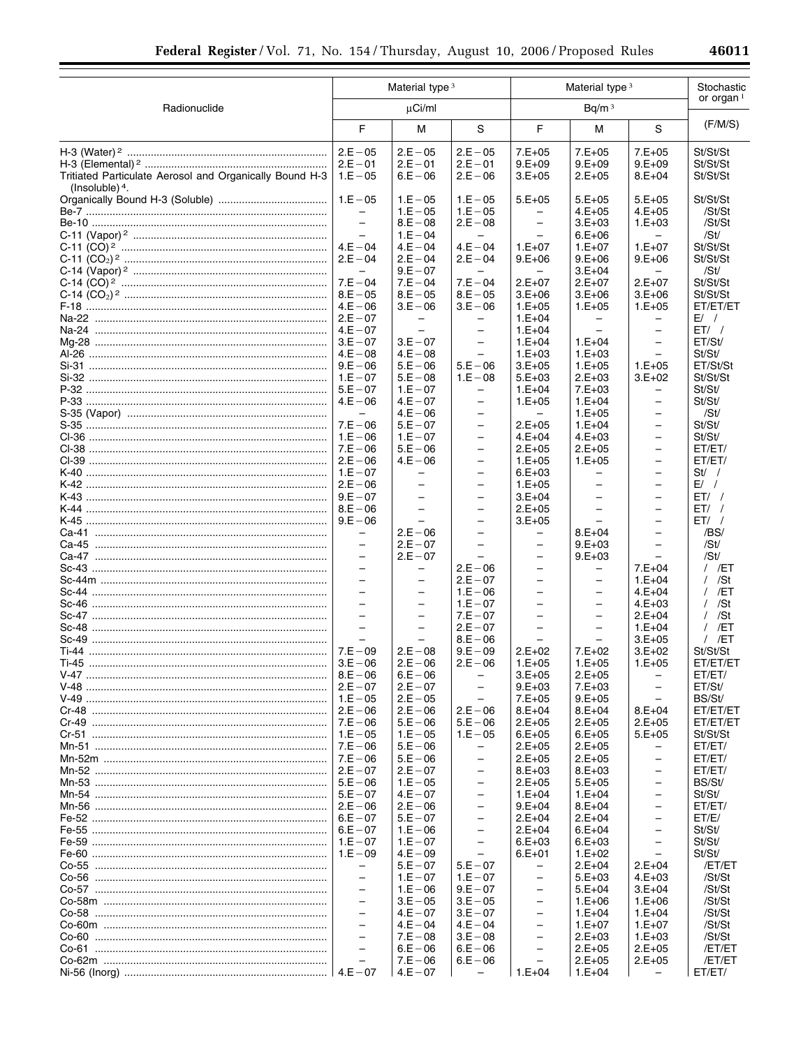| Radionuclide | Material type[3] | | | Material type[3] | | | Stochastic or organ[1] |
|---|---|---|---|---|---|---|---|
| | µCi/ml | | | Bq/m[3] | | | |
| | F | M | S | F | M | S | (F/M/S) |
| H-3 (Water)[2] | 2.E−05 | 2.E−05 | 2.E−05 | 7.E+05 | 7.E+05 | 7.E+05 | St/St/St |
| H-3 (Elemental)[2] | 2.E−01 | 2.E−01 | 2.E−01 | 9.E+09 | 9.E+09 | 9.E+09 | St/St/St |
| Tritiated Particulate Aerosol and Organically Bound H-3 (Insoluble)[4]. | 1.E−05 | 6.E−06 | 2.E−06 | 3.E+05 | 2.E+05 | 8.E+04 | St/St/St |
| Organically Bound H-3 (Soluble) | 1.E−05 | 1.E−05 | 1.E−05 | 5.E+05 | 5.E+05 | 5.E+05 | St/St/St |
| Be-7 | – | 1.E−05 | 1.E−05 | – | 4.E+05 | 4.E+05 | /St/St |
| Be-10 | – | 8.E−08 | 2.E−08 | – | 3.E+03 | 1.E+03 | /St/St |
| C-11 (Vapor)[2] | – | 1.E−04 | – | – | 6.E+06 | – | /St/ |
| C-11 (CO)[2] | 4.E−04 | 4.E−04 | 4.E−04 | 1.E+07 | 1.E+07 | 1.E+07 | St/St/St |
| C-11 ($CO_2$)[2] | 2.E−04 | 2.E−04 | 2.E−04 | 9.E+06 | 9.E+06 | 9.E+06 | St/St/St |
| C-14 (Vapor)[2] | – | 9.E−07 | – | – | 3.E+04 | – | /St/ |
| C-14 (CO)[2] | 7.E−04 | 7.E−04 | 7.E−04 | 2.E+07 | 2.E+07 | 2.E+07 | St/St/St |
| C-14 ($CO_2$)[2] | 8.E−05 | 8.E−05 | 8.E−05 | 3.E+06 | 3.E+06 | 3.E+06 | St/St/St |
| F-18 | 4.E−06 | 3.E−06 | 3.E−06 | 1.E+05 | 1.E+05 | 1.E+05 | ET/ET/ET |
| Na-22 | 2.E−07 | – | – | 1.E+04 | – | – | E/ / |
| Na-24 | 4.E−07 | – | – | 1.E+04 | – | – | ET/ / |
| Mg-28 | 3.E−07 | 3.E−07 | – | 1.E+04 | 1.E+04 | – | ET/St/ |
| Al-26 | 4.E−08 | 4.E−08 | – | 1.E+03 | 1.E+03 | – | St/St/ |
| Si-31 | 9.E−06 | 5.E−06 | 5.E−06 | 3.E+05 | 1.E+05 | 1.E+05 | ET/St/St |
| Si-32 | 1.E−07 | 5.E−08 | 1.E−08 | 5.E+03 | 2.E+03 | 3.E+02 | St/St/St |
| P-32 | 5.E−07 | 1.E−07 | – | 1.E+04 | 7.E+03 | – | St/St/ |
| P-33 | 4.E−06 | 4.E−07 | – | 1.E+05 | 1.E+04 | – | St/St/ |
| S-35 (Vapor) | – | 4.E−06 | – | – | 1.E+05 | – | /St/ |
| S-35 | 7.E−06 | 5.E−07 | – | 2.E+05 | 1.E+04 | – | St/St/ |
| Cl-36 | 1.E−06 | 1.E−07 | – | 4.E+04 | 4.E+03 | – | St/St/ |
| Cl-38 | 7.E−06 | 5.E−06 | – | 2.E+05 | 2.E+05 | – | ET/ET/ |
| Cl-39 | 2.E−06 | 4.E−06 | – | 1.E+05 | 1.E+05 | – | ET/ET/ |
| K-40 | 1.E−07 | – | – | 6.E+03 | – | – | St/ / |
| K-42 | 2.E−06 | – | – | 1.E+05 | – | – | E/ / |
| K-43 | 9.E−07 | – | – | 3.E+04 | – | – | ET/ / |
| K-44 | 8.E−06 | – | – | 2.E+05 | – | – | ET/ / |
| K-45 | 9.E−06 | – | – | 3.E+05 | – | – | ET/ / |
| Ca-41 | – | 2.E−06 | – | – | 8.E+04 | – | /BS/ |
| Ca-45 | – | 2.E−07 | – | – | 9.E+03 | – | /St/ |
| Ca-47 | – | 2.E−07 | – | – | 9.E+03 | – | /St/ |
| Sc-43 | – | – | 2.E−06 | – | – | 7.E+04 | / /ET |
| Sc-44m | – | – | 2.E−07 | – | – | 1.E+04 | / /St |
| Sc-44 | – | – | 1.E−06 | – | – | 4.E+04 | / /ET |
| Sc-46 | – | – | 1.E−07 | – | – | 4.E+03 | / /St |
| Sc-47 | – | – | 7.E−07 | – | – | 2.E+04 | / /St |
| Sc-48 | – | – | 2.E−07 | – | – | 1.E+04 | / /ET |
| Sc-49 | – | – | 8.E−06 | – | – | 3.E+05 | / /ET |
| Ti-44 | 7.E−09 | 2.E−08 | 9.E−09 | 2.E+02 | 7.E+02 | 3.E+02 | St/St/St |
| Ti-45 | 3.E−06 | 2.E−06 | 2.E−06 | 1.E+05 | 1.E+05 | 1.E+05 | ET/ET/ET |
| V-47 | 8.E−06 | 6.E−06 | – | 3.E+05 | 2.E+05 | – | ET/ET/ |
| V-48 | 2.E−07 | 2.E−07 | – | 9.E+03 | 7.E+03 | – | ET/St/ |
| V-49 | 1.E−05 | 2.E−05 | – | 7.E+05 | 9.E+05 | – | BS/St/ |
| Cr-48 | 2.E−06 | 2.E−06 | 2.E−06 | 8.E+04 | 8.E+04 | 8.E+04 | ET/ET/ET |
| Cr-49 | 7.E−06 | 5.E−06 | 5.E−06 | 2.E+05 | 2.E+05 | 2.E+05 | ET/ET/ET |
| Cr-51 | 1.E−05 | 1.E−05 | 1.E−05 | 6.E+05 | 6.E+05 | 5.E+05 | St/St/St |
| Mn-51 | 7.E−06 | 5.E−06 | – | 2.E+05 | 2.E+05 | – | ET/ET/ |
| Mn-52m | 7.E−06 | 5.E−06 | – | 2.E+05 | 2.E+05 | – | ET/ET/ |
| Mn-52 | 2.E−07 | 2.E−07 | – | 8.E+03 | 8.E+03 | – | ET/ET/ |
| Mn-53 | 5.E−06 | 1.E−05 | – | 2.E+05 | 5.E+05 | – | BS/St/ |
| Mn-54 | 5.E−07 | 4.E−07 | – | 1.E+04 | 1.E+04 | – | St/St/ |
| Mn-56 | 2.E−06 | 2.E−06 | – | 9.E+04 | 8.E+04 | – | ET/ET/ |
| Fe-52 | 6.E−07 | 5.E−07 | – | 2.E+04 | 2.E+04 | – | ET/E/ |
| Fe-55 | 6.E−07 | 1.E−06 | – | 2.E+04 | 6.E+04 | – | St/St/ |
| Fe-59 | 1.E−07 | 1.E−07 | – | 6.E+03 | 6.E+03 | – | St/St/ |
| Fe-60 | 1.E−09 | 4.E−09 | – | 6.E+01 | 1.E+02 | – | St/St/ |
| Co-55 | – | 5.E−07 | 5.E−07 | – | 2.E+04 | 2.E+04 | /ET/ET |
| Co-56 | – | 1.E−07 | 1.E−07 | – | 5.E+03 | 4.E+03 | /St/St |
| Co-57 | – | 1.E−06 | 9.E−07 | – | 5.E+04 | 3.E+04 | /St/St |
| Co-58m | – | 3.E−05 | 3.E−05 | – | 1.E+06 | 1.E+06 | /St/St |
| Co-58 | – | 4.E−07 | 3.E−07 | – | 1.E+04 | 1.E+04 | /St/St |
| Co-60m | – | 4.E−04 | 4.E−04 | – | 1.E+07 | 1.E+07 | /St/St |
| Co-60 | – | 7.E−08 | 3.E−08 | – | 2.E+03 | 1.E+03 | /St/St |
| Co-61 | – | 6.E−06 | 6.E−06 | – | 2.E+05 | 2.E+05 | /ET/ET |
| Co-62m | – | 7.E−06 | 6.E−06 | – | 2.E+05 | 2.E+05 | /ET/ET |
| Ni-56 (Inorg) | 4.E−07 | 4.E−07 | – | 1.E+04 | 1.E+04 | – | ET/ET/ |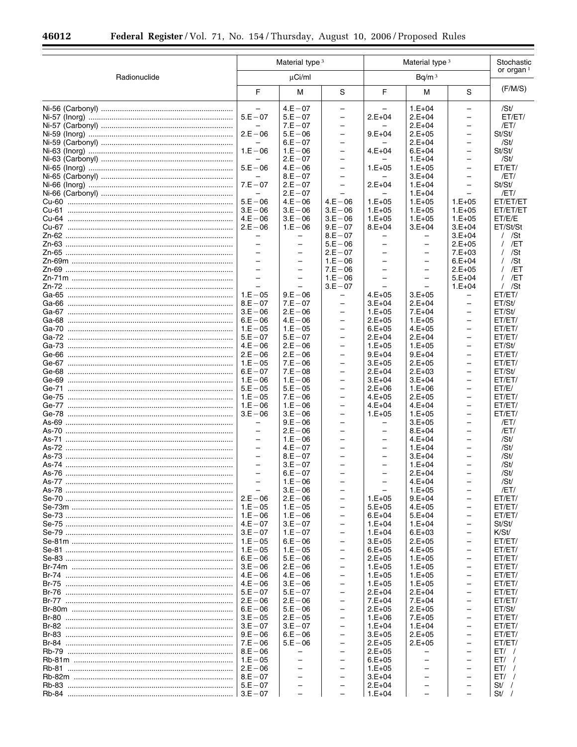| Radionuclide | Material type[3] | | | Material type[3] | | | Stochastic or organ[1] |
|---|---|---|---|---|---|---|---|
| | μCi/ml | | | Bq/m[3] | | | |
| | F | M | S | F | M | S | (F/M/S) |
| Ni-56 (Carbonyl) | – | 4.E−07 | – | – | 1.E+04 | – | /St/ |
| Ni-57 (Inorg) | 5.E−07 | 5.E−07 | – | 2.E+04 | 2.E+04 | – | ET/ET/ |
| Ni-57 (Carbonyl) | – | 7.E−07 | – | – | 2.E+04 | – | /ET/ |
| Ni-59 (Inorg) | 2.E−06 | 5.E−06 | – | 9.E+04 | 2.E+05 | – | St/St/ |
| Ni-59 (Carbonyl) | – | 6.E−07 | – | – | 2.E+04 | – | /St/ |
| Ni-63 (Inorg) | 1.E−06 | 1.E−06 | – | 4.E+04 | 6.E+04 | – | St/St/ |
| Ni-63 (Carbonyl) | – | 2.E−07 | – | – | 1.E+04 | – | /St/ |
| Ni-65 (Inorg) | 5.E−06 | 4.E−06 | – | 1.E+05 | 1.E+05 | – | ET/ET/ |
| Ni-65 (Carbonyl) | – | 8.E−07 | – | – | 3.E+04 | – | /ET/ |
| Ni-66 (Inorg) | 7.E−07 | 2.E−07 | – | 2.E+04 | 1.E+04 | – | St/St/ |
| Ni-66 (Carbonyl) | – | 2.E−07 | – | – | 1.E+04 | – | /ET/ |
| Cu-60 | 5.E−06 | 4.E−06 | 4.E−06 | 1.E+05 | 1.E+05 | 1.E+05 | ET/ET/ET |
| Cu-61 | 3.E−06 | 3.E−06 | 3.E−06 | 1.E+05 | 1.E+05 | 1.E+05 | ET/ET/ET |
| Cu-64 | 4.E−06 | 3.E−06 | 3.E−06 | 1.E+05 | 1.E+05 | 1.E+05 | ET/E/E |
| Cu-67 | 2.E−06 | 1.E−06 | 9.E−07 | 8.E+04 | 3.E+04 | 3.E+04 | ET/St/St |
| Zn-62 | – | – | 8.E−07 | – | – | 3.E+04 | / /St |
| Zn-63 | – | – | 5.E−06 | – | – | 2.E+05 | / /ET |
| Zn-65 | – | – | 2.E−07 | – | – | 7.E+03 | / /St |
| Zn-69m | – | – | 1.E−06 | – | – | 6.E+04 | / /St |
| Zn-69 | – | – | 7.E−06 | – | – | 2.E+05 | / /ET |
| Zn-71m | – | – | 1.E−06 | – | – | 5.E+04 | / /ET |
| Zn-72 | – | – | 3.E−07 | – | – | 1.E+04 | / /St |
| Ga-65 | 1.E−05 | 9.E−06 | – | 4.E+05 | 3.E+05 | – | ET/ET/ |
| Ga-66 | 8.E−07 | 7.E−07 | – | 3.E+04 | 2.E+04 | – | ET/St/ |
| Ga-67 | 3.E−06 | 2.E−06 | – | 1.E+05 | 7.E+04 | – | ET/St/ |
| Ga-68 | 6.E−06 | 4.E−06 | – | 2.E+05 | 1.E+05 | – | ET/ET/ |
| Ga-70 | 1.E−05 | 1.E−05 | – | 6.E+05 | 4.E+05 | – | ET/ET/ |
| Ga-72 | 5.E−07 | 5.E−07 | – | 2.E+04 | 2.E+04 | – | ET/ET/ |
| Ga-73 | 4.E−06 | 2.E−06 | – | 1.E+05 | 1.E+05 | – | ET/St/ |
| Ge-66 | 2.E−06 | 2.E−06 | – | 9.E+04 | 9.E+04 | – | ET/ET/ |
| Ge-67 | 1.E−05 | 7.E−06 | – | 3.E+05 | 2.E+05 | – | ET/ET/ |
| Ge-68 | 6.E−07 | 7.E−08 | – | 2.E+04 | 2.E+03 | – | ET/St/ |
| Ge-69 | 1.E−06 | 1.E−06 | – | 3.E+04 | 3.E+04 | – | ET/ET/ |
| Ge-71 | 5.E−05 | 5.E−05 | – | 2.E+06 | 1.E+06 | – | ET/E/ |
| Ge-75 | 1.E−05 | 7.E−06 | – | 4.E+05 | 2.E+05 | – | ET/ET/ |
| Ge-77 | 1.E−06 | 1.E−06 | – | 4.E+04 | 4.E+04 | – | ET/ET/ |
| Ge-78 | 3.E−06 | 3.E−06 | – | 1.E+05 | 1.E+05 | – | ET/ET/ |
| As-69 | – | 9.E−06 | – | – | 3.E+05 | – | /ET/ |
| As-70 | – | 2.E−06 | – | – | 8.E+04 | – | /ET/ |
| As-71 | – | 1.E−06 | – | – | 4.E+04 | – | /St/ |
| As-72 | – | 4.E−07 | – | – | 1.E+04 | – | /St/ |
| As-73 | – | 8.E−07 | – | – | 3.E+04 | – | /St/ |
| As-74 | – | 3.E−07 | – | – | 1.E+04 | – | /St/ |
| As-76 | – | 6.E−07 | – | – | 2.E+04 | – | /St/ |
| As-77 | – | 1.E−06 | – | – | 4.E+04 | – | /St/ |
| As-78 | – | 3.E−06 | – | – | 1.E+05 | – | /ET/ |
| Se-70 | 2.E−06 | 2.E−06 | – | 1.E+05 | 9.E+04 | – | ET/ET/ |
| Se-73m | 1.E−05 | 1.E−05 | – | 5.E+05 | 4.E+05 | – | ET/ET/ |
| Se-73 | 1.E−06 | 1.E−06 | – | 6.E+04 | 5.E+04 | – | ET/ET/ |
| Se-75 | 4.E−07 | 3.E−07 | – | 1.E+04 | 1.E+04 | – | St/St/ |
| Se-79 | 3.E−07 | 1.E−07 | – | 1.E+04 | 6.E+03 | – | K/St/ |
| Se-81m | 1.E−05 | 6.E−06 | – | 3.E+05 | 2.E+05 | – | ET/ET/ |
| Se-81 | 1.E−05 | 1.E−05 | – | 6.E+05 | 4.E+05 | – | ET/ET/ |
| Se-83 | 6.E−06 | 5.E−06 | – | 2.E+05 | 1.E+05 | – | ET/ET/ |
| Br-74m | 3.E−06 | 2.E−06 | – | 1.E+05 | 1.E+05 | – | ET/ET/ |
| Br-74 | 4.E−06 | 4.E−06 | – | 1.E+05 | 1.E+05 | – | ET/ET/ |
| Br-75 | 4.E−06 | 3.E−06 | – | 1.E+05 | 1.E+05 | – | ET/ET/ |
| Br-76 | 5.E−07 | 5.E−07 | – | 2.E+04 | 2.E+04 | – | ET/ET/ |
| Br-77 | 2.E−06 | 2.E−06 | – | 7.E+04 | 7.E+04 | – | ET/ET/ |
| Br-80m | 6.E−06 | 5.E−06 | – | 2.E+05 | 2.E+05 | – | ET/St/ |
| Br-80 | 3.E−05 | 2.E−05 | – | 1.E+06 | 7.E+05 | – | ET/ET/ |
| Br-82 | 3.E−07 | 3.E−07 | – | 1.E+04 | 1.E+04 | – | ET/ET/ |
| Br-83 | 9.E−06 | 6.E−06 | – | 3.E+05 | 2.E+05 | – | ET/ET/ |
| Br-84 | 7.E−06 | 5.E−06 | – | 2.E+05 | 2.E+05 | – | ET/ET/ |
| Rb-79 | 8.E−06 | – | – | 2.E+05 | – | – | ET/ / |
| Rb-81m | 1.E−05 | – | – | 6.E+05 | – | – | ET/ / |
| Rb-81 | 2.E−06 | – | – | 1.E+05 | – | – | ET/ / |
| Rb-82m | 8.E−07 | – | – | 3.E+04 | – | – | ET/ / |
| Rb-83 | 5.E−07 | – | – | 2.E+04 | – | – | St/ / |
| Rb-84 | 3.E−07 | – | – | 1.E+04 | – | – | St/ / |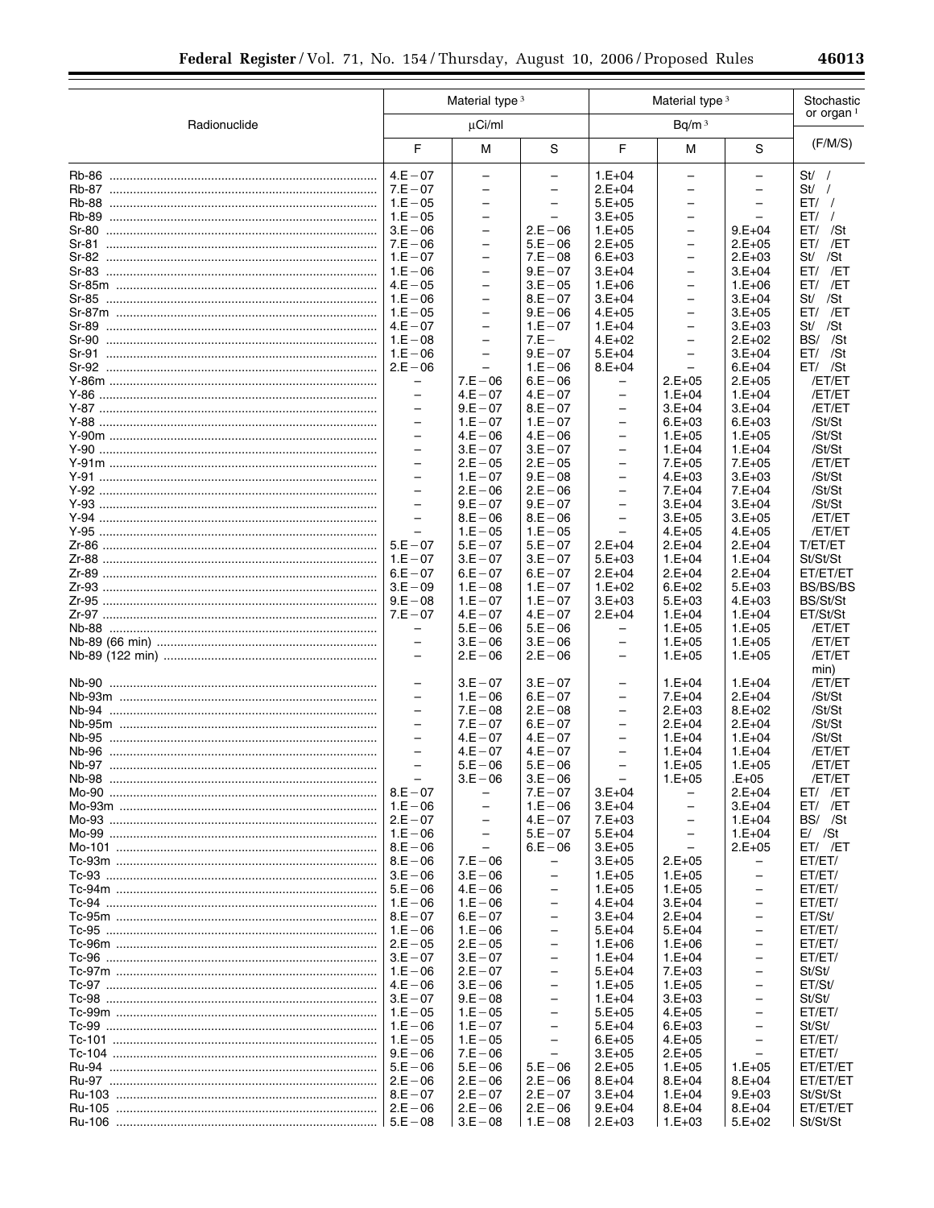| Radionuclide | Material type[3] µCi/ml | | | Material type[3] Bq/m[3] | | | Stochastic or organ[1] |
|---|---|---|---|---|---|---|---|
| | F | M | S | F | M | S | (F/M/S) |
| Rb-86 | 4.E−07 | – | – | 1.E+04 | – | – | St/ / |
| Rb-87 | 7.E−07 | – | – | 2.E+04 | – | – | St/ / |
| Rb-88 | 1.E−05 | – | – | 5.E+05 | – | – | ET/ / |
| Rb-89 | 1.E−05 | – | – | 3.E+05 | – | – | ET/ / |
| Sr-80 | 3.E−06 | – | 2.E−06 | 1.E+05 | – | 9.E+04 | ET/ /St |
| Sr-81 | 7.E−06 | – | 5.E−06 | 2.E+05 | – | 2.E+05 | ET/ /ET |
| Sr-82 | 1.E−07 | – | 7.E−08 | 6.E+03 | – | 2.E+03 | St/ /St |
| Sr-83 | 1.E−06 | – | 9.E−07 | 3.E+04 | – | 3.E+04 | ET/ /ET |
| Sr-85m | 4.E−05 | – | 3.E−05 | 1.E+06 | – | 1.E+06 | ET/ /ET |
| Sr-85 | 1.E−06 | – | 8.E−07 | 3.E+04 | – | 3.E+04 | St/ /St |
| Sr-87m | 1.E−05 | – | 9.E−06 | 4.E+05 | – | 3.E+05 | ET/ /ET |
| Sr-89 | 4.E−07 | – | 1.E−07 | 1.E+04 | – | 3.E+03 | St/ /St |
| Sr-90 | 1.E−08 | – | 7.E− | 4.E+02 | – | 2.E+02 | BS/ /St |
| Sr-91 | 1.E−06 | – | 9.E−07 | 5.E+04 | – | 3.E+04 | ET/ /St |
| Sr-92 | 2.E−06 | – | 1.E−06 | 8.E+04 | – | 6.E+04 | ET/ /St |
| Y-86m | – | 7.E−06 | 6.E−06 | – | 2.E+05 | 2.E+05 | /ET/ET |
| Y-86 | – | 4.E−07 | 4.E−07 | – | 1.E+04 | 1.E+04 | /ET/ET |
| Y-87 | – | 9.E−07 | 8.E−07 | – | 3.E+04 | 3.E+04 | /ET/ET |
| Y-88 | – | 1.E−07 | 1.E−07 | – | 6.E+03 | 6.E+03 | /St/St |
| Y-90m | – | 4.E−06 | 4.E−06 | – | 1.E+05 | 1.E+05 | /St/St |
| Y-90 | – | 3.E−07 | 3.E−07 | – | 1.E+04 | 1.E+04 | /St/St |
| Y-91m | – | 2.E−05 | 2.E−05 | – | 7.E+05 | 7.E+05 | /ET/ET |
| Y-91 | – | 1.E−07 | 9.E−08 | – | 4.E+03 | 3.E+03 | /St/St |
| Y-92 | – | 2.E−06 | 2.E−06 | – | 7.E+04 | 7.E+04 | /St/St |
| Y-93 | – | 9.E−07 | 9.E−07 | – | 3.E+04 | 3.E+04 | /St/St |
| Y-94 | – | 8.E−06 | 8.E−06 | – | 3.E+05 | 3.E+05 | /ET/ET |
| Y-95 | – | 1.E−05 | 1.E−05 | – | 4.E+05 | 4.E+05 | /ET/ET |
| Zr-86 | 5.E−07 | 5.E−07 | 5.E−07 | 2.E+04 | 2.E+04 | 2.E+04 | T/ET/ET |
| Zr-88 | 1.E−07 | 3.E−07 | 3.E−07 | 5.E+03 | 1.E+04 | 1.E+04 | St/St/St |
| Zr-89 | 6.E−07 | 6.E−07 | 6.E−07 | 2.E+04 | 2.E+04 | 2.E+04 | ET/ET/ET |
| Zr-93 | 3.E−09 | 1.E−08 | 1.E−07 | 1.E+02 | 6.E+02 | 5.E+03 | BS/BS/BS |
| Zr-95 | 9.E−08 | 1.E−07 | 1.E−07 | 3.E+03 | 5.E+03 | 4.E+03 | BS/St/St |
| Zr-97 | 7.E−07 | 4.E−07 | 4.E−07 | 2.E+04 | 1.E+04 | 1.E+04 | ET/St/St |
| Nb-88 | – | 5.E−06 | 5.E−06 | – | 1.E+05 | 1.E+05 | /ET/ET |
| Nb-89 (66 min) | – | 3.E−06 | 3.E−06 | – | 1.E+05 | 1.E+05 | /ET/ET |
| Nb-89 (122 min) | – | 2.E−06 | 2.E−06 | – | 1.E+05 | 1.E+05 | /ET/ET min) |
| Nb-90 | – | 3.E−07 | 3.E−07 | – | 1.E+04 | 1.E+04 | /ET/ET |
| Nb-93m | – | 1.E−06 | 6.E−07 | – | 7.E+04 | 2.E+04 | /St/St |
| Nb-94 | – | 7.E−08 | 2.E−08 | – | 2.E+03 | 8.E+02 | /St/St |
| Nb-95m | – | 7.E−07 | 6.E−07 | – | 2.E+04 | 2.E+04 | /St/St |
| Nb-95 | – | 4.E−07 | 4.E−07 | – | 1.E+04 | 1.E+04 | /St/St |
| Nb-96 | – | 4.E−07 | 4.E−07 | – | 1.E+04 | 1.E+04 | /ET/ET |
| Nb-97 | – | 5.E−06 | 5.E−06 | – | 1.E+05 | 1.E+05 | /ET/ET |
| Nb-98 | – | 3.E−06 | 3.E−06 | – | 1.E+05 | .E+05 | /ET/ET |
| Mo-90 | 8.E−07 | – | 7.E−07 | 3.E+04 | – | 2.E+04 | ET/ /ET |
| Mo-93m | 1.E−06 | – | 1.E−06 | 3.E+04 | – | 3.E+04 | ET/ /ET |
| Mo-93 | 2.E−07 | – | 4.E−07 | 7.E+03 | – | 1.E+04 | BS/ /St |
| Mo-99 | 1.E−06 | – | 5.E−07 | 5.E+04 | – | 1.E+04 | E/ /St |
| Mo-101 | 8.E−06 | – | 6.E−06 | 3.E+05 | – | 2.E+05 | ET/ /ET |
| Tc-93m | 8.E−06 | 7.E−06 | – | 3.E+05 | 2.E+05 | – | ET/ET/ |
| Tc-93 | 3.E−06 | 3.E−06 | – | 1.E+05 | 1.E+05 | – | ET/ET/ |
| Tc-94m | 5.E−06 | 4.E−06 | – | 1.E+05 | 1.E+05 | – | ET/ET/ |
| Tc-94 | 1.E−06 | 1.E−06 | – | 4.E+04 | 3.E+04 | – | ET/ET/ |
| Tc-95m | 8.E−07 | 6.E−07 | – | 3.E+04 | 2.E+04 | – | ET/St/ |
| Tc-95 | 1.E−06 | 1.E−06 | – | 5.E+04 | 5.E+04 | – | ET/ET/ |
| Tc-96m | 2.E−05 | 2.E−05 | – | 1.E+06 | 1.E+06 | – | ET/ET/ |
| Tc-96 | 3.E−07 | 3.E−07 | – | 1.E+04 | 1.E+04 | – | ET/ET/ |
| Tc-97m | 1.E−06 | 2.E−07 | – | 5.E+04 | 7.E+03 | – | St/St/ |
| Tc-97 | 4.E−06 | 3.E−06 | – | 1.E+05 | 1.E+05 | – | ET/St/ |
| Tc-98 | 3.E−07 | 9.E−08 | – | 1.E+04 | 3.E+03 | – | St/St/ |
| Tc-99m | 1.E−05 | 1.E−05 | – | 5.E+05 | 4.E+05 | – | ET/ET/ |
| Tc-99 | 1.E−06 | 1.E−07 | – | 5.E+04 | 6.E+03 | – | St/St/ |
| Tc-101 | 1.E−05 | 1.E−05 | – | 6.E+05 | 4.E+05 | – | ET/ET/ |
| Tc-104 | 9.E−06 | 7.E−06 | – | 3.E+05 | 2.E+05 | – | ET/ET/ |
| Ru-94 | 5.E−06 | 5.E−06 | 5.E−06 | 2.E+05 | 1.E+05 | 1.E+05 | ET/ET/ET |
| Ru-97 | 2.E−06 | 2.E−06 | 2.E−06 | 8.E+04 | 8.E+04 | 8.E+04 | ET/ET/ET |
| Ru-103 | 8.E−07 | 2.E−07 | 2.E−07 | 3.E+04 | 1.E+04 | 9.E+03 | St/St/St |
| Ru-105 | 2.E−06 | 2.E−06 | 2.E−06 | 9.E+04 | 8.E+04 | 8.E+04 | ET/ET/ET |
| Ru-106 | 5.E−08 | 3.E−08 | 1.E−08 | 2.E+03 | 1.E+03 | 5.E+02 | St/St/St |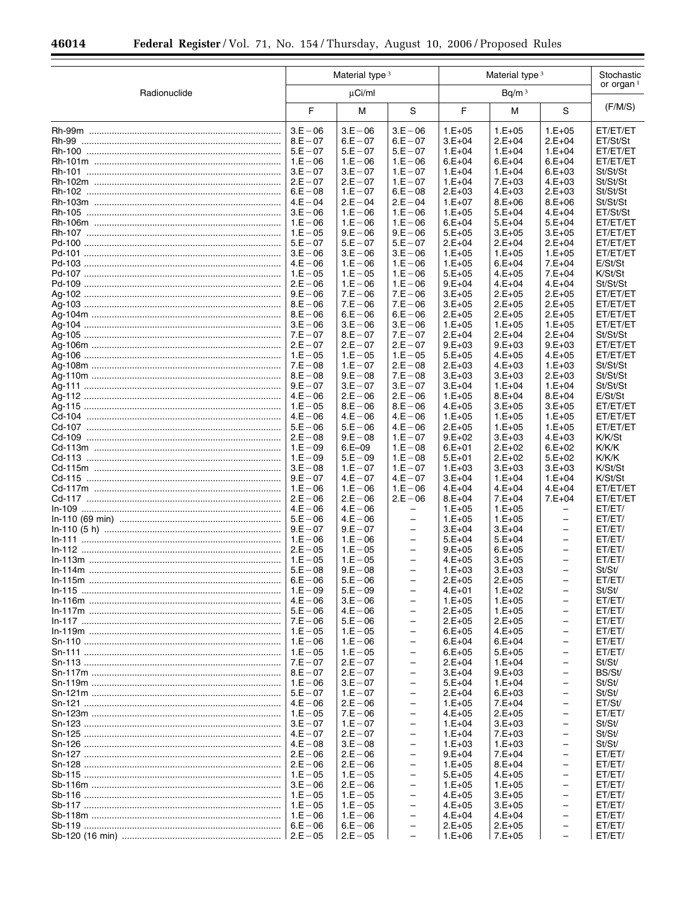| Radionuclide | Material type[3] | | | Material type[3] | | | Stochastic or organ[1] |
|---|---|---|---|---|---|---|---|
| | µCi/ml | | | Bq/m[3] | | | |
| | F | M | S | F | M | S | (F/M/S) |
| Rh-99m | 3.E−06 | 3.E−06 | 3.E−06 | 1.E+05 | 1.E+05 | 1.E+05 | ET/ET/ET |
| Rh-99 | 8.E−07 | 6.E−07 | 6.E−07 | 3.E+04 | 2.E+04 | 2.E+04 | ET/St/St |
| Rh-100 | 5.E−07 | 5.E−07 | 5.E−07 | 1.E+04 | 1.E+04 | 1.E+04 | ET/ET/ET |
| Rh-101m | 1.E−06 | 1.E−06 | 1.E−06 | 6.E+04 | 6.E+04 | 6.E+04 | ET/ET/ET |
| Rh-101 | 3.E−07 | 3.E−07 | 1.E−07 | 1.E+04 | 1.E+04 | 6.E+03 | St/St/St |
| Rh-102m | 2.E−07 | 2.E−07 | 1.E−07 | 1.E+04 | 7.E+03 | 4.E+03 | St/St/St |
| Rh-102 | 6.E−08 | 1.E−07 | 6.E−08 | 2.E+03 | 4.E+03 | 2.E+03 | St/St/St |
| Rh-103m | 4.E−04 | 2.E−04 | 2.E−04 | 1.E+07 | 8.E+06 | 8.E+06 | St/St/St |
| Rh-105 | 3.E−06 | 1.E−06 | 1.E−06 | 1.E+05 | 5.E+04 | 4.E+04 | ET/St/St |
| Rh-106m | 1.E−06 | 1.E−06 | 1.E−06 | 6.E+04 | 5.E+04 | 5.E+04 | ET/ET/ET |
| Rh-107 | 1.E−05 | 9.E−06 | 9.E−06 | 5.E+05 | 3.E+05 | 3.E+05 | ET/ET/ET |
| Pd-100 | 5.E−07 | 5.E−07 | 5.E−07 | 2.E+04 | 2.E+04 | 2.E+04 | ET/ET/ET |
| Pd-101 | 3.E−06 | 3.E−06 | 3.E−06 | 1.E+05 | 1.E+05 | 1.E+05 | ET/ET/ET |
| Pd-103 | 4.E−06 | 1.E−06 | 1.E−06 | 1.E+05 | 6.E+04 | 7.E+04 | E/St/St |
| Pd-107 | 1.E−05 | 1.E−05 | 1.E−06 | 5.E+05 | 4.E+05 | 7.E+04 | K/St/St |
| Pd-109 | 2.E−06 | 1.E−06 | 1.E−06 | 9.E+04 | 4.E+04 | 4.E+04 | St/St/St |
| Ag-102 | 9.E−06 | 7.E−06 | 7.E−06 | 3.E+05 | 2.E+05 | 2.E+05 | ET/ET/ET |
| Ag-103 | 8.E−06 | 7.E−06 | 7.E−06 | 3.E+05 | 2.E+05 | 2.E+05 | ET/ET/ET |
| Ag-104m | 8.E−06 | 6.E−06 | 6.E−06 | 2.E+05 | 2.E+05 | 2.E+05 | ET/ET/ET |
| Ag-104 | 3.E−06 | 3.E−06 | 3.E−06 | 1.E+05 | 1.E+05 | 1.E+05 | ET/ET/ET |
| Ag-105 | 7.E−07 | 8.E−07 | 7.E−07 | 2.E+04 | 2.E+04 | 2.E+04 | St/St/St |
| Ag-106m | 2.E−07 | 2.E−07 | 2.E−07 | 9.E+03 | 9.E+03 | 9.E+03 | ET/ET/ET |
| Ag-106 | 1.E−05 | 1.E−05 | 1.E−05 | 5.E+05 | 4.E+05 | 4.E+05 | ET/ET/ET |
| Ag-108m | 7.E−08 | 1.E−07 | 2.E−08 | 2.E+03 | 4.E+03 | 1.E+03 | St/St/St |
| Ag-110m | 8.E−08 | 9.E−08 | 7.E−08 | 3.E+03 | 3.E+03 | 2.E+03 | St/St/St |
| Ag-111 | 9.E−07 | 3.E−07 | 3.E−07 | 3.E+04 | 1.E+04 | 1.E+04 | St/St/St |
| Ag-112 | 4.E−06 | 2.E−06 | 2.E−06 | 1.E+05 | 8.E+04 | 8.E+04 | E/St/St |
| Ag-115 | 1.E−05 | 8.E−06 | 8.E−06 | 4.E+05 | 3.E+05 | 3.E+05 | ET/ET/ET |
| Cd-104 | 4.E−06 | 4.E−06 | 4.E−06 | 1.E+05 | 1.E+05 | 1.E+05 | ET/ET/ET |
| Cd-107 | 5.E−06 | 5.E−06 | 4.E−06 | 2.E+05 | 1.E+05 | 1.E+05 | ET/ET/ET |
| Cd-109 | 2.E−08 | 9.E−08 | 1.E−07 | 9.E+02 | 3.E+03 | 4.E+03 | K/K/St |
| Cd-113m | 1.E−09 | 6.E–09 | 1.E−08 | 6.E+01 | 2.E+02 | 6.E+02 | K/K/K |
| Cd-113 | 1.E−09 | 5.E−09 | 1.E−08 | 5.E+01 | 2.E+02 | 5.E+02 | K/K/K |
| Cd-115m | 3.E−08 | 1.E−07 | 1.E−07 | 1.E+03 | 3.E+03 | 3.E+03 | K/St/St |
| Cd-115 | 9.E−07 | 4.E−07 | 4.E−07 | 3.E+04 | 1.E+04 | 1.E+04 | K/St/St |
| Cd-117m | 1.E−06 | 1.E−06 | 1.E−06 | 4.E+04 | 4.E+04 | 4.E+04 | ET/ET/ET |
| Cd-117 | 2.E−06 | 2.E−06 | 2.E−06 | 8.E+04 | 7.E+04 | 7.E+04 | ET/ET/ET |
| In-109 | 4.E−06 | 4.E−06 | – | 1.E+05 | 1.E+05 | – | ET/ET/ |
| In-110 (69 min) | 5.E−06 | 4.E−06 | – | 1.E+05 | 1.E+05 | – | ET/ET/ |
| In-110 (5 h) | 9.E−07 | 9.E−07 | – | 3.E+04 | 3.E+04 | – | ET/ET/ |
| In-111 | 1.E−06 | 1.E−06 | – | 5.E+04 | 5.E+04 | – | ET/ET/ |
| In-112 | 2.E−05 | 1.E−05 | – | 9.E+05 | 6.E+05 | – | ET/ET/ |
| In-113m | 1.E−05 | 1.E−05 | – | 4.E+05 | 3.E+05 | – | ET/ET/ |
| In-114m | 5.E−08 | 9.E−08 | – | 1.E+03 | 3.E+03 | – | St/St/ |
| In-115m | 6.E−06 | 5.E−06 | – | 2.E+05 | 2.E+05 | – | ET/ET/ |
| In-115 | 1.E−09 | 5.E−09 | – | 4.E+01 | 1.E+02 | – | St/St/ |
| In-116m | 4.E−06 | 3.E−06 | – | 1.E+05 | 1.E+05 | – | ET/ET/ |
| In-117m | 5.E−06 | 4.E−06 | – | 2.E+05 | 1.E+05 | – | ET/ET/ |
| In-117 | 7.E−06 | 5.E−06 | – | 2.E+05 | 2.E+05 | – | ET/ET/ |
| In-119m | 1.E−05 | 1.E−05 | – | 6.E+05 | 4.E+05 | – | ET/ET/ |
| Sn-110 | 1.E−06 | 1.E−06 | – | 6.E+04 | 6.E+04 | – | ET/ET/ |
| Sn-111 | 1.E−05 | 1.E−05 | – | 6.E+05 | 5.E+05 | – | ET/ET/ |
| Sn-113 | 7.E−07 | 2.E−07 | – | 2.E+04 | 1.E+04 | – | St/St/ |
| Sn-117m | 8.E−07 | 2.E−07 | – | 3.E+04 | 9.E+03 | – | BS/St/ |
| Sn-119m | 1.E−06 | 3.E−07 | – | 5.E+04 | 1.E+04 | – | St/St/ |
| Sn-121m | 5.E−07 | 1.E−07 | – | 2.E+04 | 6.E+03 | – | St/St/ |
| Sn-121 | 4.E−06 | 2.E−06 | – | 1.E+05 | 7.E+04 | – | ET/St/ |
| Sn-123m | 1.E−05 | 7.E−06 | – | 4.E+05 | 2.E+05 | – | ET/ET/ |
| Sn-123 | 3.E−07 | 1.E−07 | – | 1.E+04 | 3.E+03 | – | St/St/ |
| Sn-125 | 4.E−07 | 2.E−07 | – | 1.E+04 | 7.E+03 | – | St/St/ |
| Sn-126 | 4.E−08 | 3.E−08 | – | 1.E+03 | 1.E+03 | – | St/St/ |
| Sn-127 | 2.E−06 | 2.E−06 | – | 9.E+04 | 7.E+04 | – | ET/ET/ |
| Sn-128 | 2.E−06 | 2.E−06 | – | 1.E+05 | 8.E+04 | – | ET/ET/ |
| Sb-115 | 1.E−05 | 1.E−05 | – | 5.E+05 | 4.E+05 | – | ET/ET/ |
| Sb-116m | 3.E−06 | 2.E−06 | – | 1.E+05 | 1.E+05 | – | ET/ET/ |
| Sb-116 | 1.E−05 | 1.E−05 | – | 4.E+05 | 3.E+05 | – | ET/ET/ |
| Sb-117 | 1.E−05 | 1.E−05 | – | 4.E+05 | 3.E+05 | – | ET/ET/ |
| Sb-118m | 1.E−06 | 1.E−06 | – | 4.E+04 | 4.E+04 | – | ET/ET/ |
| Sb-119 | 6.E−06 | 6.E−06 | – | 2.E+05 | 2.E+05 | – | ET/ET/ |
| Sb-120 (16 min) | 2.E−05 | 2.E−05 | – | 1.E+06 | 7.E+05 | – | ET/ET/ |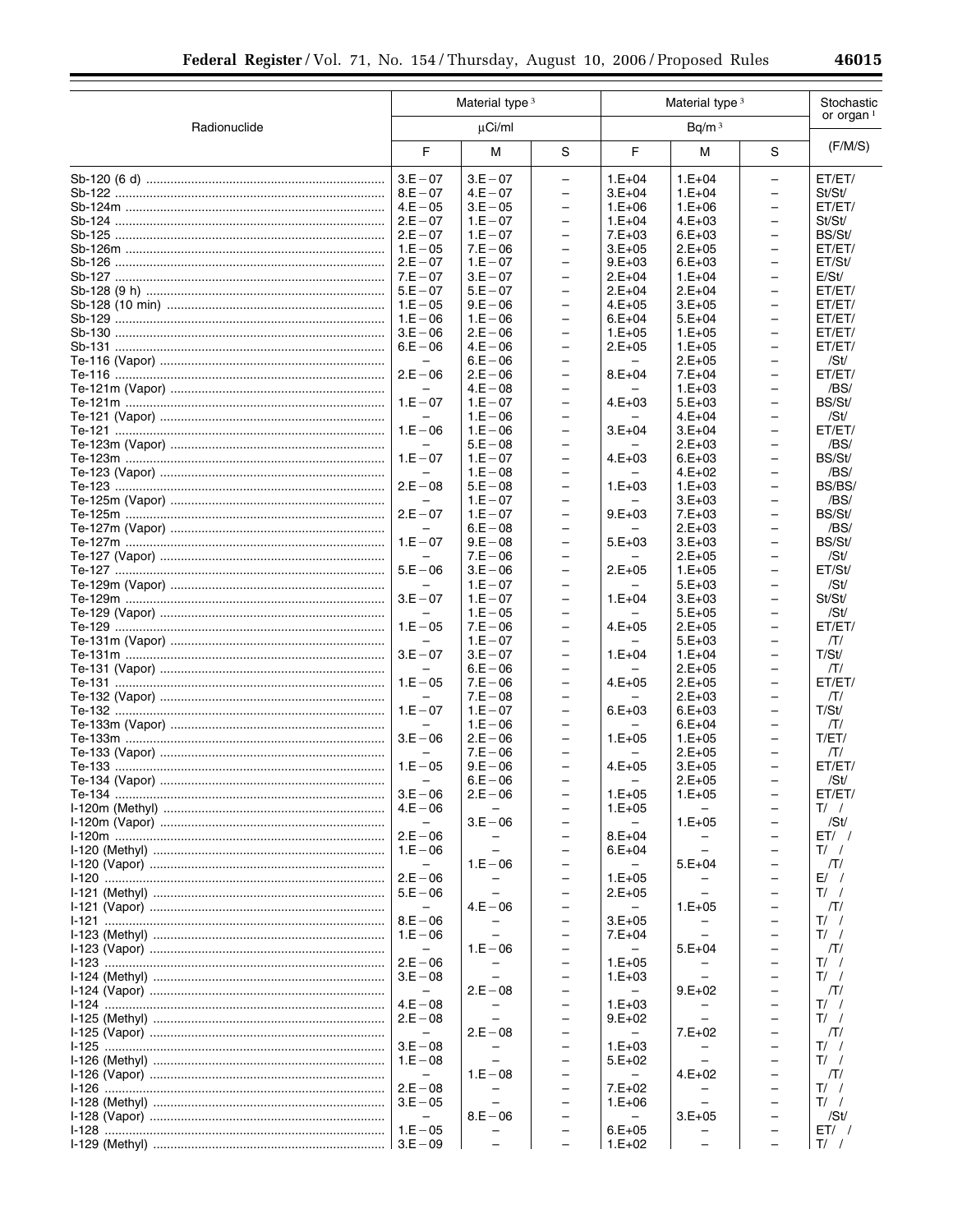| Radionuclide | Material type[3] µCi/ml | | | Material type[3] Bq/m[3] | | | Stochastic or organ[1] |
|---|---|---|---|---|---|---|---|
| | F | M | S | F | M | S | (F/M/S) |
| Sb-120 (6 d) | 3.E−07 | 3.E−07 | – | 1.E+04 | 1.E+04 | – | ET/ET/ |
| Sb-122 | 8.E−07 | 4.E−07 | – | 3.E+04 | 1.E+04 | – | St/St/ |
| Sb-124m | 4.E−05 | 3.E−05 | – | 1.E+06 | 1.E+06 | – | ET/ET/ |
| Sb-124 | 2.E−07 | 1.E−07 | – | 1.E+04 | 4.E+03 | – | St/St/ |
| Sb-125 | 2.E−07 | 1.E−07 | – | 7.E+03 | 6.E+03 | – | BS/St/ |
| Sb-126m | 1.E−05 | 7.E−06 | – | 3.E+05 | 2.E+05 | – | ET/ET/ |
| Sb-126 | 2.E−07 | 1.E−07 | – | 9.E+03 | 6.E+03 | – | ET/St/ |
| Sb-127 | 7.E−07 | 3.E−07 | – | 2.E+04 | 1.E+04 | – | E/St/ |
| Sb-128 (9 h) | 5.E−07 | 5.E−07 | – | 2.E+04 | 2.E+04 | – | ET/ET/ |
| Sb-128 (10 min) | 1.E−05 | 9.E−06 | – | 4.E+05 | 3.E+05 | – | ET/ET/ |
| Sb-129 | 1.E−06 | 1.E−06 | – | 6.E+04 | 5.E+04 | – | ET/ET/ |
| Sb-130 | 3.E−06 | 2.E−06 | – | 1.E+05 | 1.E+05 | – | ET/ET/ |
| Sb-131 | 6.E−06 | 4.E−06 | – | 2.E+05 | 1.E+05 | – | ET/ET/ |
| Te-116 (Vapor) | – | 6.E−06 | – | – | 2.E+05 | – | /St/ |
| Te-116 | 2.E−06 | 2.E−06 | – | 8.E+04 | 7.E+04 | – | ET/ET/ |
| Te-121m (Vapor) | – | 4.E−08 | – | – | 1.E+03 | – | /BS/ |
| Te-121m | 1.E−07 | 1.E−07 | – | 4.E+03 | 5.E+03 | – | BS/St/ |
| Te-121 (Vapor) | – | 1.E−06 | – | – | 4.E+04 | – | /St/ |
| Te-121 | 1.E−06 | 1.E−06 | – | 3.E+04 | 3.E+04 | – | ET/ET/ |
| Te-123m (Vapor) | – | 5.E−08 | – | – | 2.E+03 | – | /BS/ |
| Te-123m | 1.E−07 | 1.E−07 | – | 4.E+03 | 6.E+03 | – | BS/St/ |
| Te-123 (Vapor) | – | 1.E−08 | – | – | 4.E+02 | – | /BS/ |
| Te-123 | 2.E−08 | 5.E−08 | – | 1.E+03 | 1.E+03 | – | BS/BS/ |
| Te-125m (Vapor) | – | 1.E−07 | – | – | 3.E+03 | – | /BS/ |
| Te-125m | 2.E−07 | 1.E−07 | – | 9.E+03 | 7.E+03 | – | BS/St/ |
| Te-127m (Vapor) | – | 6.E−08 | – | – | 2.E+03 | – | /BS/ |
| Te-127m | 1.E−07 | 9.E−08 | – | 5.E+03 | 3.E+03 | – | BS/St/ |
| Te-127 (Vapor) | – | 7.E−06 | – | – | 2.E+05 | – | /St/ |
| Te-127 | 5.E−06 | 3.E−06 | – | 2.E+05 | 1.E+05 | – | ET/St/ |
| Te-129m (Vapor) | – | 1.E−07 | – | – | 5.E+03 | – | /St/ |
| Te-129m | 3.E−07 | 1.E−07 | – | 1.E+04 | 3.E+03 | – | St/St/ |
| Te-129 (Vapor) | – | 1.E−05 | – | – | 5.E+05 | – | /St/ |
| Te-129 | 1.E−05 | 7.E−06 | – | 4.E+05 | 2.E+05 | – | ET/ET/ |
| Te-131m (Vapor) | – | 1.E−07 | – | – | 5.E+03 | – | /T/ |
| Te-131m | 3.E−07 | 3.E−07 | – | 1.E+04 | 1.E+04 | – | T/St/ |
| Te-131 (Vapor) | – | 6.E−06 | – | – | 2.E+05 | – | /T/ |
| Te-131 | 1.E−05 | 7.E−06 | – | 4.E+05 | 2.E+05 | – | ET/ET/ |
| Te-132 (Vapor) | – | 7.E−08 | – | – | 2.E+03 | – | /T/ |
| Te-132 | 1.E−07 | 1.E−07 | – | 6.E+03 | 6.E+03 | – | T/St/ |
| Te-133m (Vapor) | – | 1.E−06 | – | – | 6.E+04 | – | /T/ |
| Te-133m | 3.E−06 | 2.E−06 | – | 1.E+05 | 1.E+05 | – | T/ET/ |
| Te-133 (Vapor) | – | 7.E−06 | – | – | 2.E+05 | – | /T/ |
| Te-133 | 1.E−05 | 9.E−06 | – | 4.E+05 | 3.E+05 | – | ET/ET/ |
| Te-134 (Vapor) | – | 6.E−06 | – | – | 2.E+05 | – | /St/ |
| Te-134 | 3.E−06 | 2.E−06 | – | 1.E+05 | 1.E+05 | – | ET/ET/ |
| I-120m (Methyl) | 4.E−06 | – | – | 1.E+05 | – | – | T/ / |
| I-120m (Vapor) | – | 3.E−06 | – | – | 1.E+05 | – | /St/ |
| I-120m | 2.E−06 | – | – | 8.E+04 | – | – | ET/ / |
| I-120 (Methyl) | 1.E−06 | – | – | 6.E+04 | – | – | T/ / |
| I-120 (Vapor) | – | 1.E−06 | – | – | 5.E+04 | – | /T/ |
| I-120 | 2.E−06 | – | – | 1.E+05 | – | – | E/ / |
| I-121 (Methyl) | 5.E−06 | – | – | 2.E+05 | – | – | T/ / |
| I-121 (Vapor) | – | 4.E−06 | – | – | 1.E+05 | – | /T/ |
| I-121 | 8.E−06 | – | – | 3.E+05 | – | – | T/ / |
| I-123 (Methyl) | 1.E−06 | – | – | 7.E+04 | – | – | T/ / |
| I-123 (Vapor) | – | 1.E−06 | – | – | 5.E+04 | – | /T/ |
| I-123 | 2.E−06 | – | – | 1.E+05 | – | – | T/ / |
| I-124 (Methyl) | 3.E−08 | – | – | 1.E+03 | – | – | T/ / |
| I-124 (Vapor) | – | 2.E−08 | – | – | 9.E+02 | – | /T/ |
| I-124 | 4.E−08 | – | – | 1.E+03 | – | – | T/ / |
| I-125 (Methyl) | 2.E−08 | – | – | 9.E+02 | – | – | T/ / |
| I-125 (Vapor) | – | 2.E−08 | – | – | 7.E+02 | – | /T/ |
| I-125 | 3.E−08 | – | – | 1.E+03 | – | – | T/ / |
| I-126 (Methyl) | 1.E−08 | – | – | 5.E+02 | – | – | T/ / |
| I-126 (Vapor) | – | 1.E−08 | – | – | 4.E+02 | – | /T/ |
| I-126 | 2.E−08 | – | – | 7.E+02 | – | – | T/ / |
| I-128 (Methyl) | 3.E−05 | – | – | 1.E+06 | – | – | T/ / |
| I-128 (Vapor) | – | 8.E−06 | – | – | 3.E+05 | – | /St/ |
| I-128 | 1.E−05 | – | – | 6.E+05 | – | – | ET/ / |
| I-129 (Methyl) | 3.E−09 | – | – | 1.E+02 | – | – | T/ / |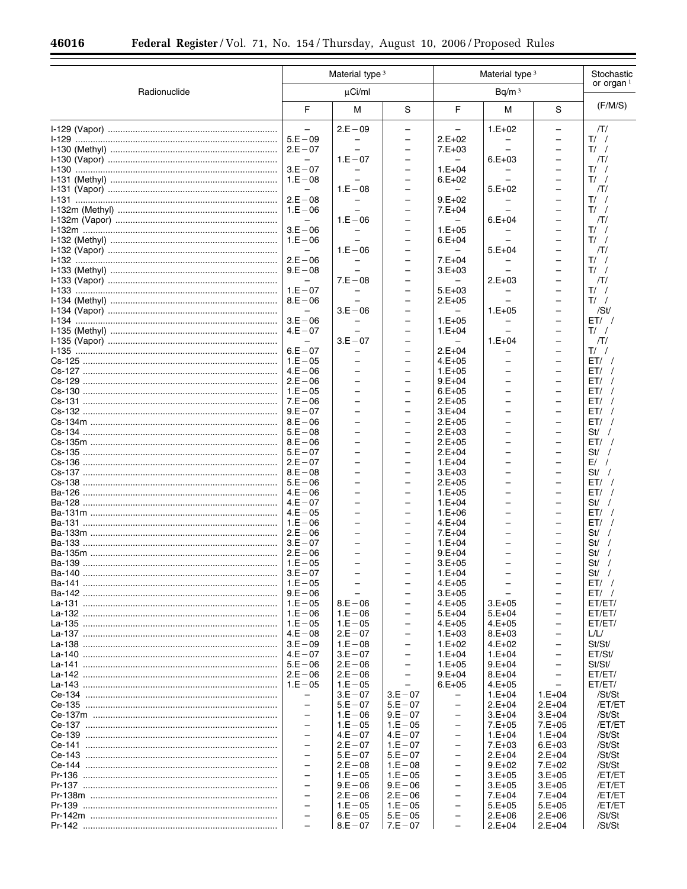| Radionuclide | Material type [3] | | | Material type [3] | | | Stochastic or organ [1] |
|---|---|---|---|---|---|---|---|
| | μCi/ml | | | Bq/m [3] | | | |
| | F | M | S | F | M | S | (F/M/S) |
| I-129 (Vapor) | – | 2.E−09 | – | – | 1.E+02 | – | /T/ |
| I-129 | 5.E−09 | – | – | 2.E+02 | – | – | T/ / |
| I-130 (Methyl) | 2.E−07 | – | – | 7.E+03 | – | – | T/ / |
| I-130 (Vapor) | – | 1.E−07 | – | – | 6.E+03 | – | /T/ |
| I-130 | 3.E−07 | – | – | 1.E+04 | – | – | T/ / |
| I-131 (Methyl) | 1.E−08 | – | – | 6.E+02 | – | – | T/ / |
| I-131 (Vapor) | – | 1.E−08 | – | – | 5.E+02 | – | /T/ |
| I-131 | 2.E−08 | – | – | 9.E+02 | – | – | T/ / |
| I-132m (Methyl) | 1.E−06 | – | – | 7.E+04 | – | – | T/ / |
| I-132m (Vapor) | – | 1.E−06 | – | – | 6.E+04 | – | /T/ |
| I-132m | 3.E−06 | – | – | 1.E+05 | – | – | T/ / |
| I-132 (Methyl) | 1.E−06 | – | – | 6.E+04 | – | – | T/ / |
| I-132 (Vapor) | – | 1.E−06 | – | – | 5.E+04 | – | /T/ |
| I-132 | 2.E−06 | – | – | 7.E+04 | – | – | T/ / |
| I-133 (Methyl) | 9.E−08 | – | – | 3.E+03 | – | – | T/ / |
| I-133 (Vapor) | – | 7.E−08 | – | – | 2.E+03 | – | /T/ |
| I-133 | 1.E−07 | – | – | 5.E+03 | – | – | T/ / |
| I-134 (Methyl) | 8.E−06 | – | – | 2.E+05 | – | – | T/ / |
| I-134 (Vapor) | – | 3.E−06 | – | – | 1.E+05 | – | /St/ |
| I-134 | 3.E−06 | – | – | 1.E+05 | – | – | ET/ / |
| I-135 (Methyl) | 4.E−07 | – | – | 1.E+04 | – | – | T/ / |
| I-135 (Vapor) | – | 3.E−07 | – | – | 1.E+04 | – | /T/ |
| I-135 | 6.E−07 | – | – | 2.E+04 | – | – | T/ / |
| Cs-125 | 1.E−05 | – | – | 4.E+05 | – | – | ET/ / |
| Cs-127 | 4.E−06 | – | – | 1.E+05 | – | – | ET/ / |
| Cs-129 | 2.E−06 | – | – | 9.E+04 | – | – | ET/ / |
| Cs-130 | 1.E−05 | – | – | 6.E+05 | – | – | ET/ / |
| Cs-131 | 7.E−06 | – | – | 2.E+05 | – | – | ET/ / |
| Cs-132 | 9.E−07 | – | – | 3.E+04 | – | – | ET/ / |
| Cs-134m | 8.E−06 | – | – | 2.E+05 | – | – | ET/ / |
| Cs-134 | 5.E−08 | – | – | 2.E+03 | – | – | St/ / |
| Cs-135m | 8.E−06 | – | – | 2.E+05 | – | – | ET/ / |
| Cs-135 | 5.E−07 | – | – | 2.E+04 | – | – | St/ / |
| Cs-136 | 2.E−07 | – | – | 1.E+04 | – | – | E/ / |
| Cs-137 | 8.E−08 | – | – | 3.E+03 | – | – | St/ / |
| Cs-138 | 5.E−06 | – | – | 2.E+05 | – | – | ET/ / |
| Ba-126 | 4.E−06 | – | – | 1.E+05 | – | – | ET/ / |
| Ba-128 | 4.E−07 | – | – | 1.E+04 | – | – | St/ / |
| Ba-131m | 4.E−05 | – | – | 1.E+06 | – | – | ET/ / |
| Ba-131 | 1.E−06 | – | – | 4.E+04 | – | – | ET/ / |
| Ba-133m | 2.E−06 | – | – | 7.E+04 | – | – | St/ / |
| Ba-133 | 3.E−07 | – | – | 1.E+04 | – | – | St/ / |
| Ba-135m | 2.E−06 | – | – | 9.E+04 | – | – | St/ / |
| Ba-139 | 1.E−05 | – | – | 3.E+05 | – | – | St/ / |
| Ba-140 | 3.E−07 | – | – | 1.E+04 | – | – | St/ / |
| Ba-141 | 1.E−05 | – | – | 4.E+05 | – | – | ET/ / |
| Ba-142 | 9.E−06 | – | – | 3.E+05 | – | – | ET/ / |
| La-131 | 1.E−05 | 8.E−06 | – | 4.E+05 | 3.E+05 | – | ET/ET/ |
| La-132 | 1.E−06 | 1.E−06 | – | 5.E+04 | 5.E+04 | – | ET/ET/ |
| La-135 | 1.E−05 | 1.E−05 | – | 4.E+05 | 4.E+05 | – | ET/ET/ |
| La-137 | 4.E−08 | 2.E−07 | – | 1.E+03 | 8.E+03 | – | L/L/ |
| La-138 | 3.E−09 | 1.E−08 | – | 1.E+02 | 4.E+02 | – | St/St/ |
| La-140 | 4.E−07 | 3.E−07 | – | 1.E+04 | 1.E+04 | – | ET/St/ |
| La-141 | 5.E−06 | 2.E−06 | – | 1.E+05 | 9.E+04 | – | St/St/ |
| La-142 | 2.E−06 | 2.E−06 | – | 9.E+04 | 8.E+04 | – | ET/ET/ |
| La-143 | 1.E−05 | 1.E−05 | – | 6.E+05 | 4.E+05 | – | ET/ET/ |
| Ce-134 | – | 3.E−07 | 3.E−07 | – | 1.E+04 | 1.E+04 | /St/St |
| Ce-135 | – | 5.E−07 | 5.E−07 | – | 2.E+04 | 2.E+04 | /ET/ET |
| Ce-137m | – | 1.E−06 | 9.E−07 | – | 3.E+04 | 3.E+04 | /St/St |
| Ce-137 | – | 1.E−05 | 1.E−05 | – | 7.E+05 | 7.E+05 | /ET/ET |
| Ce-139 | – | 4.E−07 | 4.E−07 | – | 1.E+04 | 1.E+04 | /St/St |
| Ce-141 | – | 2.E−07 | 1.E−07 | – | 7.E+03 | 6.E+03 | /St/St |
| Ce-143 | – | 5.E−07 | 5.E−07 | – | 2.E+04 | 2.E+04 | /St/St |
| Ce-144 | – | 2.E−08 | 1.E−08 | – | 9.E+02 | 7.E+02 | /St/St |
| Pr-136 | – | 1.E−05 | 1.E−05 | – | 3.E+05 | 3.E+05 | /ET/ET |
| Pr-137 | – | 9.E−06 | 9.E−06 | – | 3.E+05 | 3.E+05 | /ET/ET |
| Pr-138m | – | 2.E−06 | 2.E−06 | – | 7.E+04 | 7.E+04 | /ET/ET |
| Pr-139 | – | 1.E−05 | 1.E−05 | – | 5.E+05 | 5.E+05 | /ET/ET |
| Pr-142m | – | 6.E−05 | 5.E−05 | – | 2.E+06 | 2.E+06 | /St/St |
| Pr-142 | – | 8.E−07 | 7.E−07 | – | 2.E+04 | 2.E+04 | /St/St |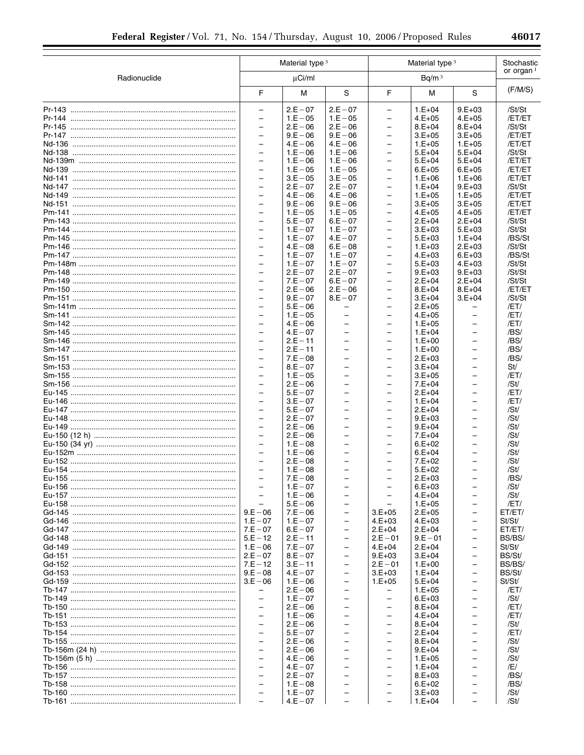| Radionuclide | Material type [3] | | | Material type [3] | | | Stochastic or organ [1] |
|---|---|---|---|---|---|---|---|
| | µCi/ml | | | Bq/m [3] | | | |
| | F | M | S | F | M | S | (F/M/S) |
| Pr-143 | – | 2.E−07 | 2.E−07 | – | 1.E+04 | 9.E+03 | /St/St |
| Pr-144 | – | 1.E−05 | 1.E−05 | – | 4.E+05 | 4.E+05 | /ET/ET |
| Pr-145 | – | 2.E−06 | 2.E−06 | – | 8.E+04 | 8.E+04 | /St/St |
| Pr-147 | – | 9.E−06 | 9.E−06 | – | 3.E+05 | 3.E+05 | /ET/ET |
| Nd-136 | – | 4.E−06 | 4.E−06 | – | 1.E+05 | 1.E+05 | /ET/ET |
| Nd-138 | – | 1.E−06 | 1.E−06 | – | 5.E+04 | 5.E+04 | /St/St |
| Nd-139m | – | 1.E−06 | 1.E−06 | – | 5.E+04 | 5.E+04 | /ET/ET |
| Nd-139 | – | 1.E−05 | 1.E−05 | – | 6.E+05 | 6.E+05 | /ET/ET |
| Nd-141 | – | 3.E−05 | 3.E−05 | – | 1.E+06 | 1.E+06 | /ET/ET |
| Nd-147 | – | 2.E−07 | 2.E−07 | – | 1.E+04 | 9.E+03 | /St/St |
| Nd-149 | – | 4.E−06 | 4.E−06 | – | 1.E+05 | 1.E+05 | /ET/ET |
| Nd-151 | – | 9.E−06 | 9.E−06 | – | 3.E+05 | 3.E+05 | /ET/ET |
| Pm-141 | – | 1.E−05 | 1.E−05 | – | 4.E+05 | 4.E+05 | /ET/ET |
| Pm-143 | – | 5.E−07 | 6.E−07 | – | 2.E+04 | 2.E+04 | /St/St |
| Pm-144 | – | 1.E−07 | 1.E−07 | – | 3.E+03 | 5.E+03 | /St/St |
| Pm-145 | – | 1.E−07 | 4.E−07 | – | 5.E+03 | 1.E+04 | /BS/St |
| Pm-146 | – | 4.E−08 | 6.E−08 | – | 1.E+03 | 2.E+03 | /St/St |
| Pm-147 | – | 1.E−07 | 1.E−07 | – | 4.E+03 | 6.E+03 | /BS/St |
| Pm-148m | – | 1.E−07 | 1.E−07 | – | 5.E+03 | 4.E+03 | /St/St |
| Pm-148 | – | 2.E−07 | 2.E−07 | – | 9.E+03 | 9.E+03 | /St/St |
| Pm-149 | – | 7.E−07 | 6.E−07 | – | 2.E+04 | 2.E+04 | /St/St |
| Pm-150 | – | 2.E−06 | 2.E−06 | – | 8.E+04 | 8.E+04 | /ET/ET |
| Pm-151 | – | 9.E−07 | 8.E−07 | – | 3.E+04 | 3.E+04 | /St/St |
| Sm-141m | – | 5.E−06 | – | – | 2.E+05 | – | /ET/ |
| Sm-141 | – | 1.E−05 | – | – | 4.E+05 | – | /ET/ |
| Sm-142 | – | 4.E−06 | – | – | 1.E+05 | – | /ET/ |
| Sm-145 | – | 4.E−07 | – | – | 1.E+04 | – | /BS/ |
| Sm-146 | – | 2.E−11 | – | – | 1.E+00 | – | /BS/ |
| Sm-147 | – | 2.E−11 | – | – | 1.E+00 | – | /BS/ |
| Sm-151 | – | 7.E−08 | – | – | 2.E+03 | – | /BS/ |
| Sm-153 | – | 8.E−07 | – | – | 3.E+04 | – | St/ |
| Sm-155 | – | 1.E−05 | – | – | 3.E+05 | – | /ET/ |
| Sm-156 | – | 2.E−06 | – | – | 7.E+04 | – | /St/ |
| Eu-145 | – | 5.E−07 | – | – | 2.E+04 | – | /ET/ |
| Eu-146 | – | 3.E−07 | – | – | 1.E+04 | – | /ET/ |
| Eu-147 | – | 5.E−07 | – | – | 2.E+04 | – | /St/ |
| Eu-148 | – | 2.E−07 | – | – | 9.E+03 | – | /St/ |
| Eu-149 | – | 2.E−06 | – | – | 9.E+04 | – | /St/ |
| Eu-150 (12 h) | – | 2.E−06 | – | – | 7.E+04 | – | /St/ |
| Eu-150 (34 yr) | – | 1.E−08 | – | – | 6.E+02 | – | /St/ |
| Eu-152m | – | 1.E−06 | – | – | 6.E+04 | – | /St/ |
| Eu-152 | – | 2.E−08 | – | – | 7.E+02 | – | /St/ |
| Eu-154 | – | 1.E−08 | – | – | 5.E+02 | – | /St/ |
| Eu-155 | – | 7.E−08 | – | – | 2.E+03 | – | /BS/ |
| Eu-156 | – | 1.E−07 | – | – | 6.E+03 | – | /St/ |
| Eu-157 | – | 1.E−06 | – | – | 4.E+04 | – | /St/ |
| Eu-158 | – | 5.E−06 | – | – | 1.E+05 | – | /ET/ |
| Gd-145 | 9.E−06 | 7.E−06 | – | 3.E+05 | 2.E+05 | – | ET/ET/ |
| Gd-146 | 1.E−07 | 1.E−07 | – | 4.E+03 | 4.E+03 | – | St/St/ |
| Gd-147 | 7.E−07 | 6.E−07 | – | 2.E+04 | 2.E+04 | – | ET/ET/ |
| Gd-148 | 5.E−12 | 2.E−11 | – | 2.E−01 | 9.E−01 | – | BS/BS/ |
| Gd-149 | 1.E−06 | 7.E−07 | – | 4.E+04 | 2.E+04 | – | St/St/ |
| Gd-151 | 2.E−07 | 8.E−07 | – | 9.E+03 | 3.E+04 | – | BS/St/ |
| Gd-152 | 7.E−12 | 3.E−11 | – | 2.E−01 | 1.E+00 | – | BS/BS/ |
| Gd-153 | 9.E−08 | 4.E−07 | – | 3.E+03 | 1.E+04 | – | BS/St/ |
| Gd-159 | 3.E−06 | 1.E−06 | – | 1.E+05 | 5.E+04 | – | St/St/ |
| Tb-147 | – | 2.E−06 | – | – | 1.E+05 | – | /ET/ |
| Tb-149 | – | 1.E−07 | – | – | 6.E+03 | – | /St/ |
| Tb-150 | – | 2.E−06 | – | – | 8.E+04 | – | /ET/ |
| Tb-151 | – | 1.E−06 | – | – | 4.E+04 | – | /ET/ |
| Tb-153 | – | 2.E−06 | – | – | 8.E+04 | – | /St/ |
| Tb-154 | – | 5.E−07 | – | – | 2.E+04 | – | /ET/ |
| Tb-155 | – | 2.E−06 | – | – | 8.E+04 | – | /St/ |
| Tb-156m (24 h) | – | 2.E−06 | – | – | 9.E+04 | – | /St/ |
| Tb-156m (5 h) | – | 4.E−06 | – | – | 1.E+05 | – | /St/ |
| Tb-156 | – | 4.E−07 | – | – | 1.E+04 | – | /E/ |
| Tb-157 | – | 2.E−07 | – | – | 8.E+03 | – | /BS/ |
| Tb-158 | – | 1.E−08 | – | – | 6.E+02 | – | /BS/ |
| Tb-160 | – | 1.E−07 | – | – | 3.E+03 | – | /St/ |
| Tb-161 | – | 4.E−07 | – | – | 1.E+04 | – | /St/ |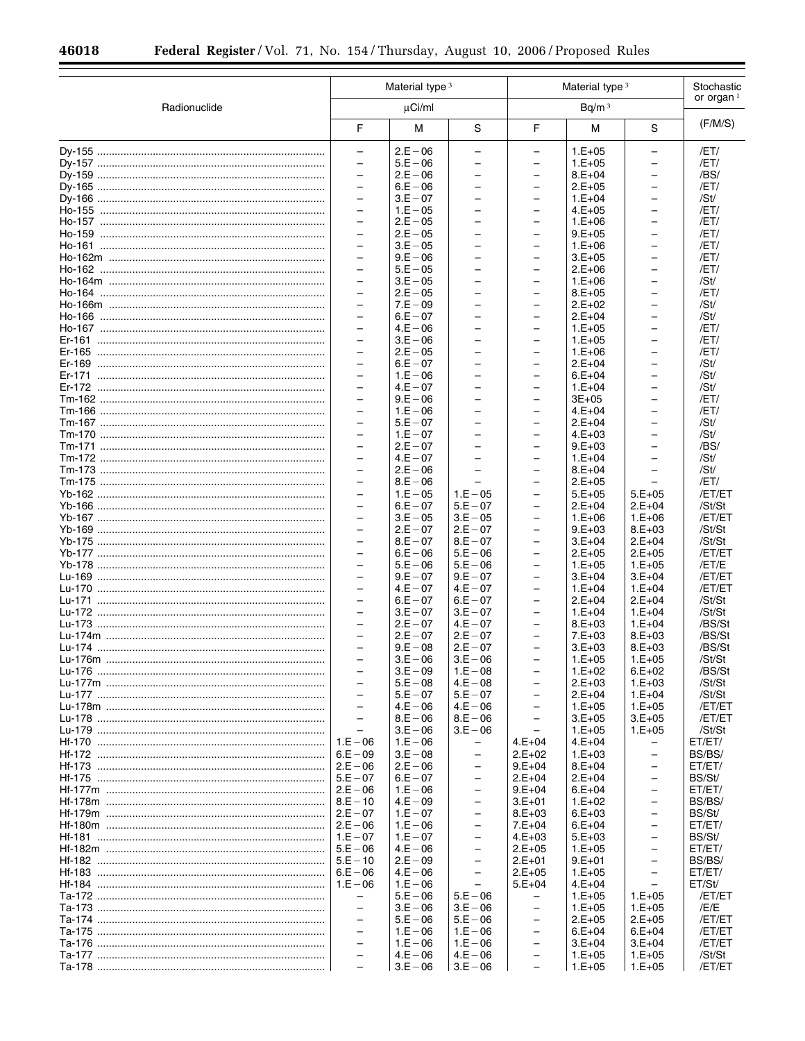| Radionuclide | Material type [3] | | | Material type [3] | | | Stochastic or organ [1] |
|---|---|---|---|---|---|---|---|
| | μCi/ml | | | Bq/m [3] | | | |
| | F | M | S | F | M | S | (F/M/S) |
| Dy-155 | – | 2.E−06 | – | – | 1.E+05 | – | /ET/ |
| Dy-157 | – | 5.E−06 | – | – | 1.E+05 | – | /ET/ |
| Dy-159 | – | 2.E−06 | – | – | 8.E+04 | – | /BS/ |
| Dy-165 | – | 6.E−06 | – | – | 2.E+05 | – | /ET/ |
| Dy-166 | – | 3.E−07 | – | – | 1.E+04 | – | /St/ |
| Ho-155 | – | 1.E−05 | – | – | 4.E+05 | – | /ET/ |
| Ho-157 | – | 2.E−05 | – | – | 1.E+06 | – | /ET/ |
| Ho-159 | – | 2.E−05 | – | – | 9.E+05 | – | /ET/ |
| Ho-161 | – | 3.E−05 | – | – | 1.E+06 | – | /ET/ |
| Ho-162m | – | 9.E−06 | – | – | 3.E+05 | – | /ET/ |
| Ho-162 | – | 5.E−05 | – | – | 2.E+06 | – | /ET/ |
| Ho-164m | – | 3.E−05 | – | – | 1.E+06 | – | /St/ |
| Ho-164 | – | 2.E−05 | – | – | 8.E+05 | – | /ET/ |
| Ho-166m | – | 7.E−09 | – | – | 2.E+02 | – | /St/ |
| Ho-166 | – | 6.E−07 | – | – | 2.E+04 | – | /St/ |
| Ho-167 | – | 4.E−06 | – | – | 1.E+05 | – | /ET/ |
| Er-161 | – | 3.E−06 | – | – | 1.E+05 | – | /ET/ |
| Er-165 | – | 2.E−05 | – | – | 1.E+06 | – | /ET/ |
| Er-169 | – | 6.E−07 | – | – | 2.E+04 | – | /St/ |
| Er-171 | – | 1.E−06 | – | – | 6.E+04 | – | /St/ |
| Er-172 | – | 4.E−07 | – | – | 1.E+04 | – | /St/ |
| Tm-162 | – | 9.E−06 | – | – | 3E+05 | – | /ET/ |
| Tm-166 | – | 1.E−06 | – | – | 4.E+04 | – | /ET/ |
| Tm-167 | – | 5.E−07 | – | – | 2.E+04 | – | /St/ |
| Tm-170 | – | 1.E−07 | – | – | 4.E+03 | – | /St/ |
| Tm-171 | – | 2.E−07 | – | – | 9.E+03 | – | /BS/ |
| Tm-172 | – | 4.E−07 | – | – | 1.E+04 | – | /St/ |
| Tm-173 | – | 2.E−06 | – | – | 8.E+04 | – | /St/ |
| Tm-175 | – | 8.E−06 | – | – | 2.E+05 | – | /ET/ |
| Yb-162 | – | 1.E−05 | 1.E−05 | – | 5.E+05 | 5.E+05 | /ET/ET |
| Yb-166 | – | 6.E−07 | 5.E−07 | – | 2.E+04 | 2.E+04 | /St/St |
| Yb-167 | – | 3.E−05 | 3.E−05 | – | 1.E+06 | 1.E+06 | /ET/ET |
| Yb-169 | – | 2.E−07 | 2.E−07 | – | 9.E+03 | 8.E+03 | /St/St |
| Yb-175 | – | 8.E−07 | 8.E−07 | – | 3.E+04 | 2.E+04 | /St/St |
| Yb-177 | – | 6.E−06 | 5.E−06 | – | 2.E+05 | 2.E+05 | /ET/ET |
| Yb-178 | – | 5.E−06 | 5.E−06 | – | 1.E+05 | 1.E+05 | /ET/E |
| Lu-169 | – | 9.E−07 | 9.E−07 | – | 3.E+04 | 3.E+04 | /ET/ET |
| Lu-170 | – | 4.E−07 | 4.E−07 | – | 1.E+04 | 1.E+04 | /ET/ET |
| Lu-171 | – | 6.E−07 | 6.E−07 | – | 2.E+04 | 2.E+04 | /St/St |
| Lu-172 | – | 3.E−07 | 3.E−07 | – | 1.E+04 | 1.E+04 | /St/St |
| Lu-173 | – | 2.E−07 | 4.E−07 | – | 8.E+03 | 1.E+04 | /BS/St |
| Lu-174m | – | 2.E−07 | 2.E−07 | – | 7.E+03 | 8.E+03 | /BS/St |
| Lu-174 | – | 9.E−08 | 2.E−07 | – | 3.E+03 | 8.E+03 | /BS/St |
| Lu-176m | – | 3.E−06 | 3.E−06 | – | 1.E+05 | 1.E+05 | /St/St |
| Lu-176 | – | 3.E−09 | 1.E−08 | – | 1.E+02 | 6.E+02 | /BS/St |
| Lu-177m | – | 5.E−08 | 4.E−08 | – | 2.E+03 | 1.E+03 | /St/St |
| Lu-177 | – | 5.E−07 | 5.E−07 | – | 2.E+04 | 1.E+04 | /St/St |
| Lu-178m | – | 4.E−06 | 4.E−06 | – | 1.E+05 | 1.E+05 | /ET/ET |
| Lu-178 | – | 8.E−06 | 8.E−06 | – | 3.E+05 | 3.E+05 | /ET/ET |
| Lu-179 | – | 3.E−06 | 3.E−06 | – | 1.E+05 | 1.E+05 | /St/St |
| Hf-170 | 1.E−06 | 1.E−06 | – | 4.E+04 | 4.E+04 | – | ET/ET/ |
| Hf-172 | 6.E−09 | 3.E−08 | – | 2.E+02 | 1.E+03 | – | BS/BS/ |
| Hf-173 | 2.E−06 | 2.E−06 | – | 9.E+04 | 8.E+04 | – | ET/ET/ |
| Hf-175 | 5.E−07 | 6.E−07 | – | 2.E+04 | 2.E+04 | – | BS/St/ |
| Hf-177m | 2.E−06 | 1.E−06 | – | 9.E+04 | 6.E+04 | – | ET/ET/ |
| Hf-178m | 8.E−10 | 4.E−09 | – | 3.E+01 | 1.E+02 | – | BS/BS/ |
| Hf-179m | 2.E−07 | 1.E−07 | – | 8.E+03 | 6.E+03 | – | BS/St/ |
| Hf-180m | 2.E−06 | 1.E−06 | – | 7.E+04 | 6.E+04 | – | ET/ET/ |
| Hf-181 | 1.E−07 | 1.E−07 | – | 4.E+03 | 5.E+03 | – | BS/St/ |
| Hf-182m | 5.E−06 | 4.E−06 | – | 2.E+05 | 1.E+05 | – | ET/ET/ |
| Hf-182 | 5.E−10 | 2.E−09 | – | 2.E+01 | 9.E+01 | – | BS/BS/ |
| Hf-183 | 6.E−06 | 4.E−06 | – | 2.E+05 | 1.E+05 | – | ET/ET/ |
| Hf-184 | 1.E−06 | 1.E−06 | – | 5.E+04 | 4.E+04 | – | ET/St/ |
| Ta-172 | – | 5.E−06 | 5.E−06 | – | 1.E+05 | 1.E+05 | /ET/ET |
| Ta-173 | – | 3.E−06 | 3.E−06 | – | 1.E+05 | 1.E+05 | /E/E |
| Ta-174 | – | 5.E−06 | 5.E−06 | – | 2.E+05 | 2.E+05 | /ET/ET |
| Ta-175 | – | 1.E−06 | 1.E−06 | – | 6.E+04 | 6.E+04 | /ET/ET |
| Ta-176 | – | 1.E−06 | 1.E−06 | – | 3.E+04 | 3.E+04 | /ET/ET |
| Ta-177 | – | 4.E−06 | 4.E−06 | – | 1.E+05 | 1.E+05 | /St/St |
| Ta-178 | – | 3.E−06 | 3.E−06 | – | 1.E+05 | 1.E+05 | /ET/ET |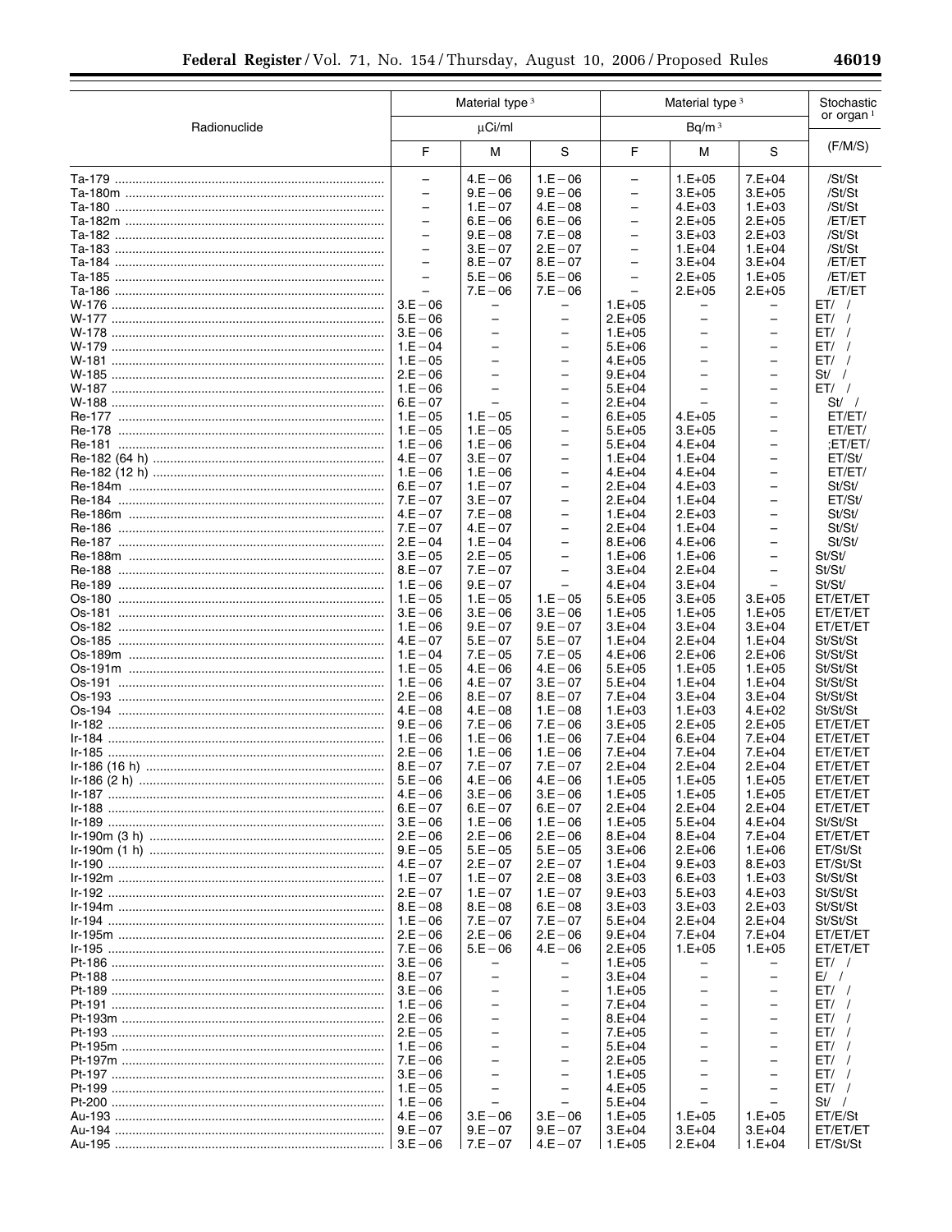| Radionuclide | Material type [3] | | | Material type [3] | | | Stochastic or organ [1] |
|---|---|---|---|---|---|---|---|
| | µCi/ml | | | Bq/m [3] | | | |
| | F | M | S | F | M | S | (F/M/S) |
| Ta-179 | – | 4.E−06 | 1.E−06 | – | 1.E+05 | 7.E+04 | /St/St |
| Ta-180m | – | 9.E−06 | 9.E−06 | – | 3.E+05 | 3.E+05 | /St/St |
| Ta-180 | – | 1.E−07 | 4.E−08 | – | 4.E+03 | 1.E+03 | /St/St |
| Ta-182m | – | 6.E−06 | 6.E−06 | – | 2.E+05 | 2.E+05 | /ET/ET |
| Ta-182 | – | 9.E−08 | 7.E−08 | – | 3.E+03 | 2.E+03 | /St/St |
| Ta-183 | – | 3.E−07 | 2.E−07 | – | 1.E+04 | 1.E+04 | /St/St |
| Ta-184 | – | 8.E−07 | 8.E−07 | – | 3.E+04 | 3.E+04 | /ET/ET |
| Ta-185 | – | 5.E−06 | 5.E−06 | – | 2.E+05 | 1.E+05 | /ET/ET |
| Ta-186 | – | 7.E−06 | 7.E−06 | – | 2.E+05 | 2.E+05 | /ET/ET |
| W-176 | 3.E−06 | – | – | 1.E+05 | – | – | ET/ / |
| W-177 | 5.E−06 | – | – | 2.E+05 | – | – | ET/ / |
| W-178 | 3.E−06 | – | – | 1.E+05 | – | – | ET/ / |
| W-179 | 1.E−04 | – | – | 5.E+06 | – | – | ET/ / |
| W-181 | 1.E−05 | – | – | 4.E+05 | – | – | ET/ / |
| W-185 | 2.E−06 | – | – | 9.E+04 | – | – | St/ / |
| W-187 | 1.E−06 | – | – | 5.E+04 | – | – | ET/ / |
| W-188 | 6.E−07 | – | – | 2.E+04 | – | – | St/ / |
| Re-177 | 1.E−05 | 1.E−05 | – | 6.E+05 | 4.E+05 | – | ET/ET/ |
| Re-178 | 1.E−05 | 1.E−05 | – | 5.E+05 | 3.E+05 | – | ET/ET/ |
| Re-181 | 1.E−06 | 1.E−06 | – | 5.E+04 | 4.E+04 | – | ;ET/ET/ |
| Re-182 (64 h) | 4.E−07 | 3.E−07 | – | 1.E+04 | 1.E+04 | – | ET/St/ |
| Re-182 (12 h) | 1.E−06 | 1.E−06 | – | 4.E+04 | 4.E+04 | – | ET/ET/ |
| Re-184m | 6.E−07 | 1.E−07 | – | 2.E+04 | 4.E+03 | – | St/St/ |
| Re-184 | 7.E−07 | 3.E−07 | – | 2.E+04 | 1.E+04 | – | ET/St/ |
| Re-186m | 4.E−07 | 7.E−08 | – | 1.E+04 | 2.E+03 | – | St/St/ |
| Re-186 | 7.E−07 | 4.E−07 | – | 2.E+04 | 1.E+04 | – | St/St/ |
| Re-187 | 2.E−04 | 1.E−04 | – | 8.E+06 | 4.E+06 | – | St/St/ |
| Re-188m | 3.E−05 | 2.E−05 | – | 1.E+06 | 1.E+06 | – | St/St/ |
| Re-188 | 8.E−07 | 7.E−07 | – | 3.E+04 | 2.E+04 | – | St/St/ |
| Re-189 | 1.E−06 | 9.E−07 | – | 4.E+04 | 3.E+04 | – | St/St/ |
| Os-180 | 1.E−05 | 1.E−05 | 1.E−05 | 5.E+05 | 3.E+05 | 3.E+05 | ET/ET/ET |
| Os-181 | 3.E−06 | 3.E−06 | 3.E−06 | 1.E+05 | 1.E+05 | 1.E+05 | ET/ET/ET |
| Os-182 | 1.E−06 | 9.E−07 | 9.E−07 | 3.E+04 | 3.E+04 | 3.E+04 | ET/ET/ET |
| Os-185 | 4.E−07 | 5.E−07 | 5.E−07 | 1.E+04 | 2.E+04 | 1.E+04 | St/St/St |
| Os-189m | 1.E−04 | 7.E−05 | 7.E−05 | 4.E+06 | 2.E+06 | 2.E+06 | St/St/St |
| Os-191m | 1.E−05 | 4.E−06 | 4.E−06 | 5.E+05 | 1.E+05 | 1.E+05 | St/St/St |
| Os-191 | 1.E−06 | 4.E−07 | 3.E−07 | 5.E+04 | 1.E+04 | 1.E+04 | St/St/St |
| Os-193 | 2.E−06 | 8.E−07 | 8.E−07 | 7.E+04 | 3.E+04 | 3.E+04 | St/St/St |
| Os-194 | 4.E−08 | 4.E−08 | 1.E−08 | 1.E+03 | 1.E+03 | 4.E+02 | St/St/St |
| Ir-182 | 9.E−06 | 7.E−06 | 7.E−06 | 3.E+05 | 2.E+05 | 2.E+05 | ET/ET/ET |
| Ir-184 | 1.E−06 | 1.E−06 | 1.E−06 | 7.E+04 | 6.E+04 | 7.E+04 | ET/ET/ET |
| Ir-185 | 2.E−06 | 1.E−06 | 1.E−06 | 7.E+04 | 7.E+04 | 7.E+04 | ET/ET/ET |
| Ir-186 (16 h) | 8.E−07 | 7.E−07 | 7.E−07 | 2.E+04 | 2.E+04 | 2.E+04 | ET/ET/ET |
| Ir-186 (2 h) | 5.E−06 | 4.E−06 | 4.E−06 | 1.E+05 | 1.E+05 | 1.E+05 | ET/ET/ET |
| Ir-187 | 4.E−06 | 3.E−06 | 3.E−06 | 1.E+05 | 1.E+05 | 1.E+05 | ET/ET/ET |
| Ir-188 | 6.E−07 | 6.E−07 | 6.E−07 | 2.E+04 | 2.E+04 | 2.E+04 | ET/ET/ET |
| Ir-189 | 3.E−06 | 1.E−06 | 1.E−06 | 1.E+05 | 5.E+04 | 4.E+04 | St/St/St |
| Ir-190m (3 h) | 2.E−06 | 2.E−06 | 2.E−06 | 8.E+04 | 8.E+04 | 7.E+04 | ET/ET/ET |
| Ir-190m (1 h) | 9.E−05 | 5.E−05 | 5.E−05 | 3.E+06 | 2.E+06 | 1.E+06 | ET/St/St |
| Ir-190 | 4.E−07 | 2.E−07 | 2.E−07 | 1.E+04 | 9.E+03 | 8.E+03 | ET/St/St |
| Ir-192m | 1.E−07 | 1.E−07 | 2.E−08 | 3.E+03 | 6.E+03 | 1.E+03 | St/St/St |
| Ir-192 | 2.E−07 | 1.E−07 | 1.E−07 | 9.E+03 | 5.E+03 | 4.E+03 | St/St/St |
| Ir-194m | 8.E−08 | 8.E−08 | 6.E−08 | 3.E+03 | 3.E+03 | 2.E+03 | St/St/St |
| Ir-194 | 1.E−06 | 7.E−07 | 7.E−07 | 5.E+04 | 2.E+04 | 2.E+04 | St/St/St |
| Ir-195m | 2.E−06 | 2.E−06 | 2.E−06 | 9.E+04 | 7.E+04 | 7.E+04 | ET/ET/ET |
| Ir-195 | 7.E−06 | 5.E−06 | 4.E−06 | 2.E+05 | 1.E+05 | 1.E+05 | ET/ET/ET |
| Pt-186 | 3.E−06 | – | – | 1.E+05 | – | – | ET/ / |
| Pt-188 | 8.E−07 | – | – | 3.E+04 | – | – | E/ / |
| Pt-189 | 3.E−06 | – | – | 1.E+05 | – | – | ET/ / |
| Pt-191 | 1.E−06 | – | – | 7.E+04 | – | – | ET/ / |
| Pt-193m | 2.E−06 | – | – | 8.E+04 | – | – | ET/ / |
| Pt-193 | 2.E−05 | – | – | 7.E+05 | – | – | ET/ / |
| Pt-195m | 1.E−06 | – | – | 5.E+04 | – | – | ET/ / |
| Pt-197m | 7.E−06 | – | – | 2.E+05 | – | – | ET/ / |
| Pt-197 | 3.E−06 | – | – | 1.E+05 | – | – | ET/ / |
| Pt-199 | 1.E−05 | – | – | 4.E+05 | – | – | ET/ / |
| Pt-200 | 1.E−06 | – | – | 5.E+04 | – | – | St/ / |
| Au-193 | 4.E−06 | 3.E−06 | 3.E−06 | 1.E+05 | 1.E+05 | 1.E+05 | ET/E/St |
| Au-194 | 9.E−07 | 9.E−07 | 9.E−07 | 3.E+04 | 3.E+04 | 3.E+04 | ET/ET/ET |
| Au-195 | 3.E−06 | 7.E−07 | 4.E−07 | 1.E+05 | 2.E+04 | 1.E+04 | ET/St/St |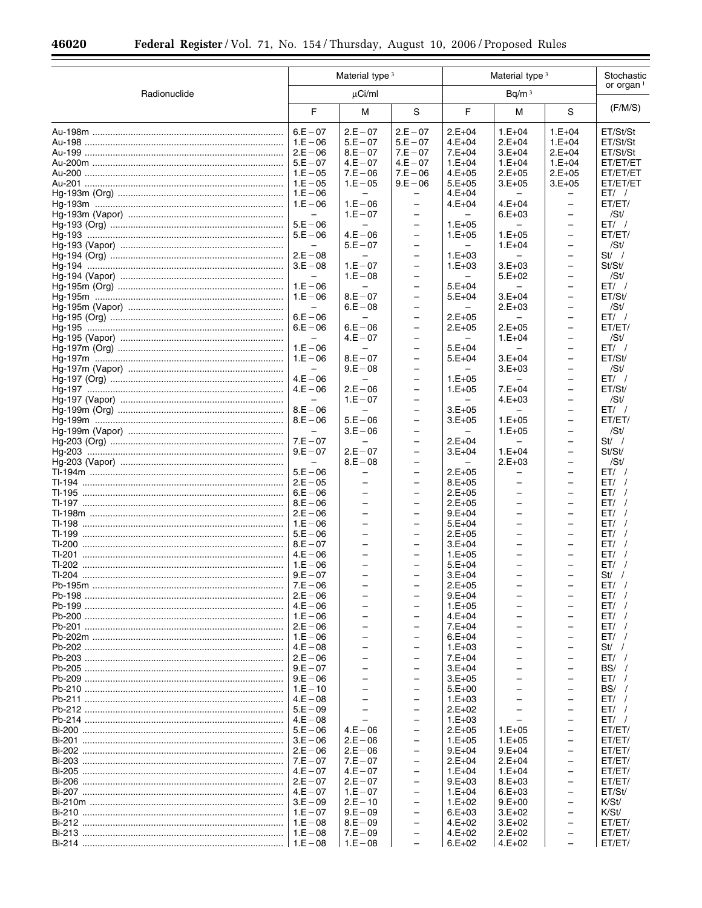| Radionuclide | Material type[3] | | | Material type[3] | | | Stochastic or organ[1] |
|---|---|---|---|---|---|---|---|
| | μCi/ml | | | Bq/m[3] | | | |
| | F | M | S | F | M | S | (F/M/S) |
| Au-198m | 6.E−07 | 2.E−07 | 2.E−07 | 2.E+04 | 1.E+04 | 1.E+04 | ET/St/St |
| Au-198 | 1.E−06 | 5.E−07 | 5.E−07 | 4.E+04 | 2.E+04 | 1.E+04 | ET/St/St |
| Au-199 | 2.E−06 | 8.E−07 | 7.E−07 | 7.E+04 | 3.E+04 | 2.E+04 | ET/St/St |
| Au-200m | 5.E−07 | 4.E−07 | 4.E−07 | 1.E+04 | 1.E+04 | 1.E+04 | ET/ET/ET |
| Au-200 | 1.E−05 | 7.E−06 | 7.E−06 | 4.E+05 | 2.E+05 | 2.E+05 | ET/ET/ET |
| Au-201 | 1.E−05 | 1.E−05 | 9.E−06 | 5.E+05 | 3.E+05 | 3.E+05 | ET/ET/ET |
| Hg-193m (Org) | 1.E−06 | – | – | 4.E+04 | – | – | ET/ / |
| Hg-193m | 1.E−06 | 1.E−06 | – | 4.E+04 | 4.E+04 | – | ET/ET/ |
| Hg-193m (Vapor) | – | 1.E−07 | – | – | 6.E+03 | – | /St/ |
| Hg-193 (Org) | 5.E−06 | – | – | 1.E+05 | – | – | ET/ / |
| Hg-193 | 5.E−06 | 4.E−06 | – | 1.E+05 | 1.E+05 | – | ET/ET/ |
| Hg-193 (Vapor) | – | 5.E−07 | – | – | 1.E+04 | – | /St/ |
| Hg-194 (Org) | 2.E−08 | – | – | 1.E+03 | – | – | St/ / |
| Hg-194 | 3.E−08 | 1.E−07 | – | 1.E+03 | 3.E+03 | – | St/St/ |
| Hg-194 (Vapor) | – | 1.E−08 | – | – | 5.E+02 | – | /St/ |
| Hg-195m (Org) | 1.E−06 | – | – | 5.E+04 | – | – | ET/ / |
| Hg-195m | 1.E−06 | 8.E−07 | – | 5.E+04 | 3.E+04 | – | ET/St/ |
| Hg-195m (Vapor) | – | 6.E−08 | – | – | 2.E+03 | – | /St/ |
| Hg-195 (Org) | 6.E−06 | – | – | 2.E+05 | – | – | ET/ / |
| Hg-195 | 6.E−06 | 6.E−06 | – | 2.E+05 | 2.E+05 | – | ET/ET/ |
| Hg-195 (Vapor) | – | 4.E−07 | – | – | 1.E+04 | – | /St/ |
| Hg-197m (Org) | 1.E−06 | – | – | 5.E+04 | – | – | ET/ / |
| Hg-197m | 1.E−06 | 8.E−07 | – | 5.E+04 | 3.E+04 | – | ET/St/ |
| Hg-197m (Vapor) | – | 9.E−08 | – | – | 3.E+03 | – | /St/ |
| Hg-197 (Org) | 4.E−06 | – | – | 1.E+05 | – | – | ET/ / |
| Hg-197 | 4.E−06 | 2.E−06 | – | 1.E+05 | 7.E+04 | – | ET/St/ |
| Hg-197 (Vapor) | – | 1.E−07 | – | – | 4.E+03 | – | /St/ |
| Hg-199m (Org) | 8.E−06 | – | – | 3.E+05 | – | – | ET/ / |
| Hg-199m | 8.E−06 | 5.E−06 | – | 3.E+05 | 1.E+05 | – | ET/ET/ |
| Hg-199m (Vapor) | – | 3.E−06 | – | – | 1.E+05 | – | /St/ |
| Hg-203 (Org) | 7.E−07 | – | – | 2.E+04 | – | – | St/ / |
| Hg-203 | 9.E−07 | 2.E−07 | – | 3.E+04 | 1.E+04 | – | St/St/ |
| Hg-203 (Vapor) | – | 8.E−08 | – | – | 2.E+03 | – | /St/ |
| Tl-194m | 5.E−06 | – | – | 2.E+05 | – | – | ET/ / |
| Tl-194 | 2.E−05 | – | – | 8.E+05 | – | – | ET/ / |
| Tl-195 | 6.E−06 | – | – | 2.E+05 | – | – | ET/ / |
| Tl-197 | 8.E−06 | – | – | 2.E+05 | – | – | ET/ / |
| Tl-198m | 2.E−06 | – | – | 9.E+04 | – | – | ET/ / |
| Tl-198 | 1.E−06 | – | – | 5.E+04 | – | – | ET/ / |
| Tl-199 | 5.E−06 | – | – | 2.E+05 | – | – | ET/ / |
| Tl-200 | 8.E−07 | – | – | 3.E+04 | – | – | ET/ / |
| Tl-201 | 4.E−06 | – | – | 1.E+05 | – | – | ET/ / |
| Tl-202 | 1.E−06 | – | – | 5.E+04 | – | – | ET/ / |
| Tl-204 | 9.E−07 | – | – | 3.E+04 | – | – | St/ / |
| Pb-195m | 7.E−06 | – | – | 2.E+05 | – | – | ET/ / |
| Pb-198 | 2.E−06 | – | – | 9.E+04 | – | – | ET/ / |
| Pb-199 | 4.E−06 | – | – | 1.E+05 | – | – | ET/ / |
| Pb-200 | 1.E−06 | – | – | 4.E+04 | – | – | ET/ / |
| Pb-201 | 2.E−06 | – | – | 7.E+04 | – | – | ET/ / |
| Pb-202m | 1.E−06 | – | – | 6.E+04 | – | – | ET/ / |
| Pb-202 | 4.E−08 | – | – | 1.E+03 | – | – | St/ / |
| Pb-203 | 2.E−06 | – | – | 7.E+04 | – | – | ET/ / |
| Pb-205 | 9.E−07 | – | – | 3.E+04 | – | – | BS/ / |
| Pb-209 | 9.E−06 | – | – | 3.E+05 | – | – | ET/ / |
| Pb-210 | 1.E−10 | – | – | 5.E+00 | – | – | BS/ / |
| Pb-211 | 4.E−08 | – | – | 1.E+03 | – | – | ET/ / |
| Pb-212 | 5.E−09 | – | – | 2.E+02 | – | – | ET/ / |
| Pb-214 | 4.E−08 | – | – | 1.E+03 | – | – | ET/ / |
| Bi-200 | 5.E−06 | 4.E−06 | – | 2.E+05 | 1.E+05 | – | ET/ET/ |
| Bi-201 | 3.E−06 | 2.E−06 | – | 1.E+05 | 1.E+05 | – | ET/ET/ |
| Bi-202 | 2.E−06 | 2.E−06 | – | 9.E+04 | 9.E+04 | – | ET/ET/ |
| Bi-203 | 7.E−07 | 7.E−07 | – | 2.E+04 | 2.E+04 | – | ET/ET/ |
| Bi-205 | 4.E−07 | 4.E−07 | – | 1.E+04 | 1.E+04 | – | ET/ET/ |
| Bi-206 | 2.E−07 | 2.E−07 | – | 9.E+03 | 8.E+03 | – | ET/ET/ |
| Bi-207 | 4.E−07 | 1.E−07 | – | 1.E+04 | 6.E+03 | – | ET/St/ |
| Bi-210m | 3.E−09 | 2.E−10 | – | 1.E+02 | 9.E+00 | – | K/St/ |
| Bi-210 | 1.E−07 | 9.E−09 | – | 6.E+03 | 3.E+02 | – | K/St/ |
| Bi-212 | 1.E−08 | 8.E−09 | – | 4.E+02 | 3.E+02 | – | ET/ET/ |
| Bi-213 | 1.E−08 | 7.E−09 | – | 4.E+02 | 2.E+02 | – | ET/ET/ |
| Bi-214 | 1.E−08 | 1.E−08 | – | 6.E+02 | 4.E+02 | – | ET/ET/ |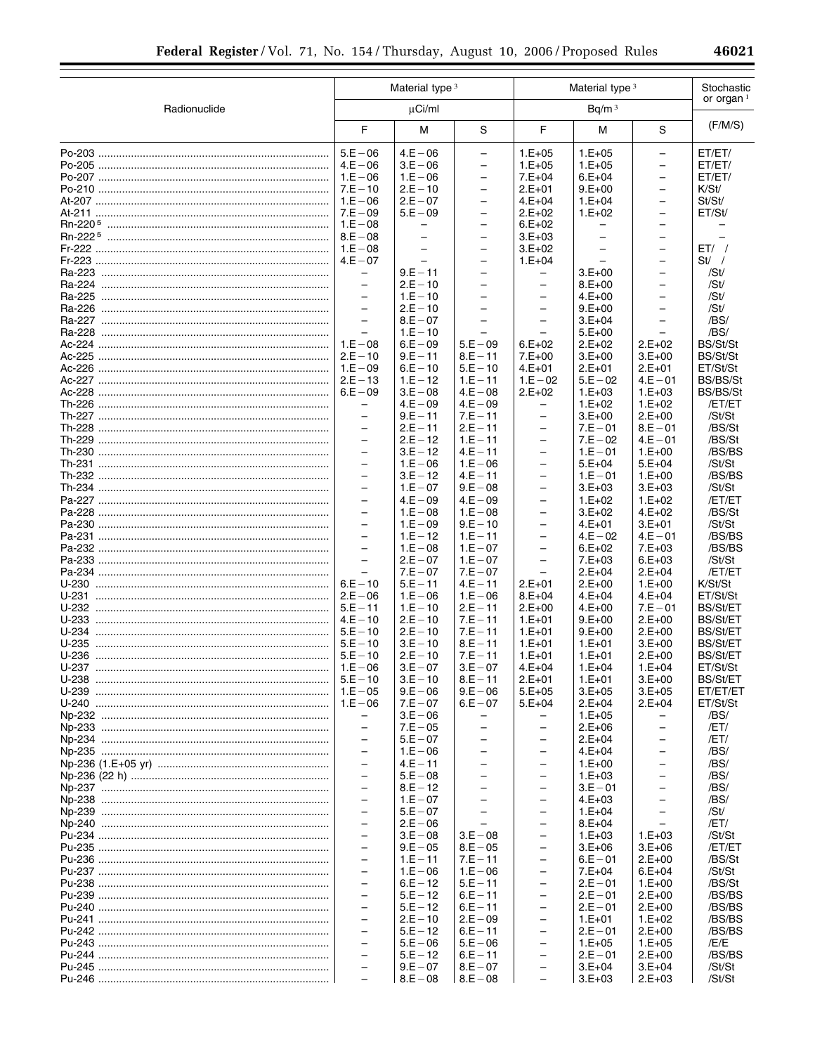| Radionuclide | Material type[3] µCi/ml F | M | S | Material type[3] Bq/m[3] F | M | S | Stochastic or organ[1] (F/M/S) |
|---|---|---|---|---|---|---|---|
| Po-203 | 5.E−06 | 4.E−06 | – | 1.E+05 | 1.E+05 | – | ET/ET/ |
| Po-205 | 4.E−06 | 3.E−06 | – | 1.E+05 | 1.E+05 | – | ET/ET/ |
| Po-207 | 1.E−06 | 1.E−06 | – | 7.E+04 | 6.E+04 | – | ET/ET/ |
| Po-210 | 7.E−10 | 2.E−10 | – | 2.E+01 | 9.E+00 | – | K/St/ |
| At-207 | 1.E−06 | 2.E−07 | – | 4.E+04 | 1.E+04 | – | St/St/ |
| At-211 | 7.E−09 | 5.E−09 | – | 2.E+02 | 1.E+02 | – | ET/St/ |
| Rn-220[5] | 1.E−08 | – | – | 6.E+02 | – | – | – |
| Rn-222[5] | 8.E−08 | – | – | 3.E+03 | – | – | – |
| Fr-222 | 1.E−08 | – | – | 3.E+02 | – | – | ET/ / |
| Fr-223 | 4.E−07 | – | – | 1.E+04 | – | – | St/ / |
| Ra-223 | – | 9.E−11 | – | – | 3.E+00 | – | /St/ |
| Ra-224 | – | 2.E−10 | – | – | 8.E+00 | – | /St/ |
| Ra-225 | – | 1.E−10 | – | – | 4.E+00 | – | /St/ |
| Ra-226 | – | 2.E−10 | – | – | 9.E+00 | – | /St/ |
| Ra-227 | – | 8.E−07 | – | – | 3.E+04 | – | /BS/ |
| Ra-228 | – | 1.E−10 | – | – | 5.E+00 | – | /BS/ |
| Ac-224 | 1.E−08 | 6.E−09 | 5.E−09 | 6.E+02 | 2.E+02 | 2.E+02 | BS/St/St |
| Ac-225 | 2.E−10 | 9.E−11 | 8.E−11 | 7.E+00 | 3.E+00 | 3.E+00 | BS/St/St |
| Ac-226 | 1.E−09 | 6.E−10 | 5.E−10 | 4.E+01 | 2.E+01 | 2.E+01 | ET/St/St |
| Ac-227 | 2.E−13 | 1.E−12 | 1.E−11 | 1.E−02 | 5.E−02 | 4.E−01 | BS/BS/St |
| Ac-228 | 6.E−09 | 3.E−08 | 4.E−08 | 2.E+02 | 1.E+03 | 1.E+03 | BS/BS/St |
| Th-226 | – | 4.E−09 | 4.E−09 | – | 1.E+02 | 1.E+02 | /ET/ET |
| Th-227 | – | 9.E−11 | 7.E−11 | – | 3.E+00 | 2.E+00 | /St/St |
| Th-228 | – | 2.E−11 | 2.E−11 | – | 7.E−01 | 8.E−01 | /BS/St |
| Th-229 | – | 2.E−12 | 1.E−11 | – | 7.E−02 | 4.E−01 | /BS/St |
| Th-230 | – | 3.E−12 | 4.E−11 | – | 1.E−01 | 1.E+00 | /BS/BS |
| Th-231 | – | 1.E−06 | 1.E−06 | – | 5.E+04 | 5.E+04 | /St/St |
| Th-232 | – | 3.E−12 | 4.E−11 | – | 1.E−01 | 1.E+00 | /BS/BS |
| Th-234 | – | 1.E−07 | 9.E−08 | – | 3.E+03 | 3.E+03 | /St/St |
| Pa-227 | – | 4.E−09 | 4.E−09 | – | 1.E+02 | 1.E+02 | /ET/ET |
| Pa-228 | – | 1.E−08 | 1.E−08 | – | 3.E+02 | 4.E+02 | /BS/St |
| Pa-230 | – | 1.E−09 | 9.E−10 | – | 4.E+01 | 3.E+01 | /St/St |
| Pa-231 | – | 1.E−12 | 1.E−11 | – | 4.E−02 | 4.E−01 | /BS/BS |
| Pa-232 | – | 1.E−08 | 1.E−07 | – | 6.E+02 | 7.E+03 | /BS/BS |
| Pa-233 | – | 2.E−07 | 1.E−07 | – | 7.E+03 | 6.E+03 | /St/St |
| Pa-234 | – | 7.E−07 | 7.E−07 | – | 2.E+04 | 2.E+04 | /ET/ET |
| U-230 | 6.E−10 | 5.E−11 | 4.E−11 | 2.E+01 | 2.E+00 | 1.E+00 | K/St/St |
| U-231 | 2.E−06 | 1.E−06 | 1.E−06 | 8.E+04 | 4.E+04 | 4.E+04 | ET/St/St |
| U-232 | 5.E−11 | 1.E−10 | 2.E−11 | 2.E+00 | 4.E+00 | 7.E−01 | BS/St/ET |
| U-233 | 4.E−10 | 2.E−10 | 7.E−11 | 1.E+01 | 9.E+00 | 2.E+00 | BS/St/ET |
| U-234 | 5.E−10 | 2.E−10 | 7.E−11 | 1.E+01 | 9.E+00 | 2.E+00 | BS/St/ET |
| U-235 | 5.E−10 | 3.E−10 | 8.E−11 | 1.E+01 | 1.E+01 | 3.E+00 | BS/St/ET |
| U-236 | 5.E−10 | 2.E−10 | 7.E−11 | 1.E+01 | 1.E+01 | 2.E+00 | BS/St/ET |
| U-237 | 1.E−06 | 3.E−07 | 3.E−07 | 4.E+04 | 1.E+04 | 1.E+04 | ET/St/St |
| U-238 | 5.E−10 | 3.E−10 | 8.E−11 | 2.E+01 | 1.E+01 | 3.E+00 | BS/St/ET |
| U-239 | 1.E−05 | 9.E−06 | 9.E−06 | 5.E+05 | 3.E+05 | 3.E+05 | ET/ET/ET |
| U-240 | 1.E−06 | 7.E−07 | 6.E−07 | 5.E+04 | 2.E+04 | 2.E+04 | ET/St/St |
| Np-232 | – | 3.E−06 | – | – | 1.E+05 | – | /BS/ |
| Np-233 | – | 7.E−05 | – | – | 2.E+06 | – | /ET/ |
| Np-234 | – | 5.E−07 | – | – | 2.E+04 | – | /ET/ |
| Np-235 | – | 1.E−06 | – | – | 4.E+04 | – | /BS/ |
| Np-236 (1.E+05 yr) | – | 4.E−11 | – | – | 1.E+00 | – | /BS/ |
| Np-236 (22 h) | – | 5.E−08 | – | – | 1.E+03 | – | /BS/ |
| Np-237 | – | 8.E−12 | – | – | 3.E−01 | – | /BS/ |
| Np-238 | – | 1.E−07 | – | – | 4.E+03 | – | /BS/ |
| Np-239 | – | 5.E−07 | – | – | 1.E+04 | – | /St/ |
| Np-240 | – | 2.E−06 | – | – | 8.E+04 | – | /ET/ |
| Pu-234 | – | 3.E−08 | 3.E−08 | – | 1.E+03 | 1.E+03 | /St/St |
| Pu-235 | – | 9.E−05 | 8.E−05 | – | 3.E+06 | 3.E+06 | /ET/ET |
| Pu-236 | – | 1.E−11 | 7.E−11 | – | 6.E−01 | 2.E+00 | /BS/St |
| Pu-237 | – | 1.E−06 | 1.E−06 | – | 7.E+04 | 6.E+04 | /St/St |
| Pu-238 | – | 6.E−12 | 5.E−11 | – | 2.E−01 | 1.E+00 | /BS/St |
| Pu-239 | – | 5.E−12 | 6.E−11 | – | 2.E−01 | 2.E+00 | /BS/BS |
| Pu-240 | – | 5.E−12 | 6.E−11 | – | 2.E−01 | 2.E+00 | /BS/BS |
| Pu-241 | – | 2.E−10 | 2.E−09 | – | 1.E+01 | 1.E+02 | /BS/BS |
| Pu-242 | – | 5.E−12 | 6.E−11 | – | 2.E−01 | 2.E+00 | /BS/BS |
| Pu-243 | – | 5.E−06 | 5.E−06 | – | 1.E+05 | 1.E+05 | /E/E |
| Pu-244 | – | 5.E−12 | 6.E−11 | – | 2.E−01 | 2.E+00 | /BS/BS |
| Pu-245 | – | 9.E−07 | 8.E−07 | – | 3.E+04 | 3.E+04 | /St/St |
| Pu-246 | – | 8.E−08 | 8.E−08 | – | 3.E+03 | 2.E+03 | /St/St |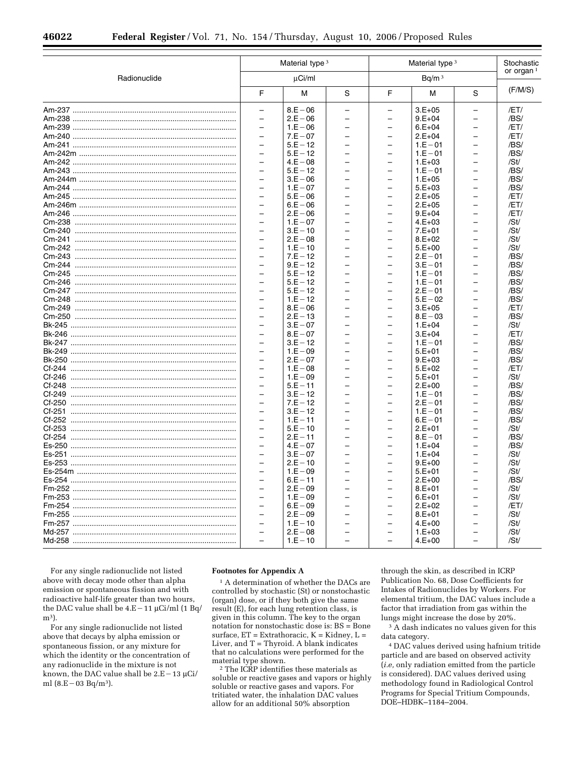| Radionuclide | Material type[3] µCi/ml | | | Material type[3] Bq/m[3] | | | Stochastic or organ[1] |
|---|---|---|---|---|---|---|---|
| | F | M | S | F | M | S | (F/M/S) |
| Am-237 | – | 8.E−06 | – | – | 3.E+05 | – | /ET/ |
| Am-238 | – | 2.E−06 | – | – | 9.E+04 | – | /BS/ |
| Am-239 | – | 1.E−06 | – | – | 6.E+04 | – | /ET/ |
| Am-240 | – | 7.E−07 | – | – | 2.E+04 | – | /ET/ |
| Am-241 | – | 5.E−12 | – | – | 1.E−01 | – | /BS/ |
| Am-242m | – | 5.E−12 | – | – | 1.E−01 | – | /BS/ |
| Am-242 | – | 4.E−08 | – | – | 1.E+03 | – | /St/ |
| Am-243 | – | 5.E−12 | – | – | 1.E−01 | – | /BS/ |
| Am-244m | – | 3.E−06 | – | – | 1.E+05 | – | /BS/ |
| Am-244 | – | 1.E−07 | – | – | 5.E+03 | – | /BS/ |
| Am-245 | – | 5.E−06 | – | – | 2.E+05 | – | /ET/ |
| Am-246m | – | 6.E−06 | – | – | 2.E+05 | – | /ET/ |
| Am-246 | – | 2.E−06 | – | – | 9.E+04 | – | /ET/ |
| Cm-238 | – | 1.E−07 | – | – | 4.E+03 | – | /St/ |
| Cm-240 | – | 3.E−10 | – | – | 7.E+01 | – | /St/ |
| Cm-241 | – | 2.E−08 | – | – | 8.E+02 | – | /St/ |
| Cm-242 | – | 1.E−10 | – | – | 5.E+00 | – | /St/ |
| Cm-243 | – | 7.E−12 | – | – | 2.E−01 | – | /BS/ |
| Cm-244 | – | 9.E−12 | – | – | 3.E−01 | – | /BS/ |
| Cm-245 | – | 5.E−12 | – | – | 1.E−01 | – | /BS/ |
| Cm-246 | – | 5.E−12 | – | – | 1.E−01 | – | /BS/ |
| Cm-247 | – | 5.E−12 | – | – | 2.E−01 | – | /BS/ |
| Cm-248 | – | 1.E−12 | – | – | 5.E−02 | – | /BS/ |
| Cm-249 | – | 8.E−06 | – | – | 3.E+05 | – | /ET/ |
| Cm-250 | – | 2.E−13 | – | – | 8.E−03 | – | /BS/ |
| Bk-245 | – | 3.E−07 | – | – | 1.E+04 | – | /St/ |
| Bk-246 | – | 8.E−07 | – | – | 3.E+04 | – | /ET/ |
| Bk-247 | – | 3.E−12 | – | – | 1.E−01 | – | /BS/ |
| Bk-249 | – | 1.E−09 | – | – | 5.E+01 | – | /BS/ |
| Bk-250 | – | 2.E−07 | – | – | 9.E+03 | – | /BS/ |
| Cf-244 | – | 1.E−08 | – | – | 5.E+02 | – | /ET/ |
| Cf-246 | – | 1.E−09 | – | – | 5.E+01 | – | /St/ |
| Cf-248 | – | 5.E−11 | – | – | 2.E+00 | – | /BS/ |
| Cf-249 | – | 3.E−12 | – | – | 1.E−01 | – | /BS/ |
| Cf-250 | – | 7.E−12 | – | – | 2.E−01 | – | /BS/ |
| Cf-251 | – | 3.E−12 | – | – | 1.E−01 | – | /BS/ |
| Cf-252 | – | 1.E−11 | – | – | 6.E−01 | – | /BS/ |
| Cf-253 | – | 5.E−10 | – | – | 2.E+01 | – | /St/ |
| Cf-254 | – | 2.E−11 | – | – | 8.E−01 | – | /BS/ |
| Es-250 | – | 4.E−07 | – | – | 1.E+04 | – | /BS/ |
| Es-251 | – | 3.E−07 | – | – | 1.E+04 | – | /St/ |
| Es-253 | – | 2.E−10 | – | – | 9.E+00 | – | /St/ |
| Es-254m | – | 1.E−09 | – | – | 5.E+01 | – | /St/ |
| Es-254 | – | 6.E−11 | – | – | 2.E+00 | – | /BS/ |
| Fm-252 | – | 2.E−09 | – | – | 8.E+01 | – | /St/ |
| Fm-253 | – | 1.E−09 | – | – | 6.E+01 | – | /St/ |
| Fm-254 | – | 6.E−09 | – | – | 2.E+02 | – | /ET/ |
| Fm-255 | – | 2.E−09 | – | – | 8.E+01 | – | /St/ |
| Fm-257 | – | 1.E−10 | – | – | 4.E+00 | – | /St/ |
| Md-257 | – | 2.E−08 | – | – | 1.E+03 | – | /St/ |
| Md-258 | – | 1.E−10 | – | – | 4.E+00 | – | /St/ |

For any single radionuclide not listed above with decay mode other than alpha emission or spontaneous fission and with radioactive half-life greater than two hours, the DAC value shall be 4.E−11 µCi/ml (1 Bq/m[3]).

For any single radionuclide not listed above that decays by alpha emission or spontaneous fission, or any mixture for which the identity or the concentration of any radionuclide in the mixture is not known, the DAC value shall be 2.E−13 µCi/ml (8.E−03 Bq/m[3]).

**Footnotes for Appendix A**

[1] A determination of whether the DACs are controlled by stochastic (St) or nonstochastic (organ) dose, or if they both give the same result (E), for each lung retention class, is given in this column. The key to the organ notation for nonstochastic dose is: BS = Bone surface, ET = Extrathoracic, K = Kidney, L = Liver, and T = Thyroid. A blank indicates that no calculations were performed for the material type shown.

[2] The ICRP identifies these materials as soluble or reactive gases and vapors or highly soluble or reactive gases and vapors. For tritiated water, the inhalation DAC values allow for an additional 50% absorption through the skin, as described in ICRP Publication No. 68, Dose Coefficients for Intakes of Radionuclides by Workers. For elemental tritium, the DAC values include a factor that irradiation from gas within the lungs might increase the dose by 20%.

[3] A dash indicates no values given for this data category.

[4] DAC values derived using hafnium tritide particle and are based on observed activity (*i.e,* only radiation emitted from the particle is considered). DAC values derived using methodology found in Radiological Control Programs for Special Tritium Compounds, DOE–HDBK–1184–2004.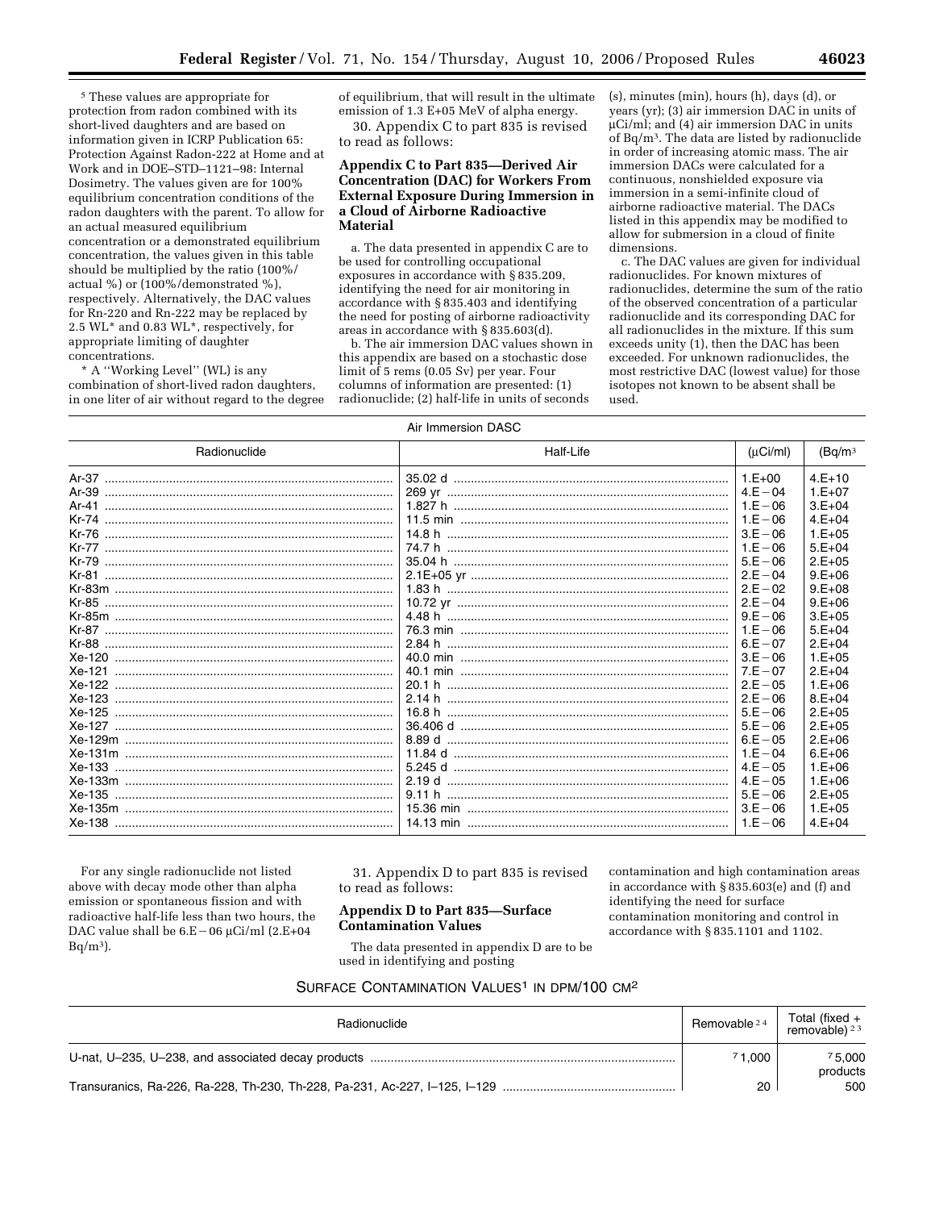[5] These values are appropriate for protection from radon combined with its short-lived daughters and are based on information given in ICRP Publication 65: Protection Against Radon-222 at Home and at Work and in DOE–STD–1121–98: Internal Dosimetry. The values given are for 100% equilibrium concentration conditions of the radon daughters with the parent. To allow for an actual measured equilibrium concentration or a demonstrated equilibrium concentration, the values given in this table should be multiplied by the ratio (100%/actual %) or (100%/demonstrated %), respectively. Alternatively, the DAC values for Rn-220 and Rn-222 may be replaced by 2.5 WL* and 0.83 WL*, respectively, for appropriate limiting of daughter concentrations.

* A ''Working Level'' (WL) is any combination of short-lived radon daughters, in one liter of air without regard to the degree of equilibrium, that will result in the ultimate emission of 1.3 E+05 MeV of alpha energy.

30. Appendix C to part 835 is revised to read as follows:

## Appendix C to Part 835—Derived Air Concentration (DAC) for Workers From External Exposure During Immersion in a Cloud of Airborne Radioactive Material

a. The data presented in appendix C are to be used for controlling occupational exposures in accordance with § 835.209, identifying the need for air monitoring in accordance with § 835.403 and identifying the need for posting of airborne radioactivity areas in accordance with § 835.603(d).

b. The air immersion DAC values shown in this appendix are based on a stochastic dose limit of 5 rems (0.05 Sv) per year. Four columns of information are presented: (1) radionuclide; (2) half-life in units of seconds (s), minutes (min), hours (h), days (d), or years (yr); (3) air immersion DAC in units of μCi/ml; and (4) air immersion DAC in units of Bq/m³. The data are listed by radionuclide in order of increasing atomic mass. The air immersion DACs were calculated for a continuous, nonshielded exposure via immersion in a semi-infinite cloud of airborne radioactive material. The DACs listed in this appendix may be modified to allow for submersion in a cloud of finite dimensions.

c. The DAC values are given for individual radionuclides. For known mixtures of radionuclides, determine the sum of the ratio of the observed concentration of a particular radionuclide and its corresponding DAC for all radionuclides in the mixture. If this sum exceeds unity (1), then the DAC has been exceeded. For unknown radionuclides, the most restrictive DAC (lowest value) for those isotopes not known to be absent shall be used.

Air Immersion DASC

| Radionuclide | Half-Life | (μCi/ml) | (Bq/m³ |
|---|---|---|---|
| Ar-37 | 35.02 d | 1.E+00 | 4.E+10 |
| Ar-39 | 269 yr | 4.E−04 | 1.E+07 |
| Ar-41 | 1.827 h | 1.E−06 | 3.E+04 |
| Kr-74 | 11.5 min | 1.E−06 | 4.E+04 |
| Kr-76 | 14.8 h | 3.E−06 | 1.E+05 |
| Kr-77 | 74.7 h | 1.E−06 | 5.E+04 |
| Kr-79 | 35.04 h | 5.E−06 | 2.E+05 |
| Kr-81 | 2.1E+05 yr | 2.E−04 | 9.E+06 |
| Kr-83m | 1.83 h | 2.E−02 | 9.E+08 |
| Kr-85 | 10.72 yr | 2.E−04 | 9.E+06 |
| Kr-85m | 4.48 h | 9.E−06 | 3.E+05 |
| Kr-87 | 76.3 min | 1.E−06 | 5.E+04 |
| Kr-88 | 2.84 h | 6.E−07 | 2.E+04 |
| Xe-120 | 40.0 min | 3.E−06 | 1.E+05 |
| Xe-121 | 40.1 min | 7.E−07 | 2.E+04 |
| Xe-122 | 20.1 h | 2.E−05 | 1.E+06 |
| Xe-123 | 2.14 h | 2.E−06 | 8.E+04 |
| Xe-125 | 16.8 h | 5.E−06 | 2.E+05 |
| Xe-127 | 36.406 d | 5.E−06 | 2.E+05 |
| Xe-129m | 8.89 d | 6.E−05 | 2.E+06 |
| Xe-131m | 11.84 d | 1.E−04 | 6.E+06 |
| Xe-133 | 5.245 d | 4.E−05 | 1.E+06 |
| Xe-133m | 2.19 d | 4.E−05 | 1.E+06 |
| Xe-135 | 9.11 h | 5.E−06 | 2.E+05 |
| Xe-135m | 15.36 min | 3.E−06 | 1.E+05 |
| Xe-138 | 14.13 min | 1.E−06 | 4.E+04 |

For any single radionuclide not listed above with decay mode other than alpha emission or spontaneous fission and with radioactive half-life less than two hours, the DAC value shall be 6.E−06 μCi/ml (2.E+04 Bq/m³).

31. Appendix D to part 835 is revised to read as follows:

## Appendix D to Part 835—Surface Contamination Values

The data presented in appendix D are to be used in identifying and posting contamination and high contamination areas in accordance with § 835.603(e) and (f) and identifying the need for surface contamination monitoring and control in accordance with § 835.1101 and 1102.

SURFACE CONTAMINATION VALUES[1] IN DPM/100 CM[2]

| Radionuclide | Removable [2 4] | Total (fixed + removable) [2 3] |
|---|---|---|
| U-nat, U–235, U–238, and associated decay products | [7] 1,000 | [7] 5,000 products |
| Transuranics, Ra-226, Ra-228, Th-230, Th-228, Pa-231, Ac-227, I–125, I–129 | 20 | 500 |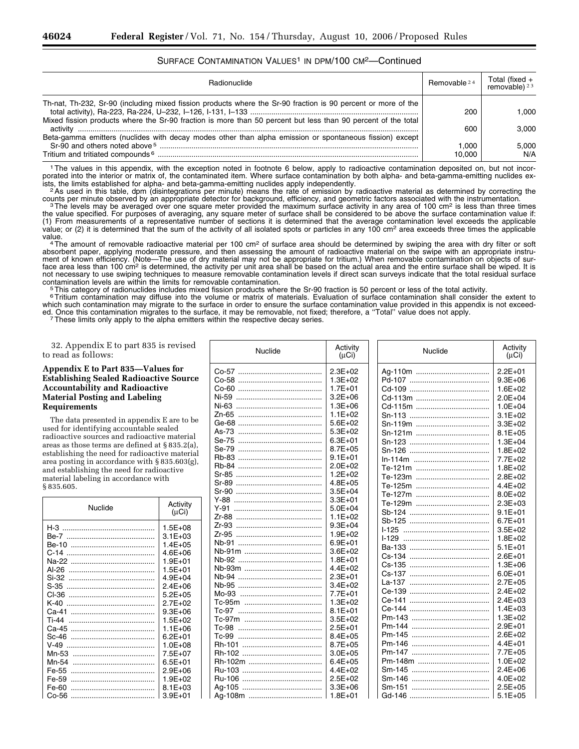SURFACE CONTAMINATION VALUES[1] IN DPM/100 CM²—Continued

| Radionuclide | Removable [2,4] | Total (fixed + removable) [2,3] |
|---|---|---|
| Th-nat, Th-232, Sr-90 (including mixed fission products where the Sr-90 fraction is 90 percent or more of the total activity), Ra-223, Ra-224, U–232, I–126, I-131, I–133 | 200 | 1,000 |
| Mixed fission products where the Sr-90 fraction is more than 50 percent but less than 90 percent of the total activity | 600 | 3,000 |
| Beta-gamma emitters (nuclides with decay modes other than alpha emission or spontaneous fission) except Sr-90 and others noted above [5] | 1,000 | 5,000 |
| Tritium and tritiated compounds [6] | 10,000 | N/A |

[1] The values in this appendix, with the exception noted in footnote 6 below, apply to radioactive contamination deposited on, but not incorporated into the interior or matrix of, the contaminated item. Where surface contamination by both alpha- and beta-gamma-emitting nuclides exists, the limits established for alpha- and beta-gamma-emitting nuclides apply independently.

[2] As used in this table, dpm (disintegrations per minute) means the rate of emission by radioactive material as determined by correcting the counts per minute observed by an appropriate detector for background, efficiency, and geometric factors associated with the instrumentation.

[3] The levels may be averaged over one square meter provided the maximum surface activity in any area of 100 cm² is less than three times the value specified. For purposes of averaging, any square meter of surface shall be considered to be above the surface contamination value if: (1) From measurements of a representative number of sections it is determined that the average contamination level exceeds the applicable value; or (2) it is determined that the sum of the activity of all isolated spots or particles in any 100 cm² area exceeds three times the applicable value.

[4] The amount of removable radioactive material per 100 cm² of surface area should be determined by swiping the area with dry filter or soft absorbent paper, applying moderate pressure, and then assessing the amount of radioactive material on the swipe with an appropriate instrument of known efficiency. (Note—The use of dry material may not be appropriate for tritium.) When removable contamination on objects of surface area less than 100 cm² is determined, the activity per unit area shall be based on the actual area and the entire surface shall be wiped. It is not necessary to use swiping techniques to measure removable contamination levels if direct scan surveys indicate that the total residual surface contamination levels are within the limits for removable contamination.

[5] This category of radionuclides includes mixed fission products where the Sr-90 fraction is 50 percent or less of the total activity.

[6] Tritium contamination may diffuse into the volume or matrix of materials. Evaluation of surface contamination shall consider the extent to which such contamination may migrate to the surface in order to ensure the surface contamination value provided in this appendix is not exceeded. Once this contamination migrates to the surface, it may be removable, not fixed; therefore, a "Total" value does not apply.

[7] These limits only apply to the alpha emitters within the respective decay series.

32. Appendix E to part 835 is revised to read as follows:

**Appendix E to Part 835—Values for Establishing Sealed Radioactive Source Accountability and Radioactive Material Posting and Labeling Requirements**

The data presented in appendix E are to be used for identifying accountable sealed radioactive sources and radioactive material areas as those terms are defined at § 835.2(a), establishing the need for radioactive material area posting in accordance with § 835.603(g), and establishing the need for radioactive material labeling in accordance with § 835.605.

| Nuclide | Activity (μCi) |
|---|---|
| H-3 | 1.5E+08 |
| Be-7 | 3.1E+03 |
| Be-10 | 1.4E+05 |
| C-14 | 4.6E+06 |
| Na-22 | 1.9E+01 |
| Al-26 | 1.5E+01 |
| Si-32 | 4.9E+04 |
| S-35 | 2.4E+06 |
| Cl-36 | 5.2E+05 |
| K-40 | 2.7E+02 |
| Ca-41 | 9.3E+06 |
| Ti-44 | 1.5E+02 |
| Ca-45 | 1.1E+06 |
| Sc-46 | 6.2E+01 |
| V-49 | 1.0E+08 |
| Mn-53 | 7.5E+07 |
| Mn-54 | 6.5E+01 |
| Fe-55 | 2.9E+06 |
| Fe-59 | 1.9E+02 |
| Fe-60 | 8.1E+03 |
| Co-56 | 3.9E+01 |
| Co-57 | 2.3E+02 |
| Co-58 | 1.3E+02 |
| Co-60 | 1.7E+01 |
| Ni-59 | 3.2E+06 |
| Ni-63 | 1.3E+06 |
| Zn-65 | 1.1E+02 |
| Ge-68 | 5.6E+02 |
| As-73 | 5.3E+02 |
| Se-75 | 6.3E+01 |
| Se-79 | 8.7E+05 |
| Rb-83 | 9.1E+01 |
| Rb-84 | 2.0E+02 |
| Sr-85 | 1.2E+02 |
| Sr-89 | 4.8E+05 |
| Sr-90 | 3.5E+04 |
| Y-88 | 3.3E+01 |
| Y-91 | 5.0E+04 |
| Zr-88 | 1.1E+02 |
| Zr-93 | 9.3E+04 |
| Zr-95 | 1.9E+02 |
| Nb-91 | 6.9E+01 |
| Nb-91m | 3.6E+02 |
| Nb-92 | 1.8E+01 |
| Nb-93m | 4.4E+02 |
| Nb-94 | 2.3E+01 |
| Nb-95 | 3.4E+02 |
| Mo-93 | 7.7E+01 |
| Tc-95m | 1.3E+02 |
| Tc-97 | 8.1E+01 |
| Tc-97m | 3.5E+02 |
| Tc-98 | 2.5E+01 |
| Tc-99 | 8.4E+05 |
| Rh-101 | 8.7E+05 |
| Rh-102 | 3.0E+05 |
| Rh-102m | 6.4E+05 |
| Ru-103 | 4.4E+02 |
| Ru-106 | 2.5E+02 |
| Ag-105 | 3.3E+06 |
| Ag-108m | 1.8E+01 |
| Ag-110m | 2.2E+01 |
| Pd-107 | 9.3E+06 |
| Cd-109 | 1.6E+02 |
| Cd-113m | 2.0E+04 |
| Cd-115m | 1.0E+04 |
| Sn-113 | 3.1E+02 |
| Sn-119m | 3.3E+02 |
| Sn-121m | 8.1E+05 |
| Sn-123 | 1.3E+04 |
| Sn-126 | 1.8E+02 |
| In-114m | 7.7E+02 |
| Te-121m | 1.8E+02 |
| Te-123m | 2.8E+02 |
| Te-125m | 4.4E+02 |
| Te-127m | 8.0E+02 |
| Te-129m | 2.3E+03 |
| Sb-124 | 9.1E+01 |
| Sb-125 | 6.7E+01 |
| I-125 | 3.5E+02 |
| I-129 | 1.8E+02 |
| Ba-133 | 5.1E+01 |
| Cs-134 | 2.6E+01 |
| Cs-135 | 1.3E+06 |
| Cs-137 | 6.0E+01 |
| La-137 | 2.7E+05 |
| Ce-139 | 2.4E+02 |
| Ce-141 | 2.4E+03 |
| Ce-144 | 1.4E+03 |
| Pm-143 | 1.3E+02 |
| Pm-144 | 2.9E+01 |
| Pm-145 | 2.6E+02 |
| Pm-146 | 4.4E+01 |
| Pm-147 | 7.7E+05 |
| Pm-148m | 1.0E+02 |
| Sm-145 | 2.4E+06 |
| Sm-146 | 4.0E+02 |
| Sm-151 | 2.5E+05 |
| Gd-146 | 5.1E+05 |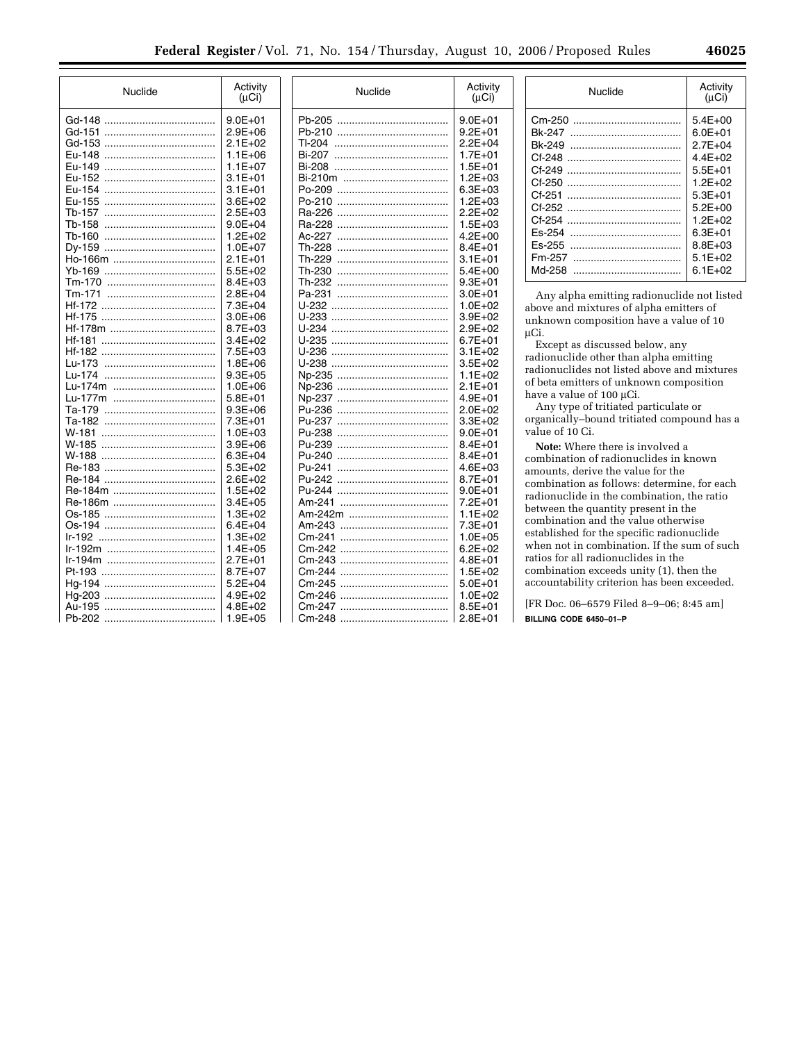| Nuclide | Activity (μCi) |
| --- | --- |
| Gd-148 | 9.0E+01 |
| Gd-151 | 2.9E+06 |
| Gd-153 | 2.1E+02 |
| Eu-148 | 1.1E+06 |
| Eu-149 | 1.1E+07 |
| Eu-152 | 3.1E+01 |
| Eu-154 | 3.1E+01 |
| Eu-155 | 3.6E+02 |
| Tb-157 | 2.5E+03 |
| Tb-158 | 9.0E+04 |
| Tb-160 | 1.2E+02 |
| Dy-159 | 1.0E+07 |
| Ho-166m | 2.1E+01 |
| Yb-169 | 5.5E+02 |
| Tm-170 | 8.4E+03 |
| Tm-171 | 2.8E+04 |
| Hf-172 | 7.3E+04 |
| Hf-175 | 3.0E+06 |
| Hf-178m | 8.7E+03 |
| Hf-181 | 3.4E+02 |
| Hf-182 | 7.5E+03 |
| Lu-173 | 1.8E+06 |
| Lu-174 | 9.3E+05 |
| Lu-174m | 1.0E+06 |
| Lu-177m | 5.8E+01 |
| Ta-179 | 9.3E+06 |
| Ta-182 | 7.3E+01 |
| W-181 | 1.0E+03 |
| W-185 | 3.9E+06 |
| W-188 | 6.3E+04 |
| Re-183 | 5.3E+02 |
| Re-184 | 2.6E+02 |
| Re-184m | 1.5E+02 |
| Re-186m | 3.4E+05 |
| Os-185 | 1.3E+02 |
| Os-194 | 6.4E+04 |
| Ir-192 | 1.3E+02 |
| Ir-192m | 1.4E+05 |
| Ir-194m | 2.7E+01 |
| Pt-193 | 8.7E+07 |
| Hg-194 | 5.2E+04 |
| Hg-203 | 4.9E+02 |
| Au-195 | 4.8E+02 |
| Pb-202 | 1.9E+05 |
| Pb-205 | 9.0E+01 |
| Pb-210 | 9.2E+01 |
| Tl-204 | 2.2E+04 |
| Bi-207 | 1.7E+01 |
| Bi-208 | 1.5E+01 |
| Bi-210m | 1.2E+03 |
| Po-209 | 6.3E+03 |
| Po-210 | 1.2E+03 |
| Ra-226 | 2.2E+02 |
| Ra-228 | 1.5E+03 |
| Ac-227 | 4.2E+00 |
| Th-228 | 8.4E+01 |
| Th-229 | 3.1E+01 |
| Th-230 | 5.4E+00 |
| Th-232 | 9.3E+01 |
| Pa-231 | 3.0E+01 |
| U-232 | 1.0E+02 |
| U-233 | 3.9E+02 |
| U-234 | 2.9E+02 |
| U-235 | 6.7E+01 |
| U-236 | 3.1E+02 |
| U-238 | 3.5E+02 |
| Np-235 | 1.1E+02 |
| Np-236 | 2.1E+01 |
| Np-237 | 4.9E+01 |
| Pu-236 | 2.0E+02 |
| Pu-237 | 3.3E+02 |
| Pu-238 | 9.0E+01 |
| Pu-239 | 8.4E+01 |
| Pu-240 | 8.4E+01 |
| Pu-241 | 4.6E+03 |
| Pu-242 | 8.7E+01 |
| Pu-244 | 9.0E+01 |
| Am-241 | 7.2E+01 |
| Am-242m | 1.1E+02 |
| Am-243 | 7.3E+01 |
| Cm-241 | 1.0E+05 |
| Cm-242 | 6.2E+02 |
| Cm-243 | 4.8E+01 |
| Cm-244 | 1.5E+02 |
| Cm-245 | 5.0E+01 |
| Cm-246 | 1.0E+02 |
| Cm-247 | 8.5E+01 |
| Cm-248 | 2.8E+01 |
| Cm-250 | 5.4E+00 |
| Bk-247 | 6.0E+01 |
| Bk-249 | 2.7E+04 |
| Cf-248 | 4.4E+02 |
| Cf-249 | 5.5E+01 |
| Cf-250 | 1.2E+02 |
| Cf-251 | 5.3E+01 |
| Cf-252 | 5.2E+00 |
| Cf-254 | 1.2E+02 |
| Es-254 | 6.3E+01 |
| Es-255 | 8.8E+03 |
| Fm-257 | 5.1E+02 |
| Md-258 | 6.1E+02 |

Any alpha emitting radionuclide not listed above and mixtures of alpha emitters of unknown composition have a value of 10 μCi.

Except as discussed below, any radionuclide other than alpha emitting radionuclides not listed above and mixtures of beta emitters of unknown composition have a value of 100 μCi.

Any type of tritiated particulate or organically–bound tritiated compound has a value of 10 Ci.

**Note:** Where there is involved a combination of radionuclides in known amounts, derive the value for the combination as follows: determine, for each radionuclide in the combination, the ratio between the quantity present in the combination and the value otherwise established for the specific radionuclide when not in combination. If the sum of such ratios for all radionuclides in the combination exceeds unity (1), then the accountability criterion has been exceeded.

[FR Doc. 06–6579 Filed 8–9–06; 8:45 am]

**BILLING CODE 6450–01–P**